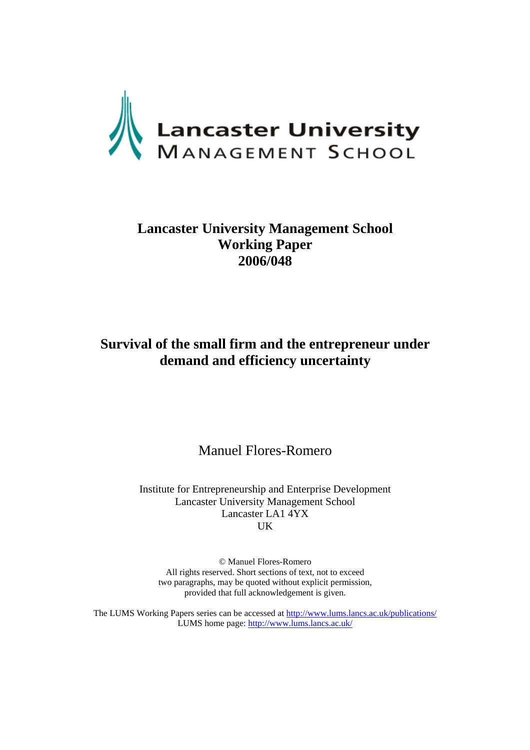Lancaster University Management School

**Lancaster University Management School Working Paper 2006/048**

# Survival of the small firm and the entrepreneur under demand and efficiency uncertainty

Manuel Flores-Romero

Institute for Entrepreneurship and Enterprise Development
Lancaster University Management School
Lancaster LA1 4YX
UK

© Manuel Flores-Romero
All rights reserved. Short sections of text, not to exceed two paragraphs, may be quoted without explicit permission, provided that full acknowledgement is given.

The LUMS Working Papers series can be accessed at http://www.lums.lancs.ac.uk/publications/
LUMS home page: http://www.lums.lancs.ac.uk/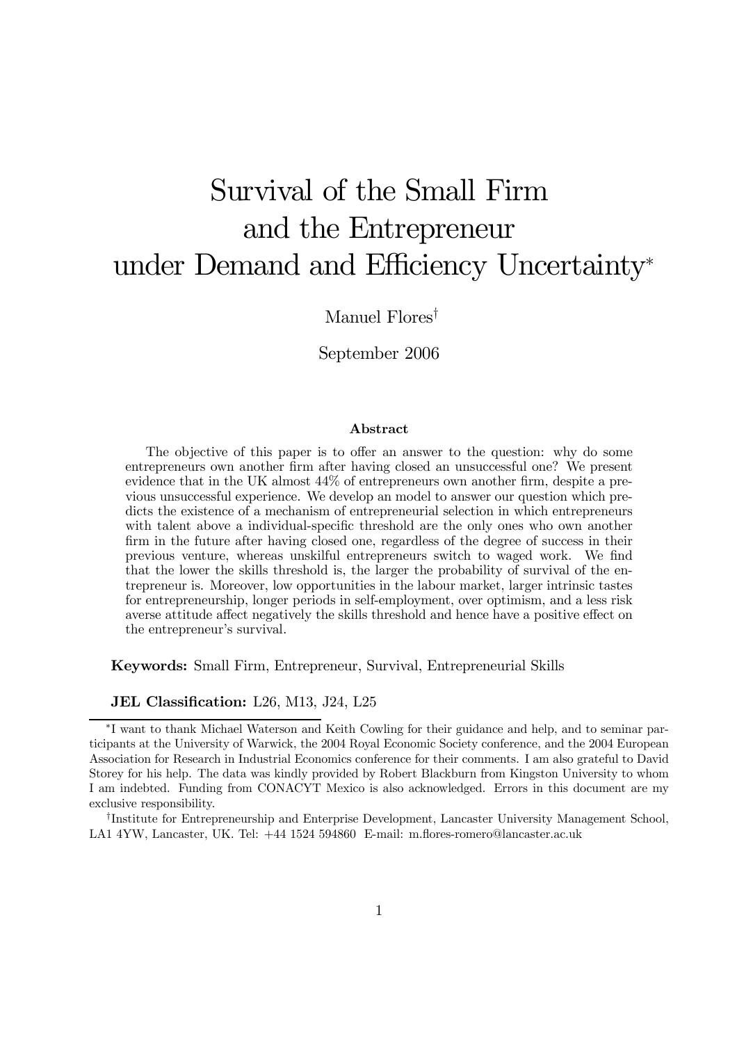# Survival of the Small Firm and the Entrepreneur under Demand and Efficiency Uncertainty*

Manuel Flores†

September 2006

### Abstract

The objective of this paper is to offer an answer to the question: why do some entrepreneurs own another firm after having closed an unsuccessful one? We present evidence that in the UK almost 44% of entrepreneurs own another firm, despite a previous unsuccessful experience. We develop an model to answer our question which predicts the existence of a mechanism of entrepreneurial selection in which entrepreneurs with talent above a individual-specific threshold are the only ones who own another firm in the future after having closed one, regardless of the degree of success in their previous venture, whereas unskilful entrepreneurs switch to waged work. We find that the lower the skills threshold is, the larger the probability of survival of the entrepreneur is. Moreover, low opportunities in the labour market, larger intrinsic tastes for entrepreneurship, longer periods in self-employment, over optimism, and a less risk averse attitude affect negatively the skills threshold and hence have a positive effect on the entrepreneur's survival.

**Keywords:** Small Firm, Entrepreneur, Survival, Entrepreneurial Skills

**JEL Classification:** L26, M13, J24, L25

---

*I want to thank Michael Waterson and Keith Cowling for their guidance and help, and to seminar participants at the University of Warwick, the 2004 Royal Economic Society conference, and the 2004 European Association for Research in Industrial Economics conference for their comments. I am also grateful to David Storey for his help. The data was kindly provided by Robert Blackburn from Kingston University to whom I am indebted. Funding from CONACYT Mexico is also acknowledged. Errors in this document are my exclusive responsibility.

†Institute for Entrepreneurship and Enterprise Development, Lancaster University Management School, LA1 4YW, Lancaster, UK. Tel: +44 1524 594860 E-mail: m.flores-romero@lancaster.ac.uk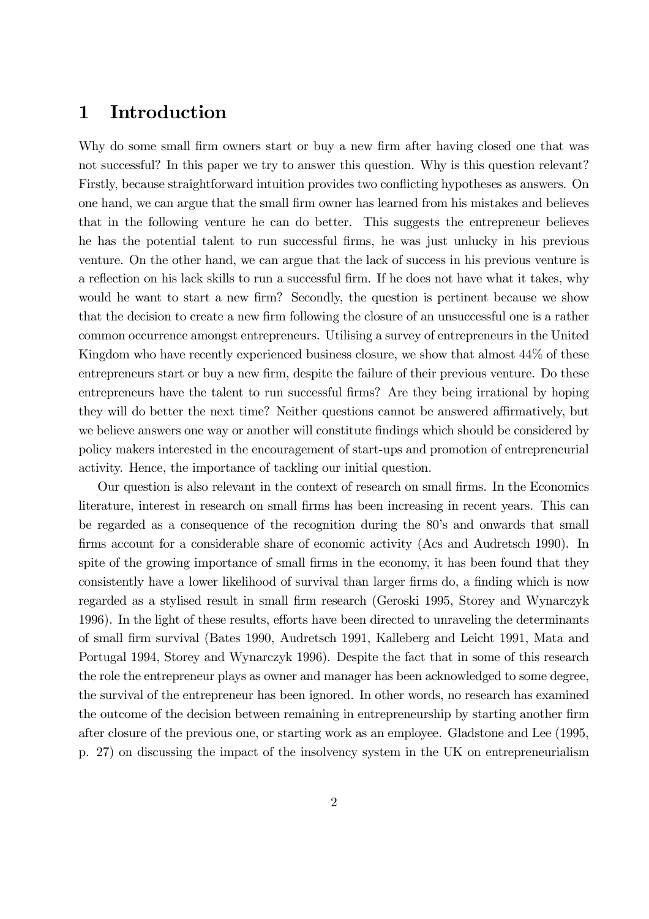# 1 Introduction

Why do some small firm owners start or buy a new firm after having closed one that was not successful? In this paper we try to answer this question. Why is this question relevant? Firstly, because straightforward intuition provides two conflicting hypotheses as answers. On one hand, we can argue that the small firm owner has learned from his mistakes and believes that in the following venture he can do better. This suggests the entrepreneur believes he has the potential talent to run successful firms, he was just unlucky in his previous venture. On the other hand, we can argue that the lack of success in his previous venture is a reflection on his lack skills to run a successful firm. If he does not have what it takes, why would he want to start a new firm? Secondly, the question is pertinent because we show that the decision to create a new firm following the closure of an unsuccessful one is a rather common occurrence amongst entrepreneurs. Utilising a survey of entrepreneurs in the United Kingdom who have recently experienced business closure, we show that almost 44% of these entrepreneurs start or buy a new firm, despite the failure of their previous venture. Do these entrepreneurs have the talent to run successful firms? Are they being irrational by hoping they will do better the next time? Neither questions cannot be answered affirmatively, but we believe answers one way or another will constitute findings which should be considered by policy makers interested in the encouragement of start-ups and promotion of entrepreneurial activity. Hence, the importance of tackling our initial question.

Our question is also relevant in the context of research on small firms. In the Economics literature, interest in research on small firms has been increasing in recent years. This can be regarded as a consequence of the recognition during the 80's and onwards that small firms account for a considerable share of economic activity (Acs and Audretsch 1990). In spite of the growing importance of small firms in the economy, it has been found that they consistently have a lower likelihood of survival than larger firms do, a finding which is now regarded as a stylised result in small firm research (Geroski 1995, Storey and Wynarczyk 1996). In the light of these results, efforts have been directed to unraveling the determinants of small firm survival (Bates 1990, Audretsch 1991, Kalleberg and Leicht 1991, Mata and Portugal 1994, Storey and Wynarczyk 1996). Despite the fact that in some of this research the role the entrepreneur plays as owner and manager has been acknowledged to some degree, the survival of the entrepreneur has been ignored. In other words, no research has examined the outcome of the decision between remaining in entrepreneurship by starting another firm after closure of the previous one, or starting work as an employee. Gladstone and Lee (1995, p. 27) on discussing the impact of the insolvency system in the UK on entrepreneurialism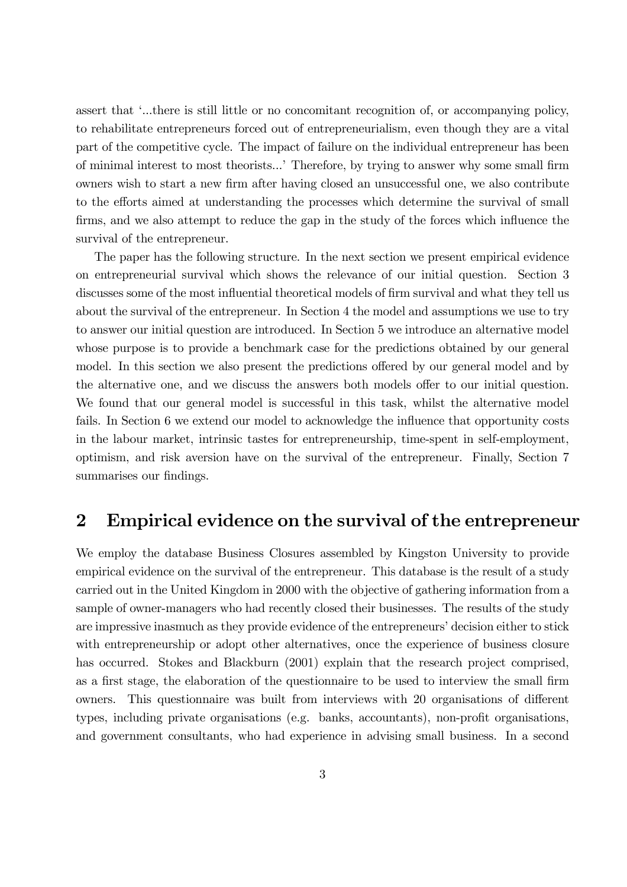assert that '...there is still little or no concomitant recognition of, or accompanying policy, to rehabilitate entrepreneurs forced out of entrepreneurialism, even though they are a vital part of the competitive cycle. The impact of failure on the individual entrepreneur has been of minimal interest to most theorists...' Therefore, by trying to answer why some small firm owners wish to start a new firm after having closed an unsuccessful one, we also contribute to the efforts aimed at understanding the processes which determine the survival of small firms, and we also attempt to reduce the gap in the study of the forces which influence the survival of the entrepreneur.

The paper has the following structure. In the next section we present empirical evidence on entrepreneurial survival which shows the relevance of our initial question. Section 3 discusses some of the most influential theoretical models of firm survival and what they tell us about the survival of the entrepreneur. In Section 4 the model and assumptions we use to try to answer our initial question are introduced. In Section 5 we introduce an alternative model whose purpose is to provide a benchmark case for the predictions obtained by our general model. In this section we also present the predictions offered by our general model and by the alternative one, and we discuss the answers both models offer to our initial question. We found that our general model is successful in this task, whilst the alternative model fails. In Section 6 we extend our model to acknowledge the influence that opportunity costs in the labour market, intrinsic tastes for entrepreneurship, time-spent in self-employment, optimism, and risk aversion have on the survival of the entrepreneur. Finally, Section 7 summarises our findings.

## 2 Empirical evidence on the survival of the entrepreneur

We employ the database Business Closures assembled by Kingston University to provide empirical evidence on the survival of the entrepreneur. This database is the result of a study carried out in the United Kingdom in 2000 with the objective of gathering information from a sample of owner-managers who had recently closed their businesses. The results of the study are impressive inasmuch as they provide evidence of the entrepreneurs' decision either to stick with entrepreneurship or adopt other alternatives, once the experience of business closure has occurred. Stokes and Blackburn (2001) explain that the research project comprised, as a first stage, the elaboration of the questionnaire to be used to interview the small firm owners. This questionnaire was built from interviews with 20 organisations of different types, including private organisations (e.g. banks, accountants), non-profit organisations, and government consultants, who had experience in advising small business. In a second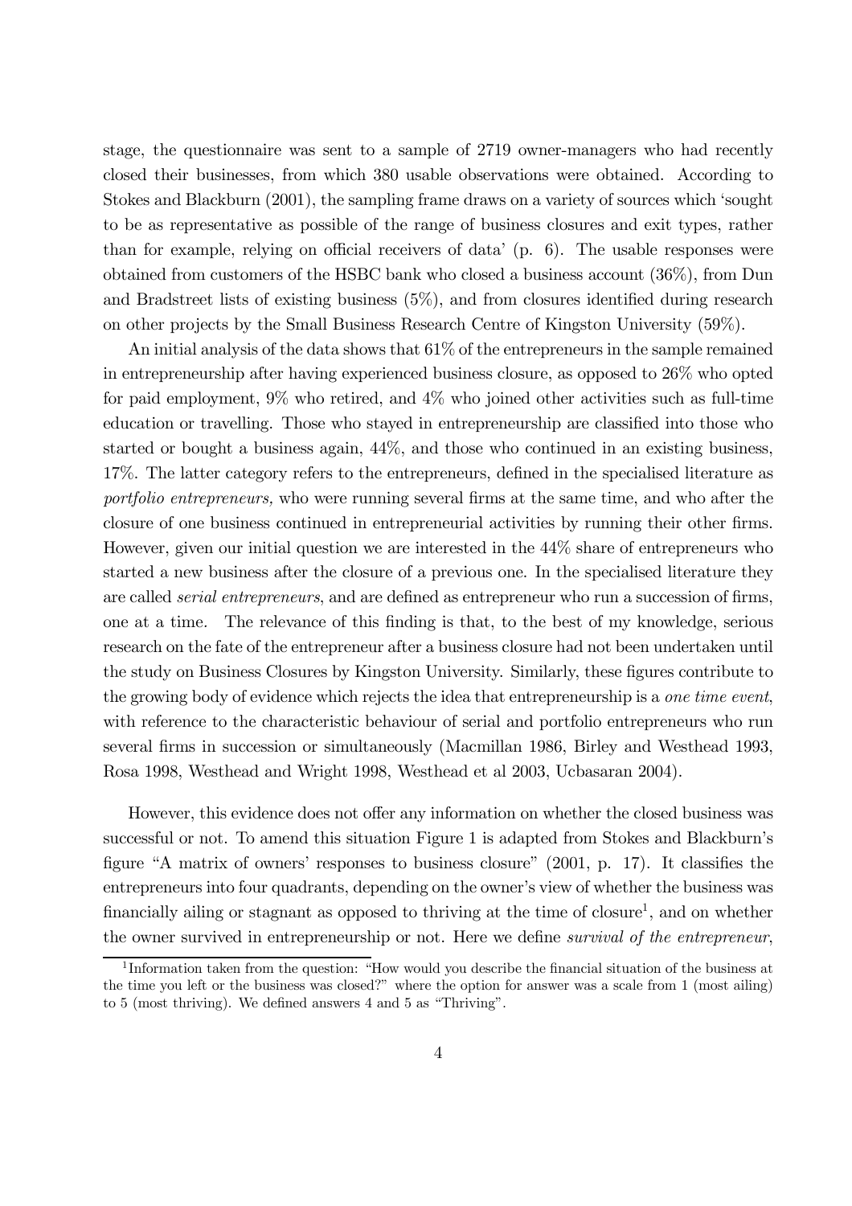stage, the questionnaire was sent to a sample of 2719 owner-managers who had recently closed their businesses, from which 380 usable observations were obtained. According to Stokes and Blackburn (2001), the sampling frame draws on a variety of sources which 'sought to be as representative as possible of the range of business closures and exit types, rather than for example, relying on official receivers of data' (p. 6). The usable responses were obtained from customers of the HSBC bank who closed a business account (36%), from Dun and Bradstreet lists of existing business (5%), and from closures identified during research on other projects by the Small Business Research Centre of Kingston University (59%).

An initial analysis of the data shows that 61% of the entrepreneurs in the sample remained in entrepreneurship after having experienced business closure, as opposed to 26% who opted for paid employment, 9% who retired, and 4% who joined other activities such as full-time education or travelling. Those who stayed in entrepreneurship are classified into those who started or bought a business again, 44%, and those who continued in an existing business, 17%. The latter category refers to the entrepreneurs, defined in the specialised literature as *portfolio entrepreneurs,* who were running several firms at the same time, and who after the closure of one business continued in entrepreneurial activities by running their other firms. However, given our initial question we are interested in the 44% share of entrepreneurs who started a new business after the closure of a previous one. In the specialised literature they are called *serial entrepreneurs*, and are defined as entrepreneur who run a succession of firms, one at a time. The relevance of this finding is that, to the best of my knowledge, serious research on the fate of the entrepreneur after a business closure had not been undertaken until the study on Business Closures by Kingston University. Similarly, these figures contribute to the growing body of evidence which rejects the idea that entrepreneurship is a *one time event*, with reference to the characteristic behaviour of serial and portfolio entrepreneurs who run several firms in succession or simultaneously (Macmillan 1986, Birley and Westhead 1993, Rosa 1998, Westhead and Wright 1998, Westhead et al 2003, Ucbasaran 2004).

However, this evidence does not offer any information on whether the closed business was successful or not. To amend this situation Figure 1 is adapted from Stokes and Blackburn's figure "A matrix of owners' responses to business closure" (2001, p. 17). It classifies the entrepreneurs into four quadrants, depending on the owner's view of whether the business was financially ailing or stagnant as opposed to thriving at the time of closure[1], and on whether the owner survived in entrepreneurship or not. Here we define *survival of the entrepreneur*,

[1] Information taken from the question: "How would you describe the financial situation of the business at the time you left or the business was closed?" where the option for answer was a scale from 1 (most ailing) to 5 (most thriving). We defined answers 4 and 5 as "Thriving".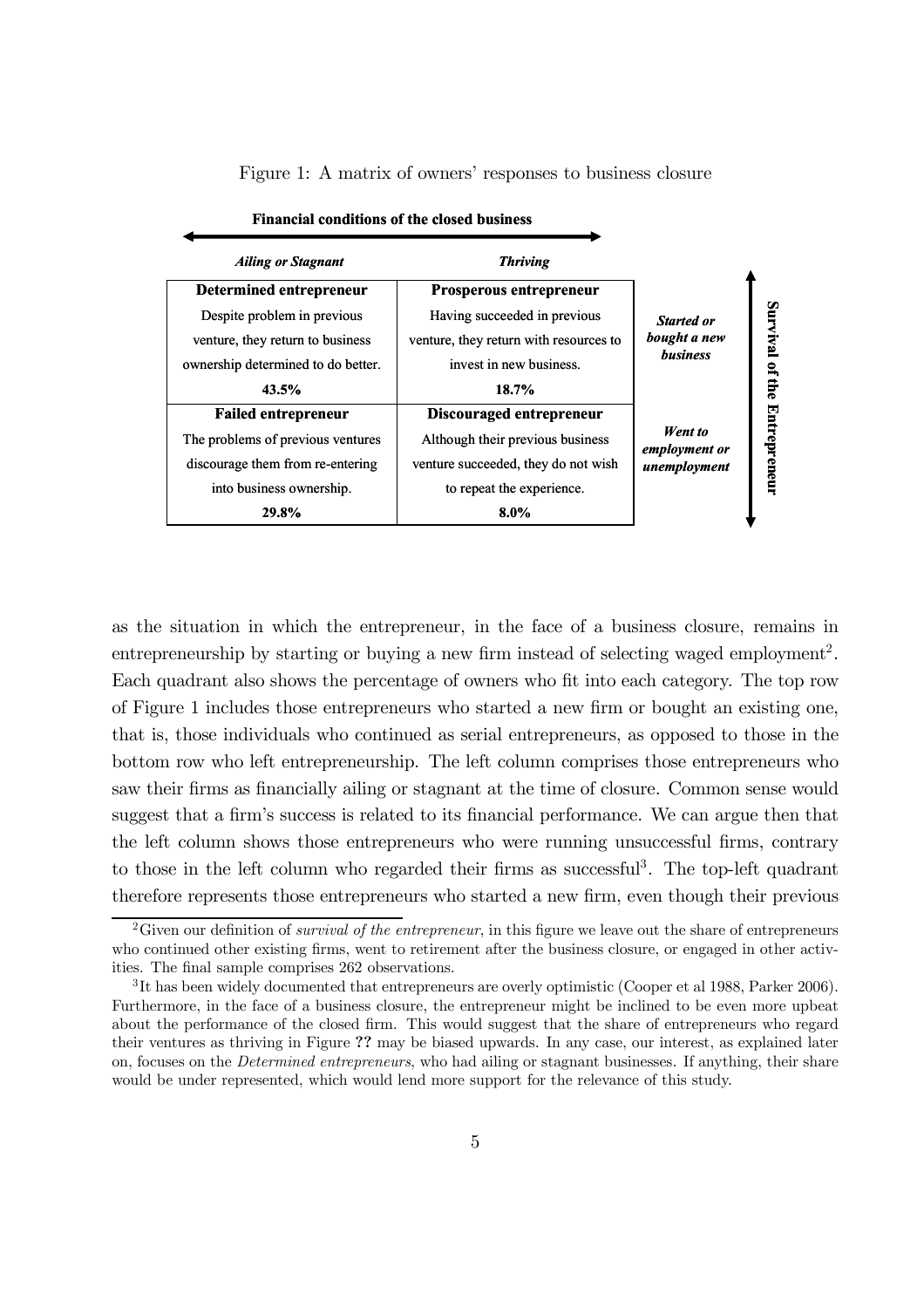Figure 1: A matrix of owners' responses to business closure

| **Financial conditions of the closed business** → *Ailing or Stagnant* | *Thriving* | | |
|---|---|---|---|
| **Determined entrepreneur**<br>Despite problem in previous venture, they return to business ownership determined to do better.<br>**43.5%** | **Prosperous entrepreneur**<br>Having succeeded in previous venture, they return with resources to invest in new business.<br>**18.7%** | ***Started or bought a new business*** | **Survival of the Entrepreneur** |
| **Failed entrepreneur**<br>The problems of previous ventures discourage them from re-entering into business ownership.<br>**29.8%** | **Discouraged entrepreneur**<br>Although their previous business venture succeeded, they do not wish to repeat the experience.<br>**8.0%** | ***Went to employment or unemployment*** | |

as the situation in which the entrepreneur, in the face of a business closure, remains in entrepreneurship by starting or buying a new firm instead of selecting waged employment[2]. Each quadrant also shows the percentage of owners who fit into each category. The top row of Figure 1 includes those entrepreneurs who started a new firm or bought an existing one, that is, those individuals who continued as serial entrepreneurs, as opposed to those in the bottom row who left entrepreneurship. The left column comprises those entrepreneurs who saw their firms as financially ailing or stagnant at the time of closure. Common sense would suggest that a firm's success is related to its financial performance. We can argue then that the left column shows those entrepreneurs who were running unsuccessful firms, contrary to those in the left column who regarded their firms as successful[3]. The top-left quadrant therefore represents those entrepreneurs who started a new firm, even though their previous

[2] Given our definition of *survival of the entrepreneur*, in this figure we leave out the share of entrepreneurs who continued other existing firms, went to retirement after the business closure, or engaged in other activities. The final sample comprises 262 observations.

[3] It has been widely documented that entrepreneurs are overly optimistic (Cooper et al 1988, Parker 2006). Furthermore, in the face of a business closure, the entrepreneur might be inclined to be even more upbeat about the performance of the closed firm. This would suggest that the share of entrepreneurs who regard their ventures as thriving in Figure **??** may be biased upwards. In any case, our interest, as explained later on, focuses on the *Determined entrepreneurs*, who had ailing or stagnant businesses. If anything, their share would be under represented, which would lend more support for the relevance of this study.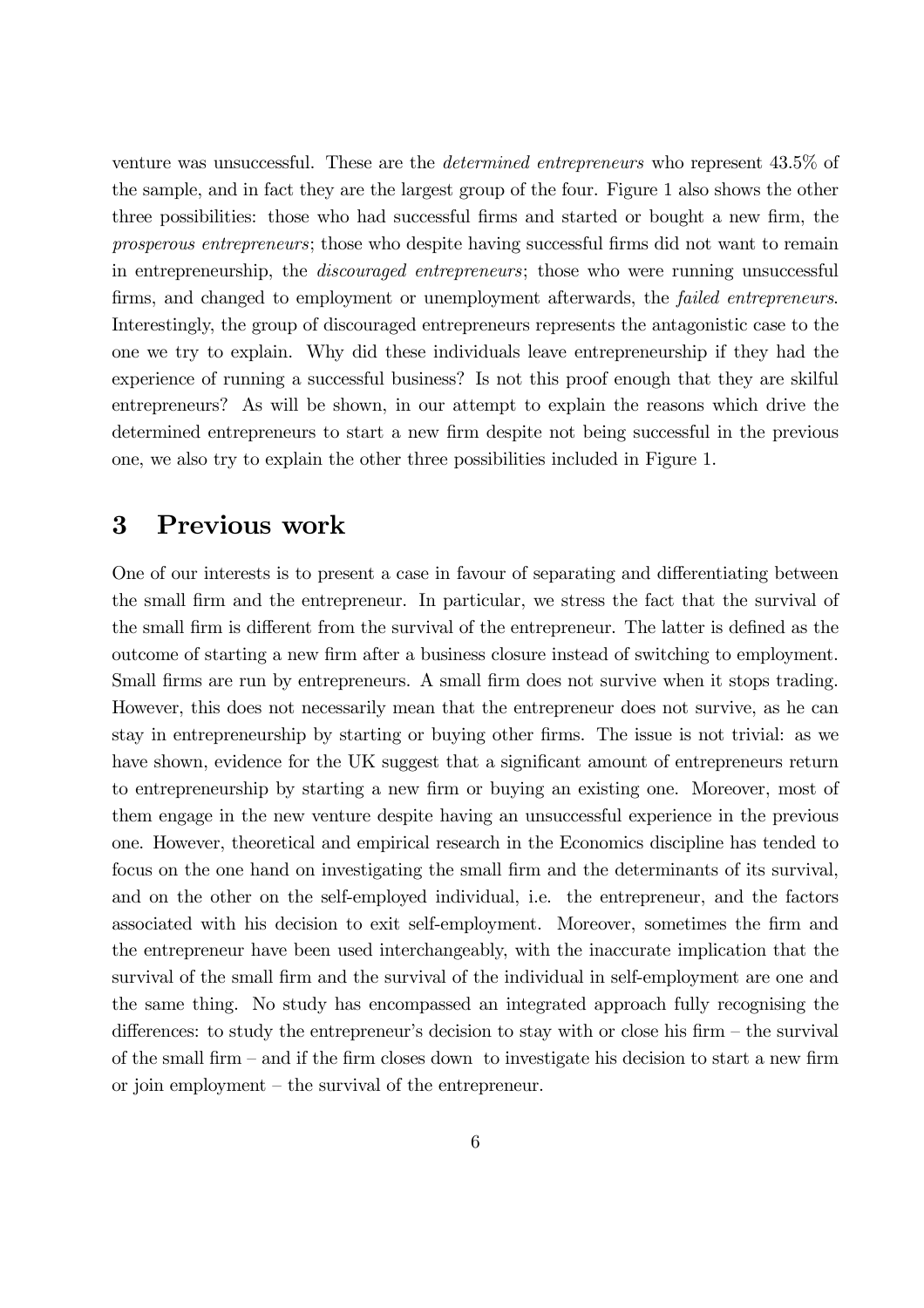venture was unsuccessful. These are the *determined entrepreneurs* who represent 43.5% of the sample, and in fact they are the largest group of the four. Figure 1 also shows the other three possibilities: those who had successful firms and started or bought a new firm, the *prosperous entrepreneurs*; those who despite having successful firms did not want to remain in entrepreneurship, the *discouraged entrepreneurs*; those who were running unsuccessful firms, and changed to employment or unemployment afterwards, the *failed entrepreneurs*. Interestingly, the group of discouraged entrepreneurs represents the antagonistic case to the one we try to explain. Why did these individuals leave entrepreneurship if they had the experience of running a successful business? Is not this proof enough that they are skilful entrepreneurs? As will be shown, in our attempt to explain the reasons which drive the determined entrepreneurs to start a new firm despite not being successful in the previous one, we also try to explain the other three possibilities included in Figure 1.

# 3 Previous work

One of our interests is to present a case in favour of separating and differentiating between the small firm and the entrepreneur. In particular, we stress the fact that the survival of the small firm is different from the survival of the entrepreneur. The latter is defined as the outcome of starting a new firm after a business closure instead of switching to employment. Small firms are run by entrepreneurs. A small firm does not survive when it stops trading. However, this does not necessarily mean that the entrepreneur does not survive, as he can stay in entrepreneurship by starting or buying other firms. The issue is not trivial: as we have shown, evidence for the UK suggest that a significant amount of entrepreneurs return to entrepreneurship by starting a new firm or buying an existing one. Moreover, most of them engage in the new venture despite having an unsuccessful experience in the previous one. However, theoretical and empirical research in the Economics discipline has tended to focus on the one hand on investigating the small firm and the determinants of its survival, and on the other on the self-employed individual, i.e. the entrepreneur, and the factors associated with his decision to exit self-employment. Moreover, sometimes the firm and the entrepreneur have been used interchangeably, with the inaccurate implication that the survival of the small firm and the survival of the individual in self-employment are one and the same thing. No study has encompassed an integrated approach fully recognising the differences: to study the entrepreneur's decision to stay with or close his firm – the survival of the small firm – and if the firm closes down to investigate his decision to start a new firm or join employment – the survival of the entrepreneur.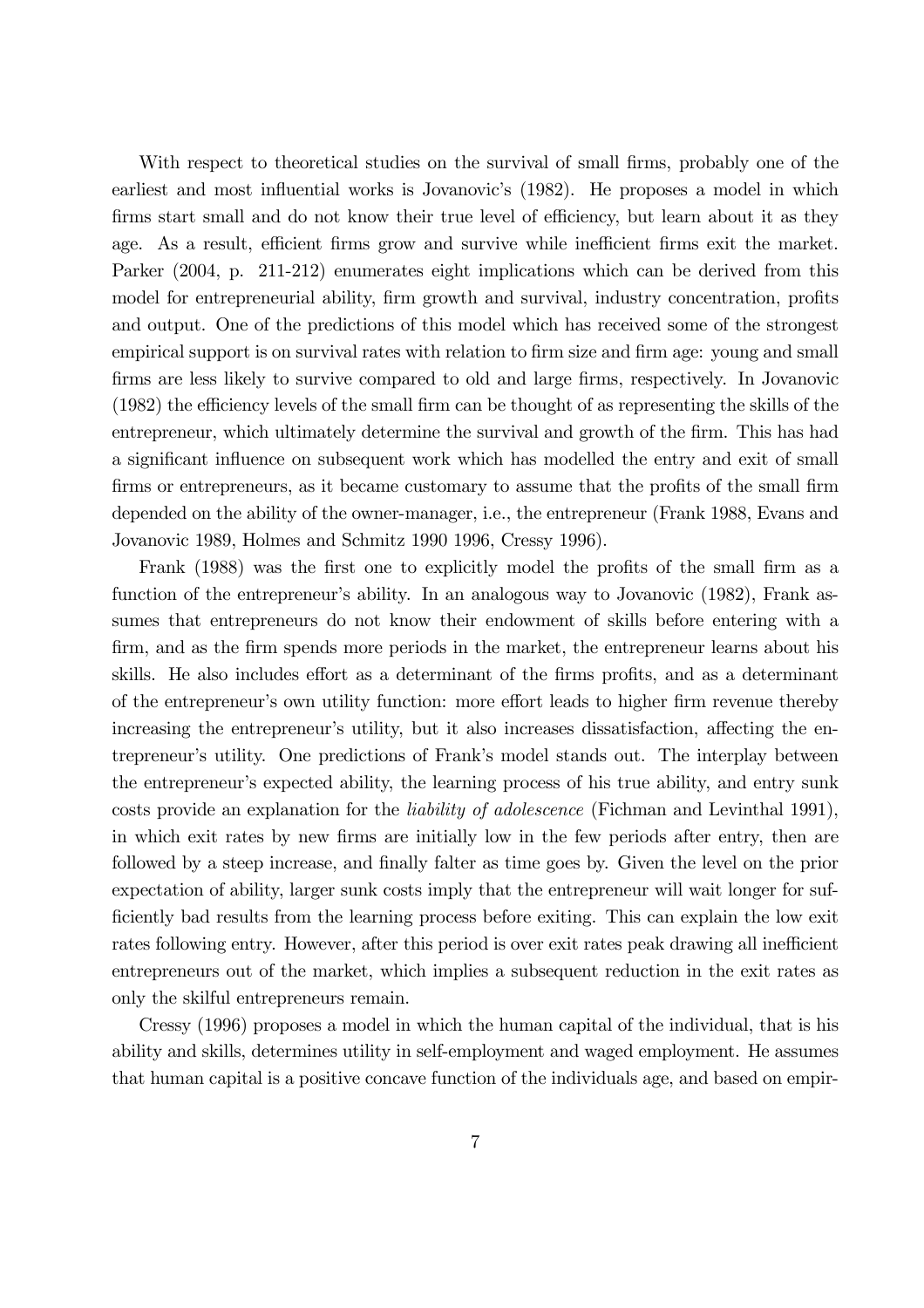With respect to theoretical studies on the survival of small firms, probably one of the earliest and most influential works is Jovanovic's (1982). He proposes a model in which firms start small and do not know their true level of efficiency, but learn about it as they age. As a result, efficient firms grow and survive while inefficient firms exit the market. Parker (2004, p. 211-212) enumerates eight implications which can be derived from this model for entrepreneurial ability, firm growth and survival, industry concentration, profits and output. One of the predictions of this model which has received some of the strongest empirical support is on survival rates with relation to firm size and firm age: young and small firms are less likely to survive compared to old and large firms, respectively. In Jovanovic (1982) the efficiency levels of the small firm can be thought of as representing the skills of the entrepreneur, which ultimately determine the survival and growth of the firm. This has had a significant influence on subsequent work which has modelled the entry and exit of small firms or entrepreneurs, as it became customary to assume that the profits of the small firm depended on the ability of the owner-manager, i.e., the entrepreneur (Frank 1988, Evans and Jovanovic 1989, Holmes and Schmitz 1990 1996, Cressy 1996).

Frank (1988) was the first one to explicitly model the profits of the small firm as a function of the entrepreneur's ability. In an analogous way to Jovanovic (1982), Frank assumes that entrepreneurs do not know their endowment of skills before entering with a firm, and as the firm spends more periods in the market, the entrepreneur learns about his skills. He also includes effort as a determinant of the firms profits, and as a determinant of the entrepreneur's own utility function: more effort leads to higher firm revenue thereby increasing the entrepreneur's utility, but it also increases dissatisfaction, affecting the entrepreneur's utility. One predictions of Frank's model stands out. The interplay between the entrepreneur's expected ability, the learning process of his true ability, and entry sunk costs provide an explanation for the *liability of adolescence* (Fichman and Levinthal 1991), in which exit rates by new firms are initially low in the few periods after entry, then are followed by a steep increase, and finally falter as time goes by. Given the level on the prior expectation of ability, larger sunk costs imply that the entrepreneur will wait longer for sufficiently bad results from the learning process before exiting. This can explain the low exit rates following entry. However, after this period is over exit rates peak drawing all inefficient entrepreneurs out of the market, which implies a subsequent reduction in the exit rates as only the skilful entrepreneurs remain.

Cressy (1996) proposes a model in which the human capital of the individual, that is his ability and skills, determines utility in self-employment and waged employment. He assumes that human capital is a positive concave function of the individuals age, and based on empir-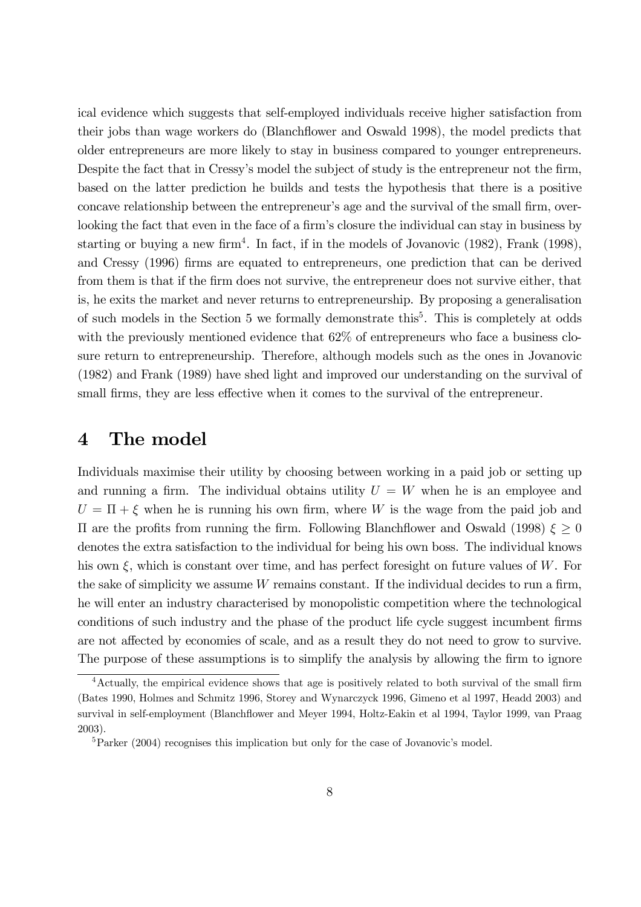ical evidence which suggests that self-employed individuals receive higher satisfaction from their jobs than wage workers do (Blanchflower and Oswald 1998), the model predicts that older entrepreneurs are more likely to stay in business compared to younger entrepreneurs. Despite the fact that in Cressy's model the subject of study is the entrepreneur not the firm, based on the latter prediction he builds and tests the hypothesis that there is a positive concave relationship between the entrepreneur's age and the survival of the small firm, overlooking the fact that even in the face of a firm's closure the individual can stay in business by starting or buying a new firm[4]. In fact, if in the models of Jovanovic (1982), Frank (1998), and Cressy (1996) firms are equated to entrepreneurs, one prediction that can be derived from them is that if the firm does not survive, the entrepreneur does not survive either, that is, he exits the market and never returns to entrepreneurship. By proposing a generalisation of such models in the Section 5 we formally demonstrate this[5]. This is completely at odds with the previously mentioned evidence that 62% of entrepreneurs who face a business closure return to entrepreneurship. Therefore, although models such as the ones in Jovanovic (1982) and Frank (1989) have shed light and improved our understanding on the survival of small firms, they are less effective when it comes to the survival of the entrepreneur.

# 4 The model

Individuals maximise their utility by choosing between working in a paid job or setting up and running a firm. The individual obtains utility $U = W$ when he is an employee and $U = \Pi + \xi$ when he is running his own firm, where $W$ is the wage from the paid job and $\Pi$ are the profits from running the firm. Following Blanchflower and Oswald (1998) $\xi \geq 0$ denotes the extra satisfaction to the individual for being his own boss. The individual knows his own $\xi$, which is constant over time, and has perfect foresight on future values of $W$. For the sake of simplicity we assume $W$ remains constant. If the individual decides to run a firm, he will enter an industry characterised by monopolistic competition where the technological conditions of such industry and the phase of the product life cycle suggest incumbent firms are not affected by economies of scale, and as a result they do not need to grow to survive. The purpose of these assumptions is to simplify the analysis by allowing the firm to ignore

[4]Actually, the empirical evidence shows that age is positively related to both survival of the small firm (Bates 1990, Holmes and Schmitz 1996, Storey and Wynarczyck 1996, Gimeno et al 1997, Headd 2003) and survival in self-employment (Blanchflower and Meyer 1994, Holtz-Eakin et al 1994, Taylor 1999, van Praag 2003).

[5]Parker (2004) recognises this implication but only for the case of Jovanovic's model.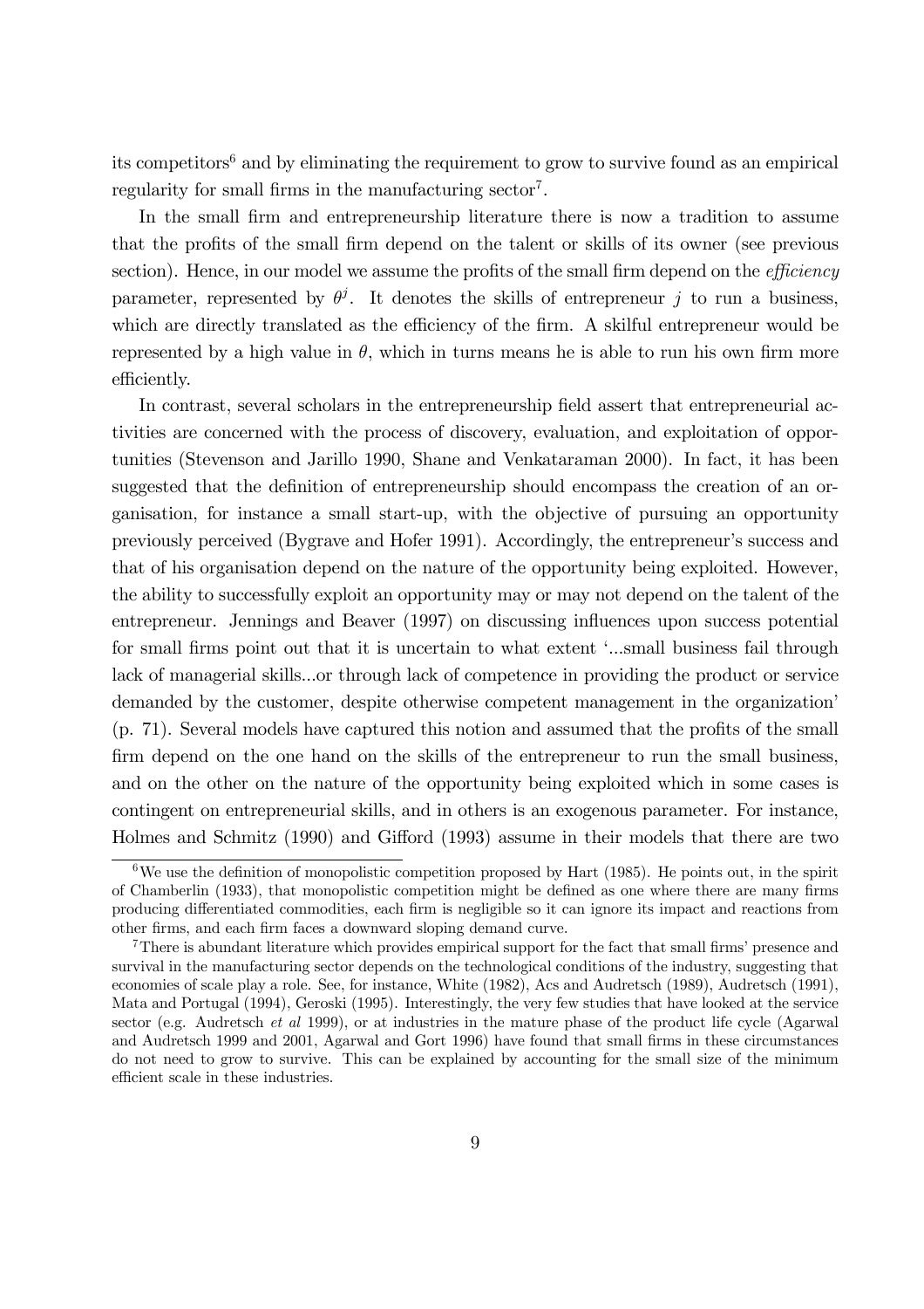its competitors[6] and by eliminating the requirement to grow to survive found as an empirical regularity for small firms in the manufacturing sector[7].

In the small firm and entrepreneurship literature there is now a tradition to assume that the profits of the small firm depend on the talent or skills of its owner (see previous section). Hence, in our model we assume the profits of the small firm depend on the *efficiency* parameter, represented by $\theta^j$. It denotes the skills of entrepreneur $j$ to run a business, which are directly translated as the efficiency of the firm. A skilful entrepreneur would be represented by a high value in $\theta$, which in turns means he is able to run his own firm more efficiently.

In contrast, several scholars in the entrepreneurship field assert that entrepreneurial activities are concerned with the process of discovery, evaluation, and exploitation of opportunities (Stevenson and Jarillo 1990, Shane and Venkataraman 2000). In fact, it has been suggested that the definition of entrepreneurship should encompass the creation of an organisation, for instance a small start-up, with the objective of pursuing an opportunity previously perceived (Bygrave and Hofer 1991). Accordingly, the entrepreneur's success and that of his organisation depend on the nature of the opportunity being exploited. However, the ability to successfully exploit an opportunity may or may not depend on the talent of the entrepreneur. Jennings and Beaver (1997) on discussing influences upon success potential for small firms point out that it is uncertain to what extent '...small business fail through lack of managerial skills...or through lack of competence in providing the product or service demanded by the customer, despite otherwise competent management in the organization' (p. 71). Several models have captured this notion and assumed that the profits of the small firm depend on the one hand on the skills of the entrepreneur to run the small business, and on the other on the nature of the opportunity being exploited which in some cases is contingent on entrepreneurial skills, and in others is an exogenous parameter. For instance, Holmes and Schmitz (1990) and Gifford (1993) assume in their models that there are two

---

[6] We use the definition of monopolistic competition proposed by Hart (1985). He points out, in the spirit of Chamberlin (1933), that monopolistic competition might be defined as one where there are many firms producing differentiated commodities, each firm is negligible so it can ignore its impact and reactions from other firms, and each firm faces a downward sloping demand curve.

[7] There is abundant literature which provides empirical support for the fact that small firms' presence and survival in the manufacturing sector depends on the technological conditions of the industry, suggesting that economies of scale play a role. See, for instance, White (1982), Acs and Audretsch (1989), Audretsch (1991), Mata and Portugal (1994), Geroski (1995). Interestingly, the very few studies that have looked at the service sector (e.g. Audretsch *et al* 1999), or at industries in the mature phase of the product life cycle (Agarwal and Audretsch 1999 and 2001, Agarwal and Gort 1996) have found that small firms in these circumstances do not need to grow to survive. This can be explained by accounting for the small size of the minimum efficient scale in these industries.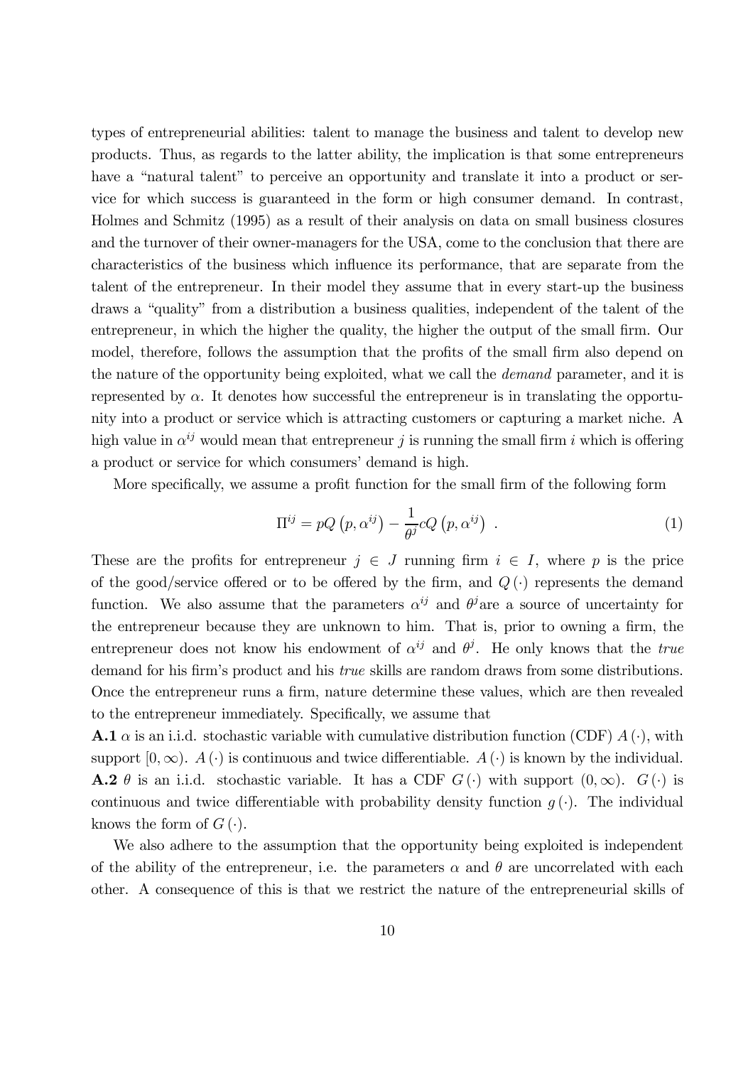types of entrepreneurial abilities: talent to manage the business and talent to develop new products. Thus, as regards to the latter ability, the implication is that some entrepreneurs have a "natural talent" to perceive an opportunity and translate it into a product or service for which success is guaranteed in the form or high consumer demand. In contrast, Holmes and Schmitz (1995) as a result of their analysis on data on small business closures and the turnover of their owner-managers for the USA, come to the conclusion that there are characteristics of the business which influence its performance, that are separate from the talent of the entrepreneur. In their model they assume that in every start-up the business draws a "quality" from a distribution a business qualities, independent of the talent of the entrepreneur, in which the higher the quality, the higher the output of the small firm. Our model, therefore, follows the assumption that the profits of the small firm also depend on the nature of the opportunity being exploited, what we call the *demand* parameter, and it is represented by $\alpha$. It denotes how successful the entrepreneur is in translating the opportunity into a product or service which is attracting customers or capturing a market niche. A high value in $\alpha^{ij}$ would mean that entrepreneur $j$ is running the small firm $i$ which is offering a product or service for which consumers' demand is high.

More specifically, we assume a profit function for the small firm of the following form

$$\Pi^{ij} = pQ\left(p, \alpha^{ij}\right) - \frac{1}{\theta^{j}} cQ\left(p, \alpha^{ij}\right) \ . \tag{1}$$

These are the profits for entrepreneur $j \in J$ running firm $i \in I$, where $p$ is the price of the good/service offered or to be offered by the firm, and $Q(\cdot)$ represents the demand function. We also assume that the parameters $\alpha^{ij}$ and $\theta^{j}$ are a source of uncertainty for the entrepreneur because they are unknown to him. That is, prior to owning a firm, the entrepreneur does not know his endowment of $\alpha^{ij}$ and $\theta^{j}$. He only knows that the *true* demand for his firm's product and his *true* skills are random draws from some distributions. Once the entrepreneur runs a firm, nature determine these values, which are then revealed to the entrepreneur immediately. Specifically, we assume that

**A.1** $\alpha$ is an i.i.d. stochastic variable with cumulative distribution function (CDF) $A(\cdot)$, with support $[0, \infty)$. $A(\cdot)$ is continuous and twice differentiable. $A(\cdot)$ is known by the individual.

**A.2** $\theta$ is an i.i.d. stochastic variable. It has a CDF $G(\cdot)$ with support $(0, \infty)$. $G(\cdot)$ is continuous and twice differentiable with probability density function $g(\cdot)$. The individual knows the form of $G(\cdot)$.

We also adhere to the assumption that the opportunity being exploited is independent of the ability of the entrepreneur, i.e. the parameters $\alpha$ and $\theta$ are uncorrelated with each other. A consequence of this is that we restrict the nature of the entrepreneurial skills of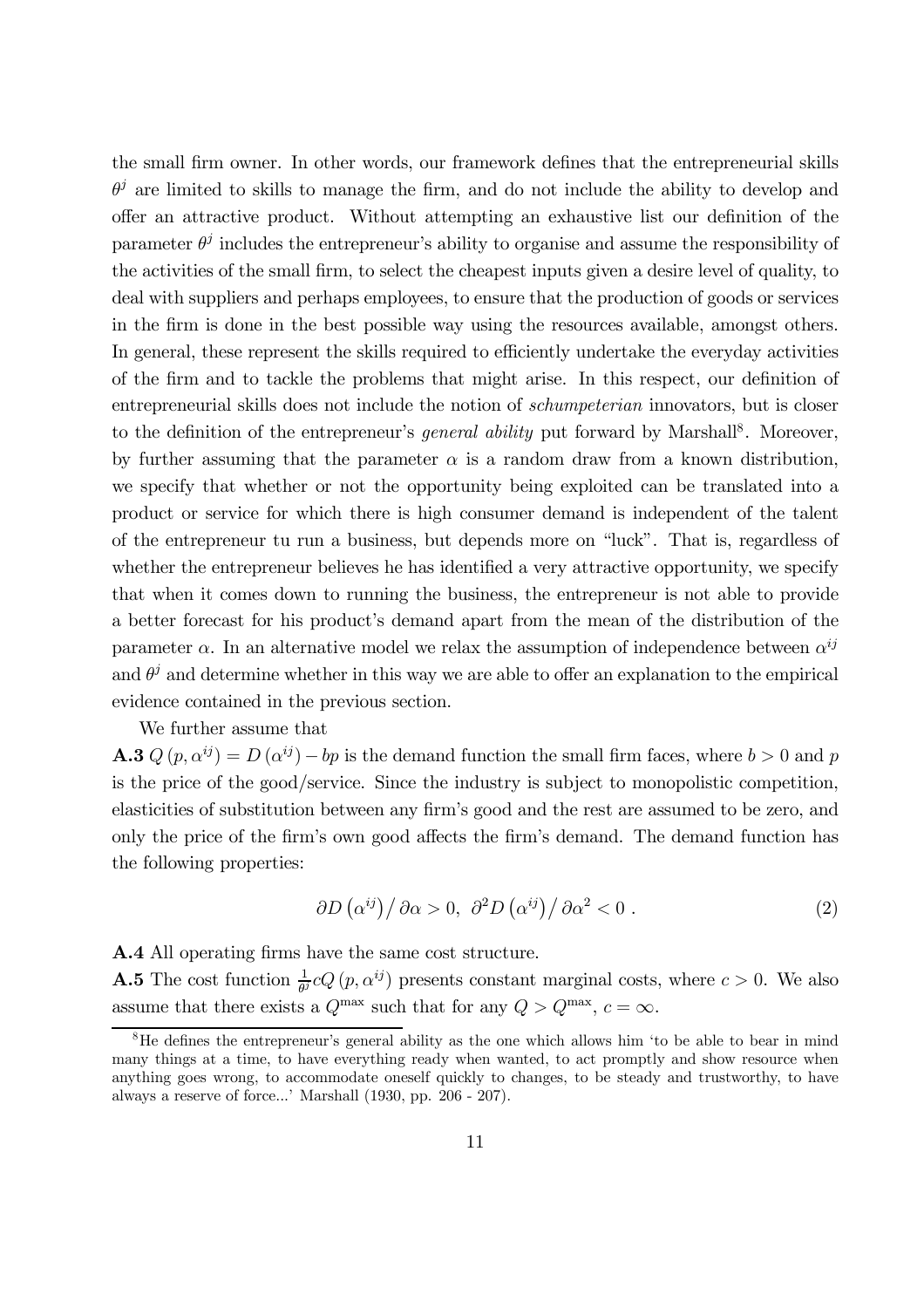the small firm owner. In other words, our framework defines that the entrepreneurial skills $\theta^j$ are limited to skills to manage the firm, and do not include the ability to develop and offer an attractive product. Without attempting an exhaustive list our definition of the parameter $\theta^j$ includes the entrepreneur's ability to organise and assume the responsibility of the activities of the small firm, to select the cheapest inputs given a desire level of quality, to deal with suppliers and perhaps employees, to ensure that the production of goods or services in the firm is done in the best possible way using the resources available, amongst others. In general, these represent the skills required to efficiently undertake the everyday activities of the firm and to tackle the problems that might arise. In this respect, our definition of entrepreneurial skills does not include the notion of *schumpeterian* innovators, but is closer to the definition of the entrepreneur's *general ability* put forward by Marshall[8]. Moreover, by further assuming that the parameter $\alpha$ is a random draw from a known distribution, we specify that whether or not the opportunity being exploited can be translated into a product or service for which there is high consumer demand is independent of the talent of the entrepreneur tu run a business, but depends more on "luck". That is, regardless of whether the entrepreneur believes he has identified a very attractive opportunity, we specify that when it comes down to running the business, the entrepreneur is not able to provide a better forecast for his product's demand apart from the mean of the distribution of the parameter $\alpha$. In an alternative model we relax the assumption of independence between $\alpha^{ij}$ and $\theta^j$ and determine whether in this way we are able to offer an explanation to the empirical evidence contained in the previous section.

We further assume that

**A.3** $Q(p, \alpha^{ij}) = D(\alpha^{ij}) - bp$ is the demand function the small firm faces, where $b > 0$ and $p$ is the price of the good/service. Since the industry is subject to monopolistic competition, elasticities of substitution between any firm's good and the rest are assumed to be zero, and only the price of the firm's own good affects the firm's demand. The demand function has the following properties:

$$\partial D(\alpha^{ij}) / \partial \alpha > 0, \;\; \partial^2 D(\alpha^{ij}) / \partial \alpha^2 < 0 \,. \tag{2}$$

**A.4** All operating firms have the same cost structure.

**A.5** The cost function $\frac{1}{\theta^j} c Q(p, \alpha^{ij})$ presents constant marginal costs, where $c > 0$. We also assume that there exists a $Q^{\max}$ such that for any $Q > Q^{\max}$, $c = \infty$.

[8] He defines the entrepreneur's general ability as the one which allows him 'to be able to bear in mind many things at a time, to have everything ready when wanted, to act promptly and show resource when anything goes wrong, to accommodate oneself quickly to changes, to be steady and trustworthy, to have always a reserve of force...' Marshall (1930, pp. 206 - 207).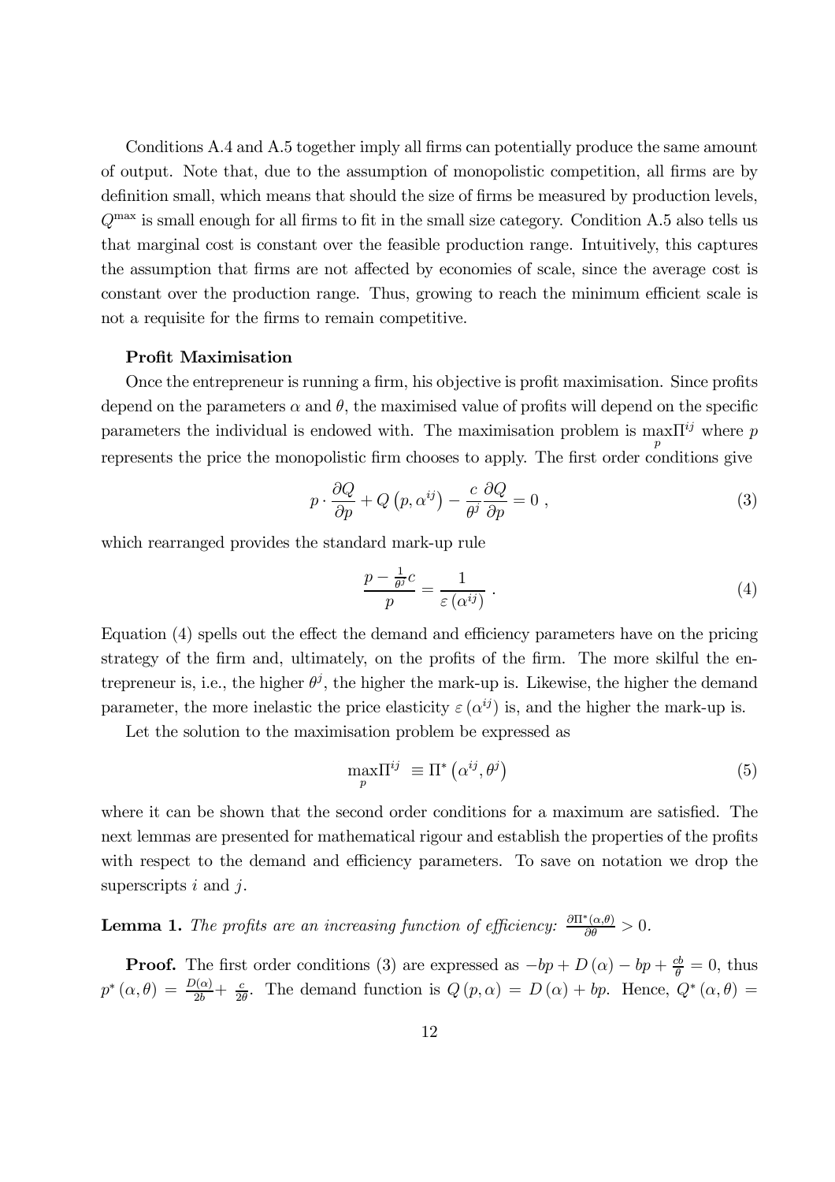Conditions A.4 and A.5 together imply all firms can potentially produce the same amount of output. Note that, due to the assumption of monopolistic competition, all firms are by definition small, which means that should the size of firms be measured by production levels, $Q^{\max}$ is small enough for all firms to fit in the small size category. Condition A.5 also tells us that marginal cost is constant over the feasible production range. Intuitively, this captures the assumption that firms are not affected by economies of scale, since the average cost is constant over the production range. Thus, growing to reach the minimum efficient scale is not a requisite for the firms to remain competitive.

**Profit Maximisation**

Once the entrepreneur is running a firm, his objective is profit maximisation. Since profits depend on the parameters $\alpha$ and $\theta$, the maximised value of profits will depend on the specific parameters the individual is endowed with. The maximisation problem is $\max\limits_{p}\Pi^{ij}$ where $p$ represents the price the monopolistic firm chooses to apply. The first order conditions give

$$p \cdot \frac{\partial Q}{\partial p} + Q\left(p, \alpha^{ij}\right) - \frac{c}{\theta^{j}} \frac{\partial Q}{\partial p} = 0 \ , \tag{3}$$

which rearranged provides the standard mark-up rule

$$\frac{p - \frac{1}{\theta^{j}}c}{p} = \frac{1}{\varepsilon\left(\alpha^{ij}\right)} \ . \tag{4}$$

Equation (4) spells out the effect the demand and efficiency parameters have on the pricing strategy of the firm and, ultimately, on the profits of the firm. The more skilful the entrepreneur is, i.e., the higher $\theta^{j}$, the higher the mark-up is. Likewise, the higher the demand parameter, the more inelastic the price elasticity $\varepsilon\left(\alpha^{ij}\right)$ is, and the higher the mark-up is.

Let the solution to the maximisation problem be expressed as

$$\max_{p}\Pi^{ij} \ \equiv \Pi^{*}\left(\alpha^{ij}, \theta^{j}\right) \tag{5}$$

where it can be shown that the second order conditions for a maximum are satisfied. The next lemmas are presented for mathematical rigour and establish the properties of the profits with respect to the demand and efficiency parameters. To save on notation we drop the superscripts $i$ and $j$.

**Lemma 1.** *The profits are an increasing function of efficiency:* $\frac{\partial \Pi^{*}(\alpha,\theta)}{\partial \theta} > 0$.

**Proof.** The first order conditions (3) are expressed as $-bp + D\left(\alpha\right) - bp + \frac{cb}{\theta} = 0$, thus $p^{*}\left(\alpha, \theta\right) = \frac{D(\alpha)}{2b} + \frac{c}{2\theta}$. The demand function is $Q\left(p, \alpha\right) = D\left(\alpha\right) + bp$. Hence, $Q^{*}\left(\alpha, \theta\right) =$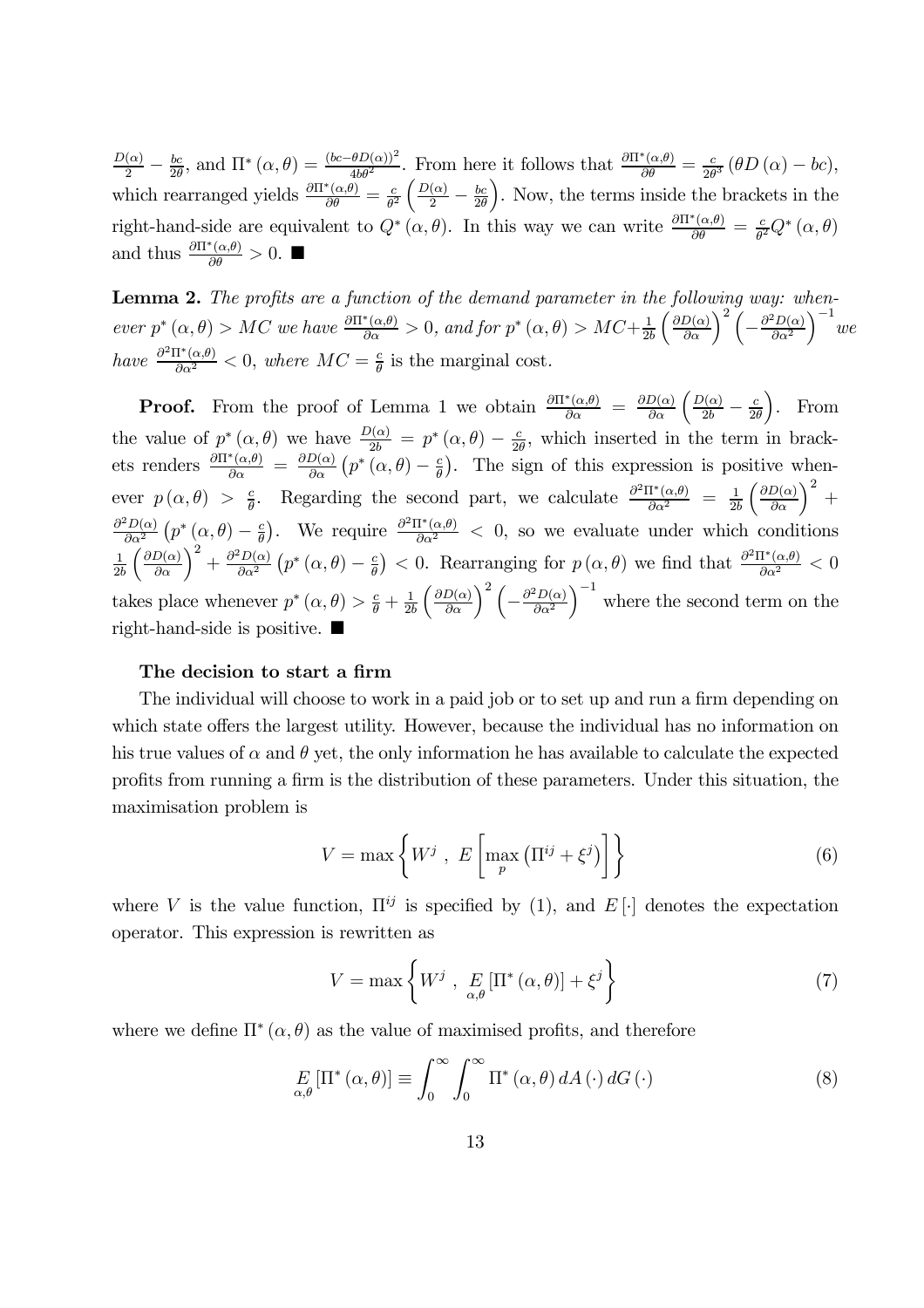$\frac{D(\alpha)}{2} - \frac{bc}{2\theta}$, and $\Pi^*(\alpha, \theta) = \frac{(bc - \theta D(\alpha))^2}{4b\theta^2}$. From here it follows that $\frac{\partial \Pi^*(\alpha,\theta)}{\partial \theta} = \frac{c}{2\theta^3}(\theta D(\alpha) - bc)$, which rearranged yields $\frac{\partial \Pi^*(\alpha,\theta)}{\partial \theta} = \frac{c}{\theta^2}\left(\frac{D(\alpha)}{2} - \frac{bc}{2\theta}\right)$. Now, the terms inside the brackets in the right-hand-side are equivalent to $Q^*(\alpha, \theta)$. In this way we can write $\frac{\partial \Pi^*(\alpha,\theta)}{\partial \theta} = \frac{c}{\theta^2} Q^*(\alpha, \theta)$ and thus $\frac{\partial \Pi^*(\alpha,\theta)}{\partial \theta} > 0$. ∎

**Lemma 2.** *The profits are a function of the demand parameter in the following way: whenever $p^*(\alpha, \theta) > MC$ we have $\frac{\partial \Pi^*(\alpha,\theta)}{\partial \alpha} > 0$, and for $p^*(\alpha, \theta) > MC + \frac{1}{2b}\left(\frac{\partial D(\alpha)}{\partial \alpha}\right)^2 \left(-\frac{\partial^2 D(\alpha)}{\partial \alpha^2}\right)^{-1}$ we have $\frac{\partial^2 \Pi^*(\alpha,\theta)}{\partial \alpha^2} < 0$, where $MC = \frac{c}{\theta}$* is the marginal cost.

**Proof.** From the proof of Lemma 1 we obtain $\frac{\partial \Pi^*(\alpha,\theta)}{\partial \alpha} = \frac{\partial D(\alpha)}{\partial \alpha}\left(\frac{D(\alpha)}{2b} - \frac{c}{2\theta}\right)$. From the value of $p^*(\alpha, \theta)$ we have $\frac{D(\alpha)}{2b} = p^*(\alpha, \theta) - \frac{c}{2\theta}$, which inserted in the term in brackets renders $\frac{\partial \Pi^*(\alpha,\theta)}{\partial \alpha} = \frac{\partial D(\alpha)}{\partial \alpha}\left(p^*(\alpha, \theta) - \frac{c}{\theta}\right)$. The sign of this expression is positive whenever $p(\alpha, \theta) > \frac{c}{\theta}$. Regarding the second part, we calculate $\frac{\partial^2 \Pi^*(\alpha,\theta)}{\partial \alpha^2} = \frac{1}{2b}\left(\frac{\partial D(\alpha)}{\partial \alpha}\right)^2 + \frac{\partial^2 D(\alpha)}{\partial \alpha^2}\left(p^*(\alpha, \theta) - \frac{c}{\theta}\right)$. We require $\frac{\partial^2 \Pi^*(\alpha,\theta)}{\partial \alpha^2} < 0$, so we evaluate under which conditions $\frac{1}{2b}\left(\frac{\partial D(\alpha)}{\partial \alpha}\right)^2 + \frac{\partial^2 D(\alpha)}{\partial \alpha^2}\left(p^*(\alpha, \theta) - \frac{c}{\theta}\right) < 0$. Rearranging for $p(\alpha, \theta)$ we find that $\frac{\partial^2 \Pi^*(\alpha,\theta)}{\partial \alpha^2} < 0$ takes place whenever $p^*(\alpha, \theta) > \frac{c}{\theta} + \frac{1}{2b}\left(\frac{\partial D(\alpha)}{\partial \alpha}\right)^2 \left(-\frac{\partial^2 D(\alpha)}{\partial \alpha^2}\right)^{-1}$ where the second term on the right-hand-side is positive. ∎

**The decision to start a firm**

The individual will choose to work in a paid job or to set up and run a firm depending on which state offers the largest utility. However, because the individual has no information on his true values of $\alpha$ and $\theta$ yet, the only information he has available to calculate the expected profits from running a firm is the distribution of these parameters. Under this situation, the maximisation problem is

$$V = \max\left\{W^j \ , \ E\left[\max_p \left(\Pi^{ij} + \xi^j\right)\right]\right\} \tag{6}$$

where $V$ is the value function, $\Pi^{ij}$ is specified by (1), and $E[\cdot]$ denotes the expectation operator. This expression is rewritten as

$$V = \max\left\{W^j \ , \ \underset{\alpha,\theta}{E}\left[\Pi^*(\alpha, \theta)\right] + \xi^j\right\} \tag{7}$$

where we define $\Pi^*(\alpha, \theta)$ as the value of maximised profits, and therefore

$$\underset{\alpha,\theta}{E}\left[\Pi^*(\alpha, \theta)\right] \equiv \int_0^\infty \int_0^\infty \Pi^*(\alpha, \theta)\, dA(\cdot)\, dG(\cdot) \tag{8}$$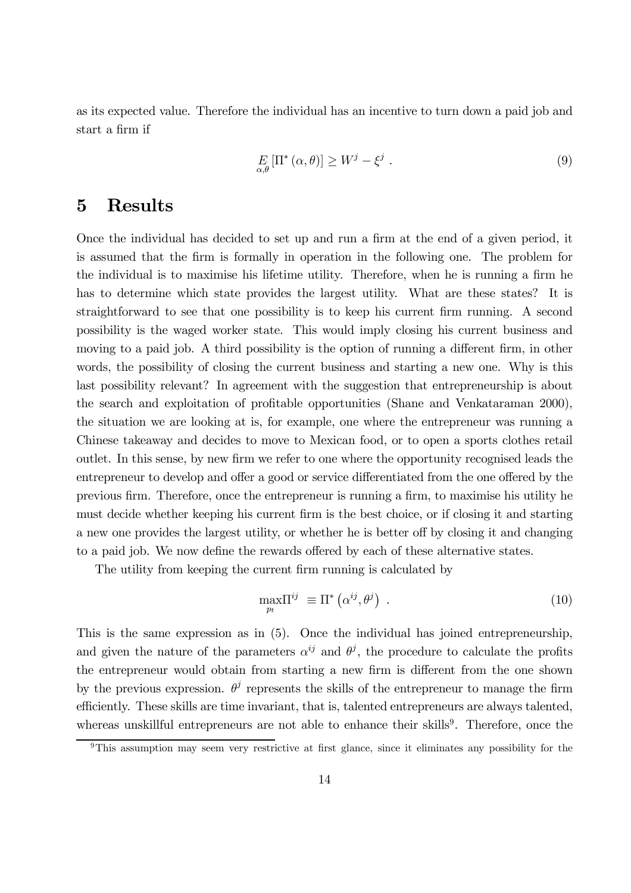as its expected value. Therefore the individual has an incentive to turn down a paid job and start a firm if

$$\underset{\alpha,\theta}{E}\left[\Pi^{*}\left(\alpha,\theta\right)\right] \geq W^{j}-\xi^{j} \ . \tag{9}$$

# 5 Results

Once the individual has decided to set up and run a firm at the end of a given period, it is assumed that the firm is formally in operation in the following one. The problem for the individual is to maximise his lifetime utility. Therefore, when he is running a firm he has to determine which state provides the largest utility. What are these states? It is straightforward to see that one possibility is to keep his current firm running. A second possibility is the waged worker state. This would imply closing his current business and moving to a paid job. A third possibility is the option of running a different firm, in other words, the possibility of closing the current business and starting a new one. Why is this last possibility relevant? In agreement with the suggestion that entrepreneurship is about the search and exploitation of profitable opportunities (Shane and Venkataraman 2000), the situation we are looking at is, for example, one where the entrepreneur was running a Chinese takeaway and decides to move to Mexican food, or to open a sports clothes retail outlet. In this sense, by new firm we refer to one where the opportunity recognised leads the entrepreneur to develop and offer a good or service differentiated from the one offered by the previous firm. Therefore, once the entrepreneur is running a firm, to maximise his utility he must decide whether keeping his current firm is the best choice, or if closing it and starting a new one provides the largest utility, or whether he is better off by closing it and changing to a paid job. We now define the rewards offered by each of these alternative states.

The utility from keeping the current firm running is calculated by

$$\max_{p_t}\Pi^{ij} \ \equiv \Pi^{*}\left(\alpha^{ij},\theta^{j}\right) \ . \tag{10}$$

This is the same expression as in (5). Once the individual has joined entrepreneurship, and given the nature of the parameters $\alpha^{ij}$ and $\theta^{j}$, the procedure to calculate the profits the entrepreneur would obtain from starting a new firm is different from the one shown by the previous expression. $\theta^{j}$ represents the skills of the entrepreneur to manage the firm efficiently. These skills are time invariant, that is, talented entrepreneurs are always talented, whereas unskillful entrepreneurs are not able to enhance their skills[9]. Therefore, once the

[9]This assumption may seem very restrictive at first glance, since it eliminates any possibility for the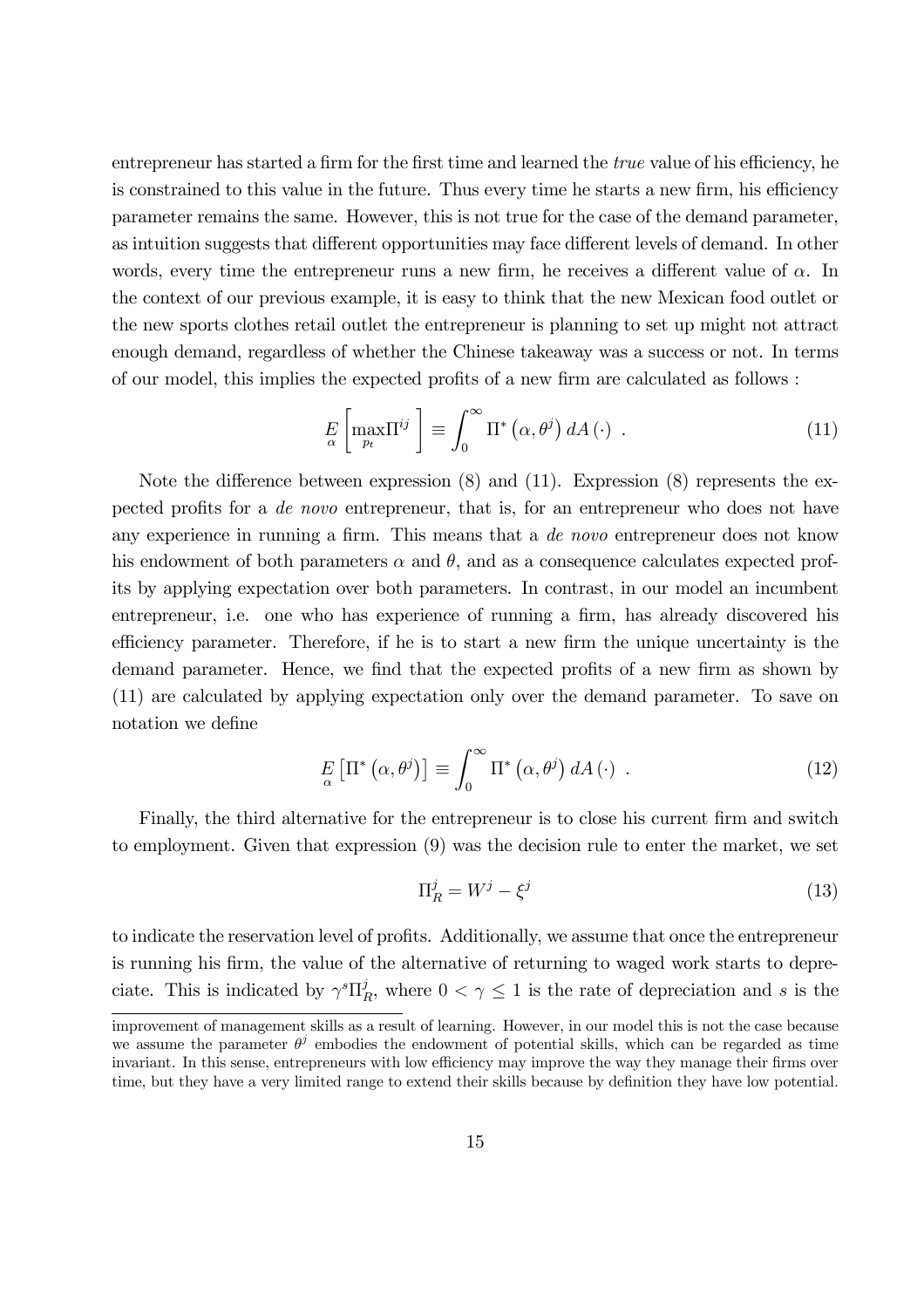entrepreneur has started a firm for the first time and learned the *true* value of his efficiency, he is constrained to this value in the future. Thus every time he starts a new firm, his efficiency parameter remains the same. However, this is not true for the case of the demand parameter, as intuition suggests that different opportunities may face different levels of demand. In other words, every time the entrepreneur runs a new firm, he receives a different value of $\alpha$. In the context of our previous example, it is easy to think that the new Mexican food outlet or the new sports clothes retail outlet the entrepreneur is planning to set up might not attract enough demand, regardless of whether the Chinese takeaway was a success or not. In terms of our model, this implies the expected profits of a new firm are calculated as follows :

$$\underset{\alpha}{E}\left[\max_{p_t}\Pi^{ij}\right] \equiv \int_0^{\infty} \Pi^*\left(\alpha, \theta^j\right) dA\left(\cdot\right) \ . \tag{11}$$

Note the difference between expression (8) and (11). Expression (8) represents the expected profits for a *de novo* entrepreneur, that is, for an entrepreneur who does not have any experience in running a firm. This means that a *de novo* entrepreneur does not know his endowment of both parameters $\alpha$ and $\theta$, and as a consequence calculates expected profits by applying expectation over both parameters. In contrast, in our model an incumbent entrepreneur, i.e. one who has experience of running a firm, has already discovered his efficiency parameter. Therefore, if he is to start a new firm the unique uncertainty is the demand parameter. Hence, we find that the expected profits of a new firm as shown by (11) are calculated by applying expectation only over the demand parameter. To save on notation we define

$$\underset{\alpha}{E}\left[\Pi^*\left(\alpha, \theta^j\right)\right] \equiv \int_0^{\infty} \Pi^*\left(\alpha, \theta^j\right) dA\left(\cdot\right) \ . \tag{12}$$

Finally, the third alternative for the entrepreneur is to close his current firm and switch to employment. Given that expression (9) was the decision rule to enter the market, we set

$$\Pi_R^j = W^j - \xi^j \tag{13}$$

to indicate the reservation level of profits. Additionally, we assume that once the entrepreneur is running his firm, the value of the alternative of returning to waged work starts to depreciate. This is indicated by $\gamma^s \Pi_R^j$, where $0 < \gamma \leq 1$ is the rate of depreciation and $s$ is the

improvement of management skills as a result of learning. However, in our model this is not the case because we assume the parameter $\theta^j$ embodies the endowment of potential skills, which can be regarded as time invariant. In this sense, entrepreneurs with low efficiency may improve the way they manage their firms over time, but they have a very limited range to extend their skills because by definition they have low potential.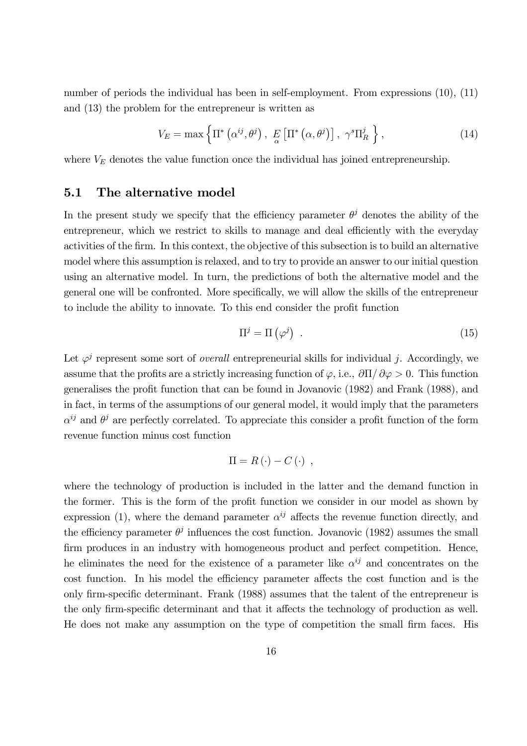number of periods the individual has been in self-employment. From expressions (10), (11) and (13) the problem for the entrepreneur is written as

$$V_E = \max \left\{ \Pi^* \left( \alpha^{ij}, \theta^j \right) , \; \underset{\alpha}{E} \left[ \Pi^* \left( \alpha, \theta^j \right) \right] , \; \gamma^s \Pi_R^j \; \right\} , \tag{14}$$

where $V_E$ denotes the value function once the individual has joined entrepreneurship.

## 5.1 The alternative model

In the present study we specify that the efficiency parameter $\theta^j$ denotes the ability of the entrepreneur, which we restrict to skills to manage and deal efficiently with the everyday activities of the firm. In this context, the objective of this subsection is to build an alternative model where this assumption is relaxed, and to try to provide an answer to our initial question using an alternative model. In turn, the predictions of both the alternative model and the general one will be confronted. More specifically, we will allow the skills of the entrepreneur to include the ability to innovate. To this end consider the profit function

$$\Pi^j = \Pi \left( \varphi^j \right) \; . \tag{15}$$

Let $\varphi^j$ represent some sort of *overall* entrepreneurial skills for individual $j$. Accordingly, we assume that the profits are a strictly increasing function of $\varphi$, i.e., $\partial \Pi / \partial \varphi > 0$. This function generalises the profit function that can be found in Jovanovic (1982) and Frank (1988), and in fact, in terms of the assumptions of our general model, it would imply that the parameters $\alpha^{ij}$ and $\theta^j$ are perfectly correlated. To appreciate this consider a profit function of the form revenue function minus cost function

$$\Pi = R(\cdot) - C(\cdot) \; ,$$

where the technology of production is included in the latter and the demand function in the former. This is the form of the profit function we consider in our model as shown by expression (1), where the demand parameter $\alpha^{ij}$ affects the revenue function directly, and the efficiency parameter $\theta^j$ influences the cost function. Jovanovic (1982) assumes the small firm produces in an industry with homogeneous product and perfect competition. Hence, he eliminates the need for the existence of a parameter like $\alpha^{ij}$ and concentrates on the cost function. In his model the efficiency parameter affects the cost function and is the only firm-specific determinant. Frank (1988) assumes that the talent of the entrepreneur is the only firm-specific determinant and that it affects the technology of production as well. He does not make any assumption on the type of competition the small firm faces. His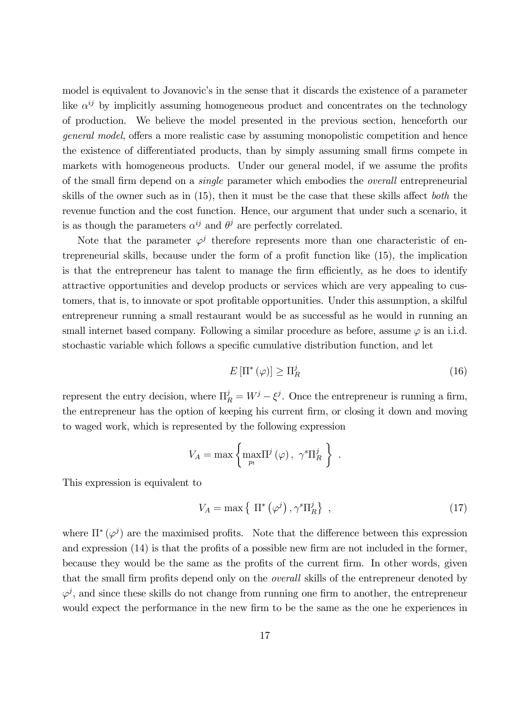model is equivalent to Jovanovic's in the sense that it discards the existence of a parameter like $\alpha^{ij}$ by implicitly assuming homogeneous product and concentrates on the technology of production. We believe the model presented in the previous section, henceforth our *general model*, offers a more realistic case by assuming monopolistic competition and hence the existence of differentiated products, than by simply assuming small firms compete in markets with homogeneous products. Under our general model, if we assume the profits of the small firm depend on a *single* parameter which embodies the *overall* entrepreneurial skills of the owner such as in (15), then it must be the case that these skills affect *both* the revenue function and the cost function. Hence, our argument that under such a scenario, it is as though the parameters $\alpha^{ij}$ and $\theta^{j}$ are perfectly correlated.

Note that the parameter $\varphi^{j}$ therefore represents more than one characteristic of entrepreneurial skills, because under the form of a profit function like (15), the implication is that the entrepreneur has talent to manage the firm efficiently, as he does to identify attractive opportunities and develop products or services which are very appealing to customers, that is, to innovate or spot profitable opportunities. Under this assumption, a skilful entrepreneur running a small restaurant would be as successful as he would in running an small internet based company. Following a similar procedure as before, assume $\varphi$ is an i.i.d. stochastic variable which follows a specific cumulative distribution function, and let

$$E\left[\Pi^{*}\left(\varphi\right)\right] \geq \Pi_{R}^{j} \tag{16}$$

represent the entry decision, where $\Pi_{R}^{j} = W^{j} - \xi^{j}$. Once the entrepreneur is running a firm, the entrepreneur has the option of keeping his current firm, or closing it down and moving to waged work, which is represented by the following expression

$$V_{A} = \max\left\{\max_{p_t}\Pi^{j}\left(\varphi\right),\ \gamma^{s}\Pi_{R}^{j}\ \right\}\ .$$

This expression is equivalent to

$$V_{A} = \max\left\{\ \Pi^{*}\left(\varphi^{j}\right), \gamma^{s}\Pi_{R}^{j}\right\}\ , \tag{17}$$

where $\Pi^{*}\left(\varphi^{j}\right)$ are the maximised profits. Note that the difference between this expression and expression (14) is that the profits of a possible new firm are not included in the former, because they would be the same as the profits of the current firm. In other words, given that the small firm profits depend only on the *overall* skills of the entrepreneur denoted by $\varphi^{j}$, and since these skills do not change from running one firm to another, the entrepreneur would expect the performance in the new firm to be the same as the one he experiences in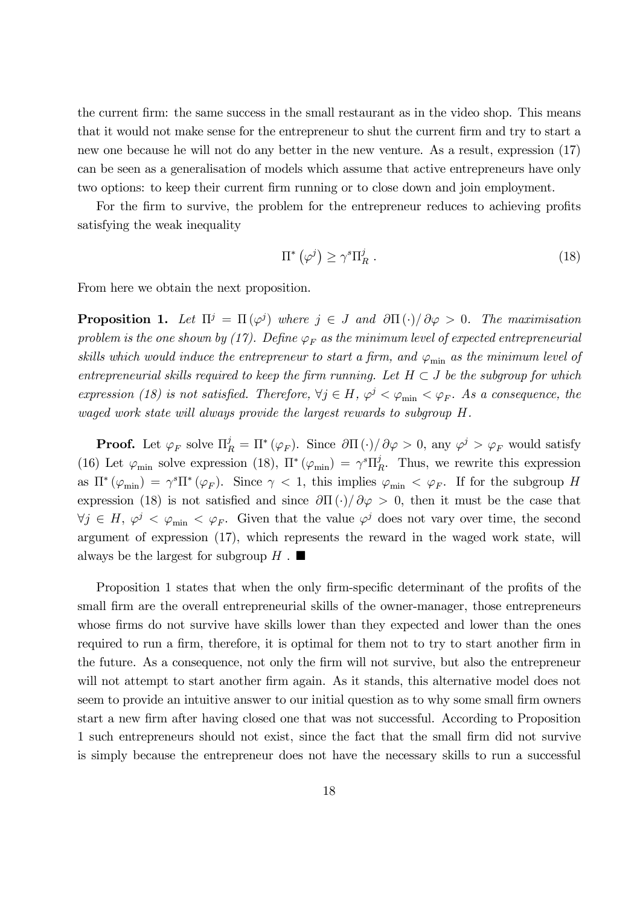the current firm: the same success in the small restaurant as in the video shop. This means that it would not make sense for the entrepreneur to shut the current firm and try to start a new one because he will not do any better in the new venture. As a result, expression (17) can be seen as a generalisation of models which assume that active entrepreneurs have only two options: to keep their current firm running or to close down and join employment.

For the firm to survive, the problem for the entrepreneur reduces to achieving profits satisfying the weak inequality

$$\Pi^*\left(\varphi^j\right) \geq \gamma^s \Pi_R^j \,. \tag{18}$$

From here we obtain the next proposition.

**Proposition 1.** *Let $\Pi^j = \Pi\left(\varphi^j\right)$ where $j \in J$ and $\partial\Pi\left(\cdot\right)/\partial\varphi > 0$. The maximisation problem is the one shown by (17). Define $\varphi_F$ as the minimum level of expected entrepreneurial skills which would induce the entrepreneur to start a firm, and $\varphi_{\min}$ as the minimum level of entrepreneurial skills required to keep the firm running. Let $H \subset J$ be the subgroup for which expression (18) is not satisfied. Therefore, $\forall j \in H$, $\varphi^j < \varphi_{\min} < \varphi_F$. As a consequence, the waged work state will always provide the largest rewards to subgroup $H$.*

**Proof.** Let $\varphi_F$ solve $\Pi_R^j = \Pi^*\left(\varphi_F\right)$. Since $\partial\Pi\left(\cdot\right)/\partial\varphi > 0$, any $\varphi^j > \varphi_F$ would satisfy (16) Let $\varphi_{\min}$ solve expression (18), $\Pi^*\left(\varphi_{\min}\right) = \gamma^s\Pi_R^j$. Thus, we rewrite this expression as $\Pi^*\left(\varphi_{\min}\right) = \gamma^s\Pi^*\left(\varphi_F\right)$. Since $\gamma < 1$, this implies $\varphi_{\min} < \varphi_F$. If for the subgroup $H$ expression (18) is not satisfied and since $\partial\Pi\left(\cdot\right)/\partial\varphi > 0$, then it must be the case that $\forall j \in H$, $\varphi^j < \varphi_{\min} < \varphi_F$. Given that the value $\varphi^j$ does not vary over time, the second argument of expression (17), which represents the reward in the waged work state, will always be the largest for subgroup $H$ . ■

Proposition 1 states that when the only firm-specific determinant of the profits of the small firm are the overall entrepreneurial skills of the owner-manager, those entrepreneurs whose firms do not survive have skills lower than they expected and lower than the ones required to run a firm, therefore, it is optimal for them not to try to start another firm in the future. As a consequence, not only the firm will not survive, but also the entrepreneur will not attempt to start another firm again. As it stands, this alternative model does not seem to provide an intuitive answer to our initial question as to why some small firm owners start a new firm after having closed one that was not successful. According to Proposition 1 such entrepreneurs should not exist, since the fact that the small firm did not survive is simply because the entrepreneur does not have the necessary skills to run a successful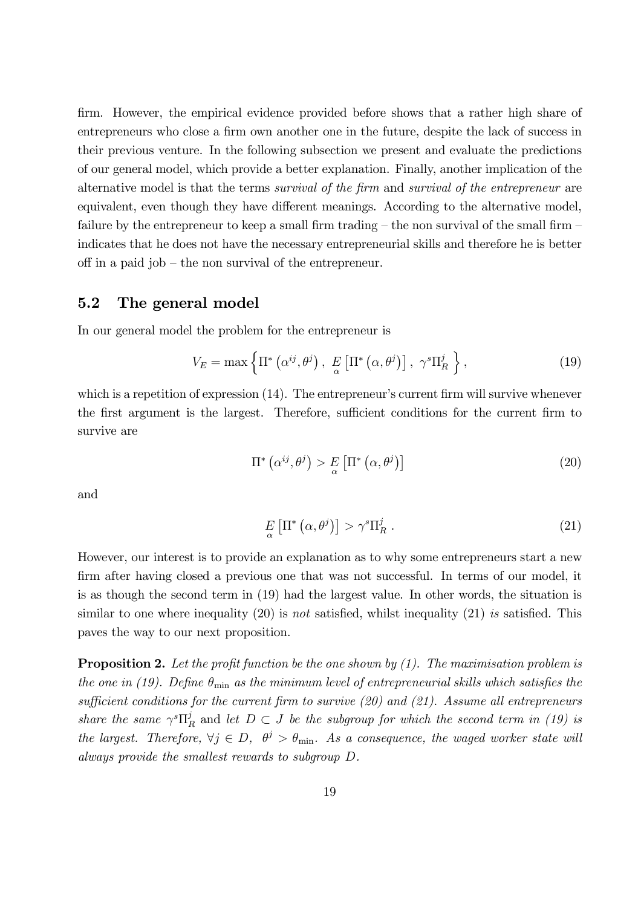firm. However, the empirical evidence provided before shows that a rather high share of entrepreneurs who close a firm own another one in the future, despite the lack of success in their previous venture. In the following subsection we present and evaluate the predictions of our general model, which provide a better explanation. Finally, another implication of the alternative model is that the terms *survival of the firm* and *survival of the entrepreneur* are equivalent, even though they have different meanings. According to the alternative model, failure by the entrepreneur to keep a small firm trading – the non survival of the small firm – indicates that he does not have the necessary entrepreneurial skills and therefore he is better off in a paid job – the non survival of the entrepreneur.

## 5.2 The general model

In our general model the problem for the entrepreneur is

$$V_E = \max \left\{ \Pi^* \left( \alpha^{ij}, \theta^j \right), \ \underset{\alpha}{E} \left[ \Pi^* \left( \alpha, \theta^j \right) \right], \ \gamma^s \Pi_R^j \ \right\}, \tag{19}$$

which is a repetition of expression (14). The entrepreneur's current firm will survive whenever the first argument is the largest. Therefore, sufficient conditions for the current firm to survive are

$$\Pi^* \left( \alpha^{ij}, \theta^j \right) > \underset{\alpha}{E} \left[ \Pi^* \left( \alpha, \theta^j \right) \right] \tag{20}$$

and

$$\underset{\alpha}{E} \left[ \Pi^* \left( \alpha, \theta^j \right) \right] > \gamma^s \Pi_R^j \, . \tag{21}$$

However, our interest is to provide an explanation as to why some entrepreneurs start a new firm after having closed a previous one that was not successful. In terms of our model, it is as though the second term in (19) had the largest value. In other words, the situation is similar to one where inequality (20) is *not* satisfied, whilst inequality (21) *is* satisfied. This paves the way to our next proposition.

**Proposition 2.** *Let the profit function be the one shown by (1). The maximisation problem is the one in (19). Define $\theta_{\min}$ as the minimum level of entrepreneurial skills which satisfies the sufficient conditions for the current firm to survive (20) and (21). Assume all entrepreneurs share the same $\gamma^s \Pi_R^j$ and let $D \subset J$ be the subgroup for which the second term in (19) is the largest. Therefore, $\forall j \in D, \ \ \theta^j > \theta_{\min}$. As a consequence, the waged worker state will always provide the smallest rewards to subgroup $D$.*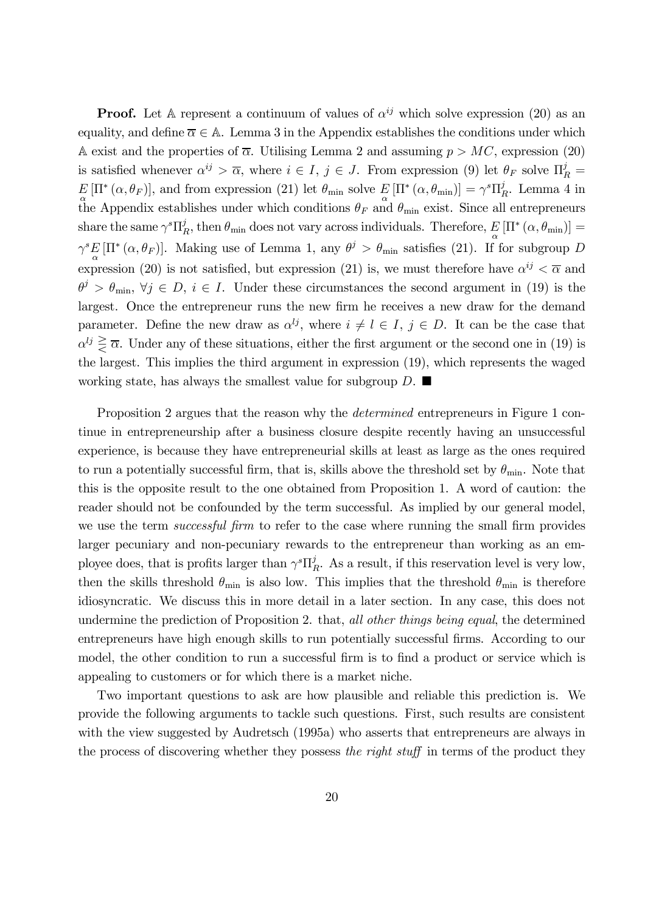**Proof.** Let $\mathbb{A}$ represent a continuum of values of $\alpha^{ij}$ which solve expression (20) as an equality, and define $\overline{\alpha} \in \mathbb{A}$. Lemma 3 in the Appendix establishes the conditions under which $\mathbb{A}$ exist and the properties of $\overline{\alpha}$. Utilising Lemma 2 and assuming $p > MC$, expression (20) is satisfied whenever $\alpha^{ij} > \overline{\alpha}$, where $i \in I$, $j \in J$. From expression (9) let $\theta_F$ solve $\Pi_R^j = \underset{\alpha}{E}\left[\Pi^*(\alpha, \theta_F)\right]$, and from expression (21) let $\theta_{\min}$ solve $\underset{\alpha}{E}\left[\Pi^*(\alpha, \theta_{\min})\right] = \gamma^s \Pi_R^j$. Lemma 4 in the Appendix establishes under which conditions $\theta_F$ and $\theta_{\min}$ exist. Since all entrepreneurs share the same $\gamma^s \Pi_R^j$, then $\theta_{\min}$ does not vary across individuals. Therefore, $\underset{\alpha}{E}\left[\Pi^*(\alpha, \theta_{\min})\right] = \gamma^s \underset{\alpha}{E}\left[\Pi^*(\alpha, \theta_F)\right]$. Making use of Lemma 1, any $\theta^j > \theta_{\min}$ satisfies (21). If for subgroup $D$ expression (20) is not satisfied, but expression (21) is, we must therefore have $\alpha^{ij} < \overline{\alpha}$ and $\theta^j > \theta_{\min}$, $\forall j \in D$, $i \in I$. Under these circumstances the second argument in (19) is the largest. Once the entrepreneur runs the new firm he receives a new draw for the demand parameter. Define the new draw as $\alpha^{lj}$, where $i \neq l \in I$, $j \in D$. It can be the case that $\alpha^{lj} \gtreqless \overline{\alpha}$. Under any of these situations, either the first argument or the second one in (19) is the largest. This implies the third argument in expression (19), which represents the waged working state, has always the smallest value for subgroup $D$. ■

Proposition 2 argues that the reason why the *determined* entrepreneurs in Figure 1 continue in entrepreneurship after a business closure despite recently having an unsuccessful experience, is because they have entrepreneurial skills at least as large as the ones required to run a potentially successful firm, that is, skills above the threshold set by $\theta_{\min}$. Note that this is the opposite result to the one obtained from Proposition 1. A word of caution: the reader should not be confounded by the term successful. As implied by our general model, we use the term *successful firm* to refer to the case where running the small firm provides larger pecuniary and non-pecuniary rewards to the entrepreneur than working as an employee does, that is profits larger than $\gamma^s \Pi_R^j$. As a result, if this reservation level is very low, then the skills threshold $\theta_{\min}$ is also low. This implies that the threshold $\theta_{\min}$ is therefore idiosyncratic. We discuss this in more detail in a later section. In any case, this does not undermine the prediction of Proposition 2. that, *all other things being equal*, the determined entrepreneurs have high enough skills to run potentially successful firms. According to our model, the other condition to run a successful firm is to find a product or service which is appealing to customers or for which there is a market niche.

Two important questions to ask are how plausible and reliable this prediction is. We provide the following arguments to tackle such questions. First, such results are consistent with the view suggested by Audretsch (1995a) who asserts that entrepreneurs are always in the process of discovering whether they possess *the right stuff* in terms of the product they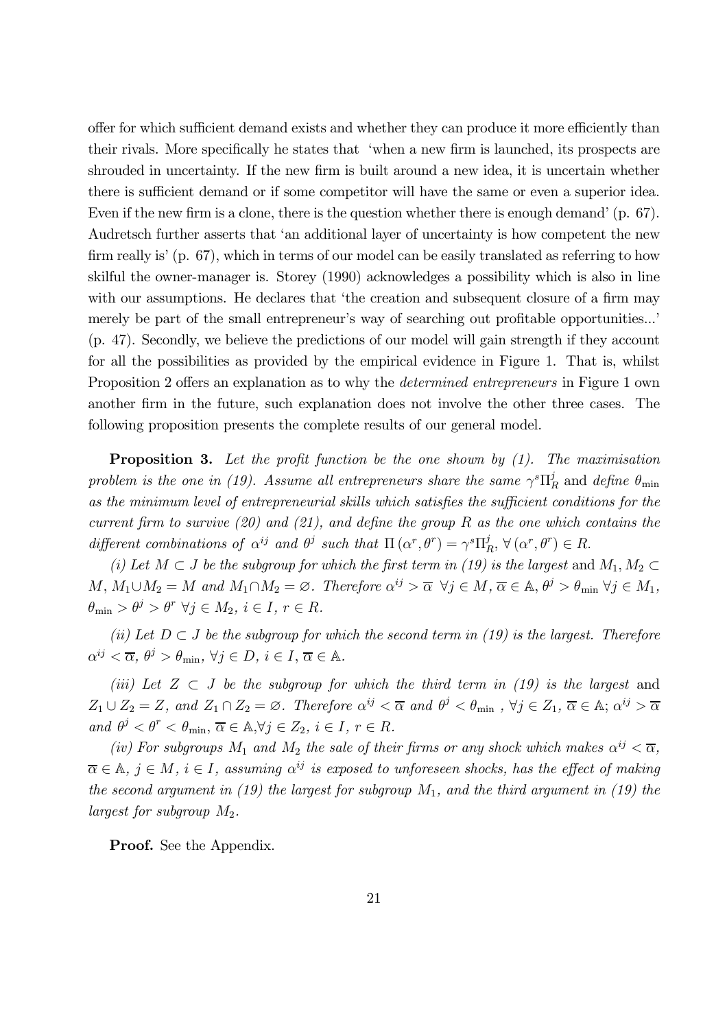offer for which sufficient demand exists and whether they can produce it more efficiently than their rivals. More specifically he states that 'when a new firm is launched, its prospects are shrouded in uncertainty. If the new firm is built around a new idea, it is uncertain whether there is sufficient demand or if some competitor will have the same or even a superior idea. Even if the new firm is a clone, there is the question whether there is enough demand' (p. 67). Audretsch further asserts that 'an additional layer of uncertainty is how competent the new firm really is' (p. 67), which in terms of our model can be easily translated as referring to how skilful the owner-manager is. Storey (1990) acknowledges a possibility which is also in line with our assumptions. He declares that 'the creation and subsequent closure of a firm may merely be part of the small entrepreneur's way of searching out profitable opportunities...' (p. 47). Secondly, we believe the predictions of our model will gain strength if they account for all the possibilities as provided by the empirical evidence in Figure 1. That is, whilst Proposition 2 offers an explanation as to why the *determined entrepreneurs* in Figure 1 own another firm in the future, such explanation does not involve the other three cases. The following proposition presents the complete results of our general model.

**Proposition 3.** *Let the profit function be the one shown by (1). The maximisation problem is the one in (19). Assume all entrepreneurs share the same* $\gamma^s \Pi_R^j$ *and define* $\theta_{\min}$ *as the minimum level of entrepreneurial skills which satisfies the sufficient conditions for the current firm to survive (20) and (21), and define the group R as the one which contains the different combinations of* $\alpha^{ij}$ *and* $\theta^j$ *such that* $\Pi(\alpha^r, \theta^r) = \gamma^s \Pi_R^j$, $\forall (\alpha^r, \theta^r) \in R$.

*(i) Let* $M \subset J$ *be the subgroup for which the first term in (19) is the largest* and $M_1, M_2 \subset M$, $M_1 \cup M_2 = M$ *and* $M_1 \cap M_2 = \varnothing$. *Therefore* $\alpha^{ij} > \overline{\alpha}$ $\forall j \in M$, $\overline{\alpha} \in \mathbb{A}$, $\theta^j > \theta_{\min}$ $\forall j \in M_1$, $\theta_{\min} > \theta^j > \theta^r$ $\forall j \in M_2$, $i \in I$, $r \in R$.

*(ii) Let* $D \subset J$ *be the subgroup for which the second term in (19) is the largest. Therefore* $\alpha^{ij} < \overline{\alpha}$, $\theta^j > \theta_{\min}$, $\forall j \in D$, $i \in I$, $\overline{\alpha} \in \mathbb{A}$.

*(iii) Let* $Z \subset J$ *be the subgroup for which the third term in (19) is the largest* and $Z_1 \cup Z_2 = Z$, *and* $Z_1 \cap Z_2 = \varnothing$. *Therefore* $\alpha^{ij} < \overline{\alpha}$ *and* $\theta^j < \theta_{\min}$ , $\forall j \in Z_1$, $\overline{\alpha} \in \mathbb{A}$; $\alpha^{ij} > \overline{\alpha}$ *and* $\theta^j < \theta^r < \theta_{\min}$, $\overline{\alpha} \in \mathbb{A}, \forall j \in Z_2$, $i \in I$, $r \in R$.

*(iv) For subgroups* $M_1$ *and* $M_2$ *the sale of their firms or any shock which makes* $\alpha^{ij} < \overline{\alpha}$, $\overline{\alpha} \in \mathbb{A}$, $j \in M$, $i \in I$, *assuming* $\alpha^{ij}$ *is exposed to unforeseen shocks, has the effect of making the second argument in (19) the largest for subgroup* $M_1$, *and the third argument in (19) the largest for subgroup* $M_2$.

**Proof.** See the Appendix.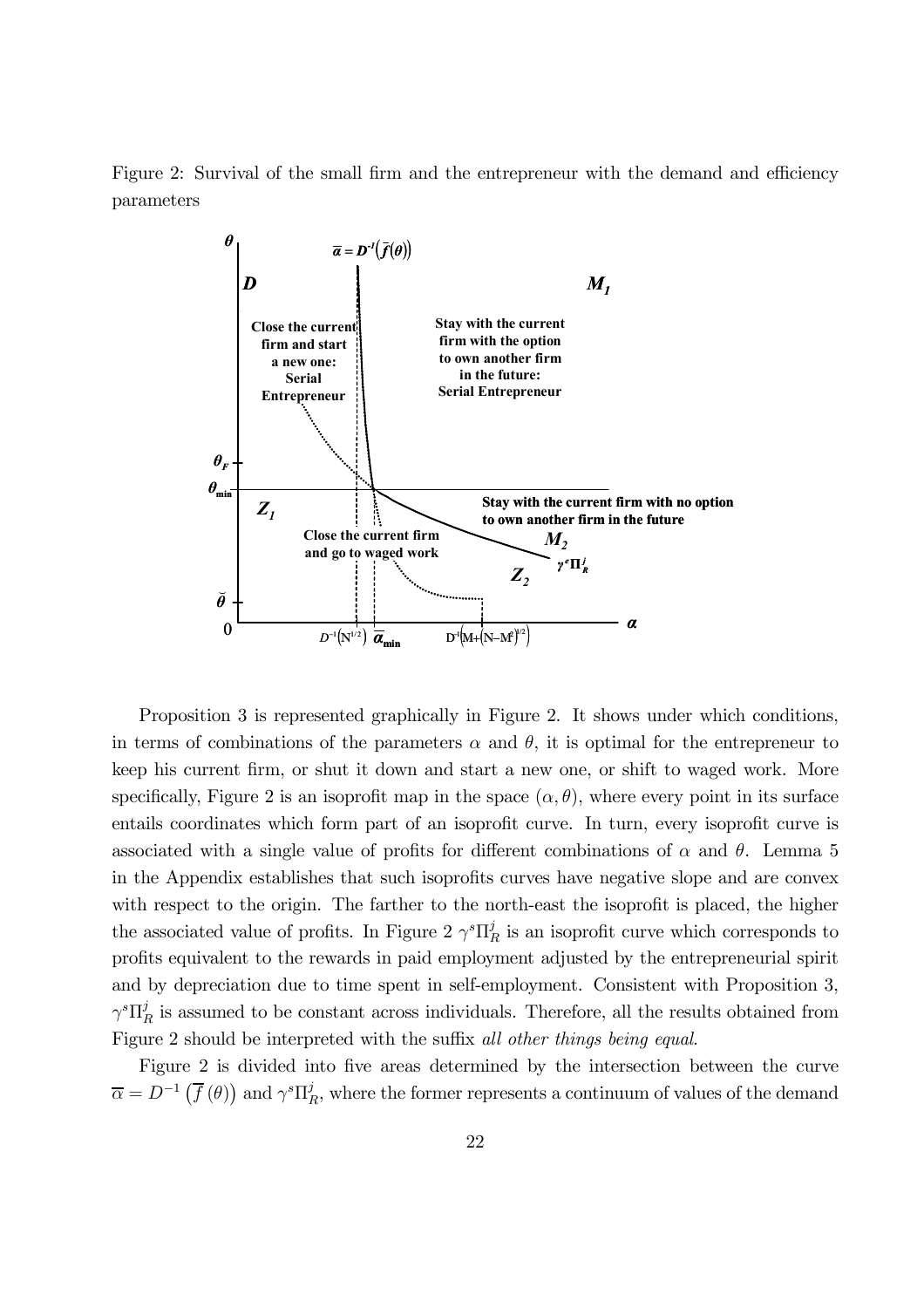Figure 2: Survival of the small firm and the entrepreneur with the demand and efficiency parameters

Proposition 3 is represented graphically in Figure 2. It shows under which conditions, in terms of combinations of the parameters $\alpha$ and $\theta$, it is optimal for the entrepreneur to keep his current firm, or shut it down and start a new one, or shift to waged work. More specifically, Figure 2 is an isoprofit map in the space $(\alpha, \theta)$, where every point in its surface entails coordinates which form part of an isoprofit curve. In turn, every isoprofit curve is associated with a single value of profits for different combinations of $\alpha$ and $\theta$. Lemma 5 in the Appendix establishes that such isoprofits curves have negative slope and are convex with respect to the origin. The farther to the north-east the isoprofit is placed, the higher the associated value of profits. In Figure 2 $\gamma^s \Pi_R^j$ is an isoprofit curve which corresponds to profits equivalent to the rewards in paid employment adjusted by the entrepreneurial spirit and by depreciation due to time spent in self-employment. Consistent with Proposition 3, $\gamma^s \Pi_R^j$ is assumed to be constant across individuals. Therefore, all the results obtained from Figure 2 should be interpreted with the suffix *all other things being equal*.

Figure 2 is divided into five areas determined by the intersection between the curve $\overline{\alpha} = D^{-1}\left(\overline{f}\left(\theta\right)\right)$ and $\gamma^s \Pi_R^j$, where the former represents a continuum of values of the demand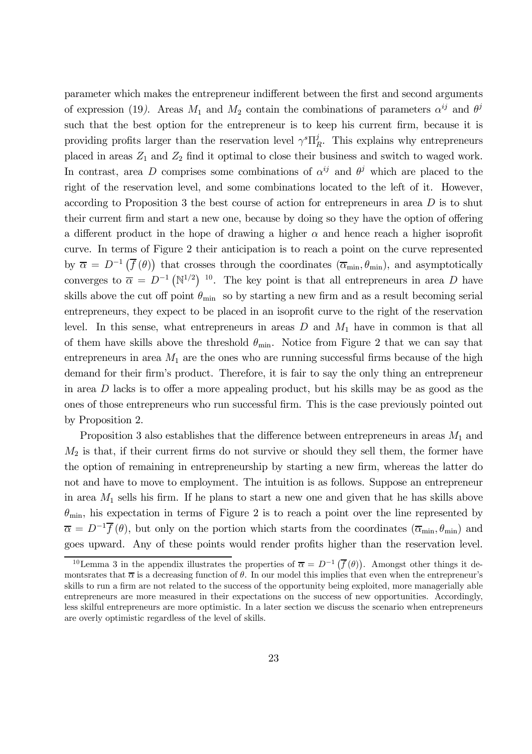parameter which makes the entrepreneur indifferent between the first and second arguments of expression (19). Areas $M_1$ and $M_2$ contain the combinations of parameters $\alpha^{ij}$ and $\theta^j$ such that the best option for the entrepreneur is to keep his current firm, because it is providing profits larger than the reservation level $\gamma^s \Pi_R^j$. This explains why entrepreneurs placed in areas $Z_1$ and $Z_2$ find it optimal to close their business and switch to waged work. In contrast, area $D$ comprises some combinations of $\alpha^{ij}$ and $\theta^j$ which are placed to the right of the reservation level, and some combinations located to the left of it. However, according to Proposition 3 the best course of action for entrepreneurs in area $D$ is to shut their current firm and start a new one, because by doing so they have the option of offering a different product in the hope of drawing a higher $\alpha$ and hence reach a higher isoprofit curve. In terms of Figure 2 their anticipation is to reach a point on the curve represented by $\overline{\alpha} = D^{-1}\left(\overline{f}(\theta)\right)$ that crosses through the coordinates $(\overline{\alpha}_{\min}, \theta_{\min})$, and asymptotically converges to $\overline{\alpha} = D^{-1}\left(\mathbb{N}^{1/2}\right)$ [10]. The key point is that all entrepreneurs in area $D$ have skills above the cut off point $\theta_{\min}$ so by starting a new firm and as a result becoming serial entrepreneurs, they expect to be placed in an isoprofit curve to the right of the reservation level. In this sense, what entrepreneurs in areas $D$ and $M_1$ have in common is that all of them have skills above the threshold $\theta_{\min}$. Notice from Figure 2 that we can say that entrepreneurs in area $M_1$ are the ones who are running successful firms because of the high demand for their firm's product. Therefore, it is fair to say the only thing an entrepreneur in area $D$ lacks is to offer a more appealing product, but his skills may be as good as the ones of those entrepreneurs who run successful firm. This is the case previously pointed out by Proposition 2.

Proposition 3 also establishes that the difference between entrepreneurs in areas $M_1$ and $M_2$ is that, if their current firms do not survive or should they sell them, the former have the option of remaining in entrepreneurship by starting a new firm, whereas the latter do not and have to move to employment. The intuition is as follows. Suppose an entrepreneur in area $M_1$ sells his firm. If he plans to start a new one and given that he has skills above $\theta_{\min}$, his expectation in terms of Figure 2 is to reach a point over the line represented by $\overline{\alpha} = D^{-1}\overline{f}(\theta)$, but only on the portion which starts from the coordinates $(\overline{\alpha}_{\min}, \theta_{\min})$ and goes upward. Any of these points would render profits higher than the reservation level.

[10] Lemma 3 in the appendix illustrates the properties of $\overline{\alpha} = D^{-1}\left(\overline{f}(\theta)\right)$. Amongst other things it demontsrates that $\overline{\alpha}$ is a decreasing function of $\theta$. In our model this implies that even when the entrepreneur's skills to run a firm are not related to the success of the opportunity being exploited, more managerially able entrepreneurs are more measured in their expectations on the success of new opportunities. Accordingly, less skilful entrepreneurs are more optimistic. In a later section we discuss the scenario when entrepreneurs are overly optimistic regardless of the level of skills.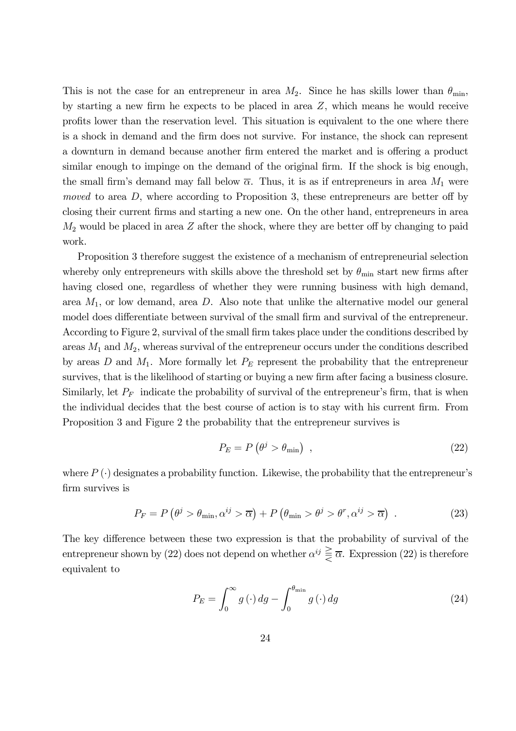This is not the case for an entrepreneur in area $M_2$. Since he has skills lower than $\theta_{\min}$, by starting a new firm he expects to be placed in area $Z$, which means he would receive profits lower than the reservation level. This situation is equivalent to the one where there is a shock in demand and the firm does not survive. For instance, the shock can represent a downturn in demand because another firm entered the market and is offering a product similar enough to impinge on the demand of the original firm. If the shock is big enough, the small firm's demand may fall below $\overline{\alpha}$. Thus, it is as if entrepreneurs in area $M_1$ were *moved* to area $D$, where according to Proposition 3, these entrepreneurs are better off by closing their current firms and starting a new one. On the other hand, entrepreneurs in area $M_2$ would be placed in area $Z$ after the shock, where they are better off by changing to paid work.

Proposition 3 therefore suggest the existence of a mechanism of entrepreneurial selection whereby only entrepreneurs with skills above the threshold set by $\theta_{\min}$ start new firms after having closed one, regardless of whether they were running business with high demand, area $M_1$, or low demand, area $D$. Also note that unlike the alternative model our general model does differentiate between survival of the small firm and survival of the entrepreneur. According to Figure 2, survival of the small firm takes place under the conditions described by areas $M_1$ and $M_2$, whereas survival of the entrepreneur occurs under the conditions described by areas $D$ and $M_1$. More formally let $P_E$ represent the probability that the entrepreneur survives, that is the likelihood of starting or buying a new firm after facing a business closure. Similarly, let $P_F$ indicate the probability of survival of the entrepreneur's firm, that is when the individual decides that the best course of action is to stay with his current firm. From Proposition 3 and Figure 2 the probability that the entrepreneur survives is

$$P_E = P\left(\theta^j > \theta_{\min}\right) \ , \tag{22}$$

where $P(\cdot)$ designates a probability function. Likewise, the probability that the entrepreneur's firm survives is

$$P_F = P\left(\theta^j > \theta_{\min}, \alpha^{ij} > \overline{\alpha}\right) + P\left(\theta_{\min} > \theta^j > \theta^r, \alpha^{ij} > \overline{\alpha}\right) \ . \tag{23}$$

The key difference between these two expression is that the probability of survival of the entrepreneur shown by (22) does not depend on whether $\alpha^{ij} \gtreqless \overline{\alpha}$. Expression (22) is therefore equivalent to

$$P_E = \int_0^{\infty} g\left(\cdot\right) dg - \int_0^{\theta_{\min}} g\left(\cdot\right) dg \tag{24}$$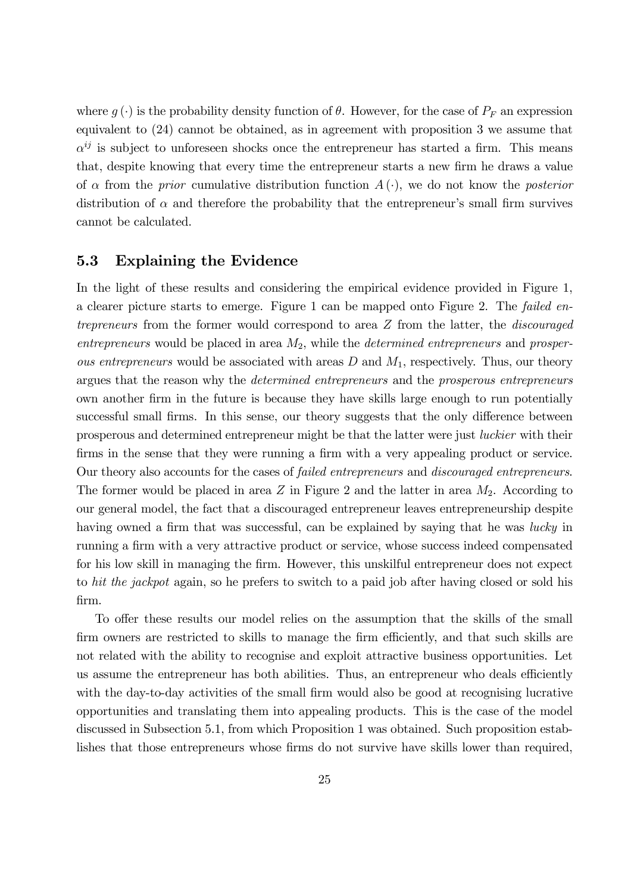where $g(\cdot)$ is the probability density function of $\theta$. However, for the case of $P_F$ an expression equivalent to (24) cannot be obtained, as in agreement with proposition 3 we assume that $\alpha^{ij}$ is subject to unforeseen shocks once the entrepreneur has started a firm. This means that, despite knowing that every time the entrepreneur starts a new firm he draws a value of $\alpha$ from the *prior* cumulative distribution function $A(\cdot)$, we do not know the *posterior* distribution of $\alpha$ and therefore the probability that the entrepreneur's small firm survives cannot be calculated.

### 5.3 Explaining the Evidence

In the light of these results and considering the empirical evidence provided in Figure 1, a clearer picture starts to emerge. Figure 1 can be mapped onto Figure 2. The *failed entrepreneurs* from the former would correspond to area $Z$ from the latter, the *discouraged entrepreneurs* would be placed in area $M_2$, while the *determined entrepreneurs* and *prosperous entrepreneurs* would be associated with areas $D$ and $M_1$, respectively. Thus, our theory argues that the reason why the *determined entrepreneurs* and the *prosperous entrepreneurs* own another firm in the future is because they have skills large enough to run potentially successful small firms. In this sense, our theory suggests that the only difference between prosperous and determined entrepreneur might be that the latter were just *luckier* with their firms in the sense that they were running a firm with a very appealing product or service. Our theory also accounts for the cases of *failed entrepreneurs* and *discouraged entrepreneurs*. The former would be placed in area $Z$ in Figure 2 and the latter in area $M_2$. According to our general model, the fact that a discouraged entrepreneur leaves entrepreneurship despite having owned a firm that was successful, can be explained by saying that he was *lucky* in running a firm with a very attractive product or service, whose success indeed compensated for his low skill in managing the firm. However, this unskilful entrepreneur does not expect to *hit the jackpot* again, so he prefers to switch to a paid job after having closed or sold his firm.

To offer these results our model relies on the assumption that the skills of the small firm owners are restricted to skills to manage the firm efficiently, and that such skills are not related with the ability to recognise and exploit attractive business opportunities. Let us assume the entrepreneur has both abilities. Thus, an entrepreneur who deals efficiently with the day-to-day activities of the small firm would also be good at recognising lucrative opportunities and translating them into appealing products. This is the case of the model discussed in Subsection 5.1, from which Proposition 1 was obtained. Such proposition establishes that those entrepreneurs whose firms do not survive have skills lower than required,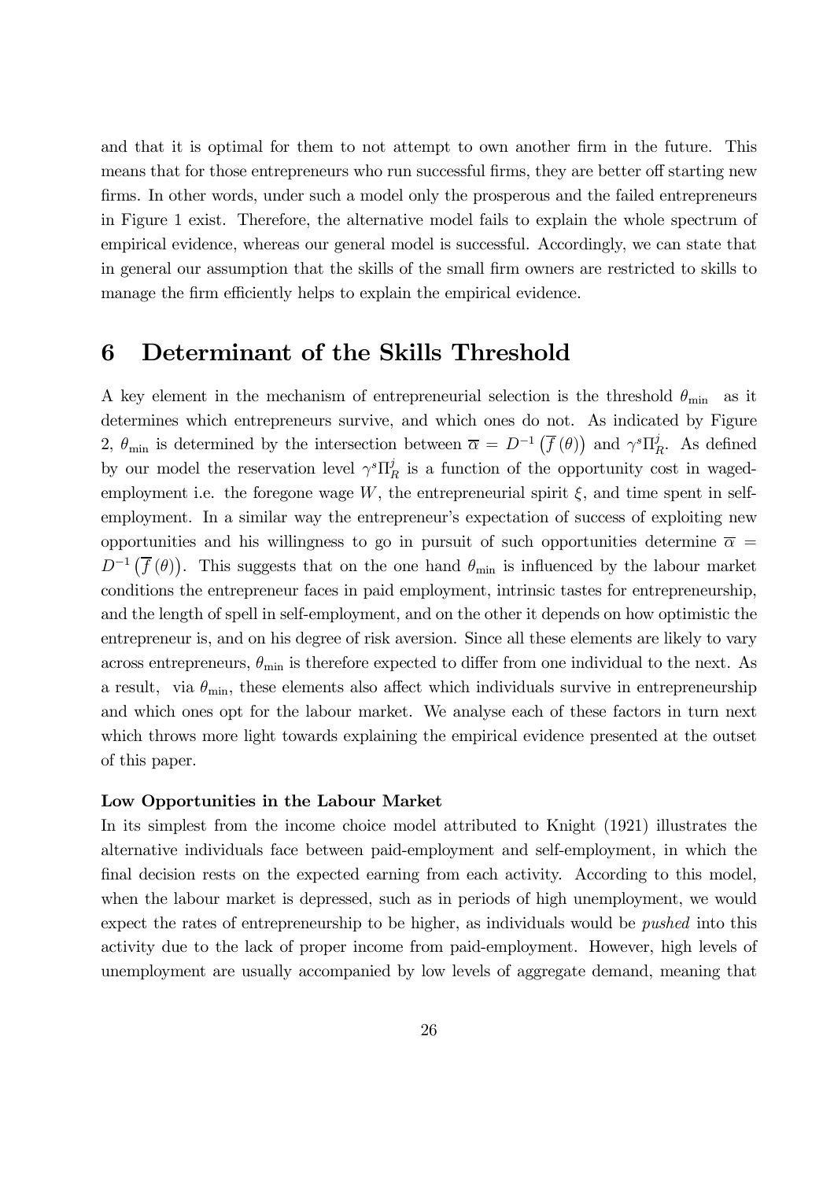and that it is optimal for them to not attempt to own another firm in the future. This means that for those entrepreneurs who run successful firms, they are better off starting new firms. In other words, under such a model only the prosperous and the failed entrepreneurs in Figure 1 exist. Therefore, the alternative model fails to explain the whole spectrum of empirical evidence, whereas our general model is successful. Accordingly, we can state that in general our assumption that the skills of the small firm owners are restricted to skills to manage the firm efficiently helps to explain the empirical evidence.

# 6 Determinant of the Skills Threshold

A key element in the mechanism of entrepreneurial selection is the threshold $\theta_{\min}$ as it determines which entrepreneurs survive, and which ones do not. As indicated by Figure 2, $\theta_{\min}$ is determined by the intersection between $\overline{\alpha} = D^{-1}\left(\overline{f}(\theta)\right)$ and $\gamma^s \Pi_R^j$. As defined by our model the reservation level $\gamma^s \Pi_R^j$ is a function of the opportunity cost in waged-employment i.e. the foregone wage $W$, the entrepreneurial spirit $\xi$, and time spent in self-employment. In a similar way the entrepreneur's expectation of success of exploiting new opportunities and his willingness to go in pursuit of such opportunities determine $\overline{\alpha} = D^{-1}\left(\overline{f}(\theta)\right)$. This suggests that on the one hand $\theta_{\min}$ is influenced by the labour market conditions the entrepreneur faces in paid employment, intrinsic tastes for entrepreneurship, and the length of spell in self-employment, and on the other it depends on how optimistic the entrepreneur is, and on his degree of risk aversion. Since all these elements are likely to vary across entrepreneurs, $\theta_{\min}$ is therefore expected to differ from one individual to the next. As a result, via $\theta_{\min}$, these elements also affect which individuals survive in entrepreneurship and which ones opt for the labour market. We analyse each of these factors in turn next which throws more light towards explaining the empirical evidence presented at the outset of this paper.

**Low Opportunities in the Labour Market**

In its simplest from the income choice model attributed to Knight (1921) illustrates the alternative individuals face between paid-employment and self-employment, in which the final decision rests on the expected earning from each activity. According to this model, when the labour market is depressed, such as in periods of high unemployment, we would expect the rates of entrepreneurship to be higher, as individuals would be *pushed* into this activity due to the lack of proper income from paid-employment. However, high levels of unemployment are usually accompanied by low levels of aggregate demand, meaning that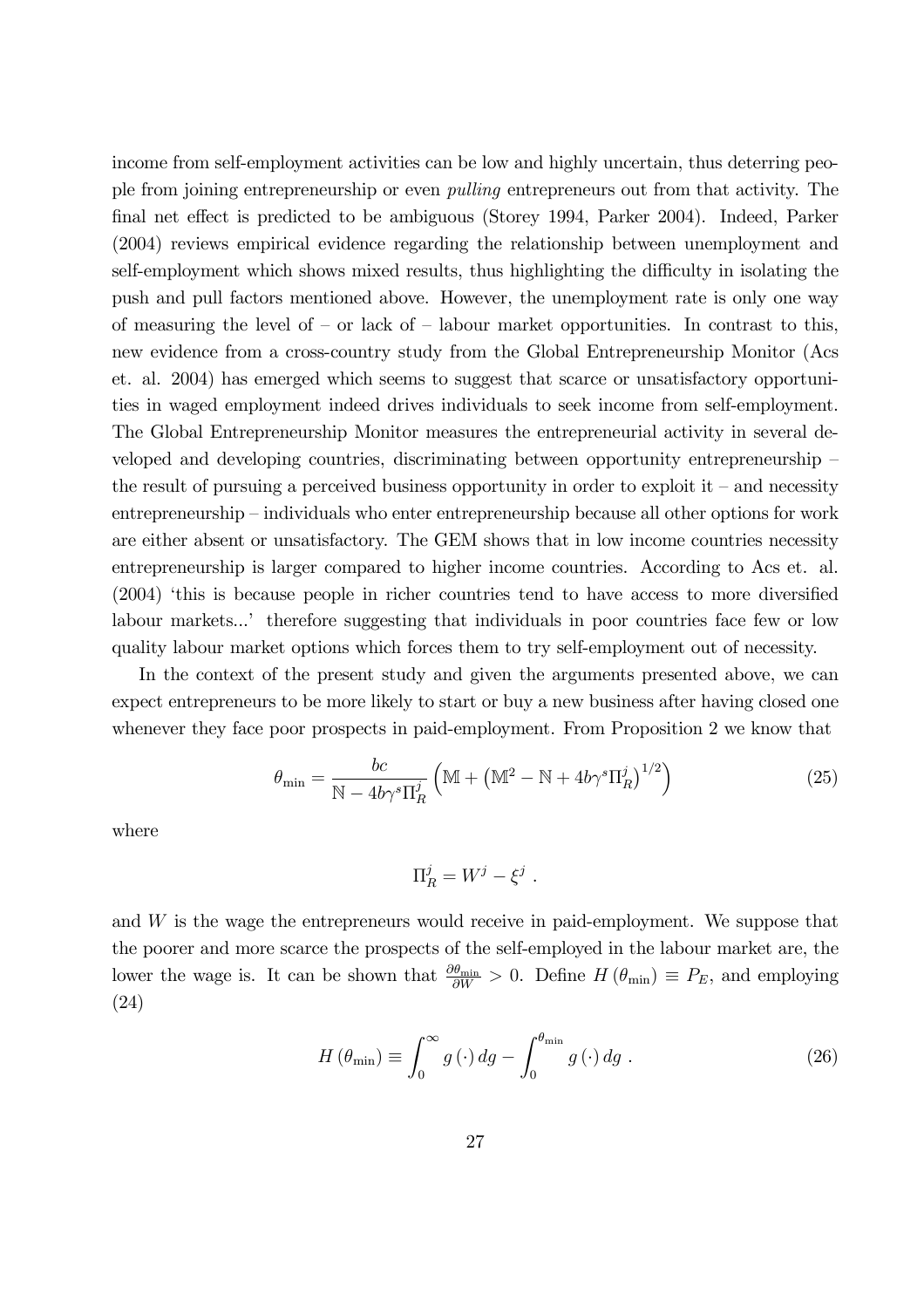income from self-employment activities can be low and highly uncertain, thus deterring people from joining entrepreneurship or even *pulling* entrepreneurs out from that activity. The final net effect is predicted to be ambiguous (Storey 1994, Parker 2004). Indeed, Parker (2004) reviews empirical evidence regarding the relationship between unemployment and self-employment which shows mixed results, thus highlighting the difficulty in isolating the push and pull factors mentioned above. However, the unemployment rate is only one way of measuring the level of – or lack of – labour market opportunities. In contrast to this, new evidence from a cross-country study from the Global Entrepreneurship Monitor (Acs et. al. 2004) has emerged which seems to suggest that scarce or unsatisfactory opportunities in waged employment indeed drives individuals to seek income from self-employment. The Global Entrepreneurship Monitor measures the entrepreneurial activity in several developed and developing countries, discriminating between opportunity entrepreneurship – the result of pursuing a perceived business opportunity in order to exploit it – and necessity entrepreneurship – individuals who enter entrepreneurship because all other options for work are either absent or unsatisfactory. The GEM shows that in low income countries necessity entrepreneurship is larger compared to higher income countries. According to Acs et. al. (2004) 'this is because people in richer countries tend to have access to more diversified labour markets...' therefore suggesting that individuals in poor countries face few or low quality labour market options which forces them to try self-employment out of necessity.

In the context of the present study and given the arguments presented above, we can expect entrepreneurs to be more likely to start or buy a new business after having closed one whenever they face poor prospects in paid-employment. From Proposition 2 we know that

$$\theta_{\min} = \frac{bc}{\mathbb{N} - 4b\gamma^s \Pi_R^j} \left( \mathbb{M} + \left( \mathbb{M}^2 - \mathbb{N} + 4b\gamma^s \Pi_R^j \right)^{1/2} \right) \tag{25}$$

where

$$\Pi_R^j = W^j - \xi^j \ .$$

and $W$ is the wage the entrepreneurs would receive in paid-employment. We suppose that the poorer and more scarce the prospects of the self-employed in the labour market are, the lower the wage is. It can be shown that $\frac{\partial \theta_{\min}}{\partial W} > 0$. Define $H(\theta_{\min}) \equiv P_E$, and employing (24)

$$H(\theta_{\min}) \equiv \int_0^{\infty} g(\cdot)\, dg - \int_0^{\theta_{\min}} g(\cdot)\, dg \ . \tag{26}$$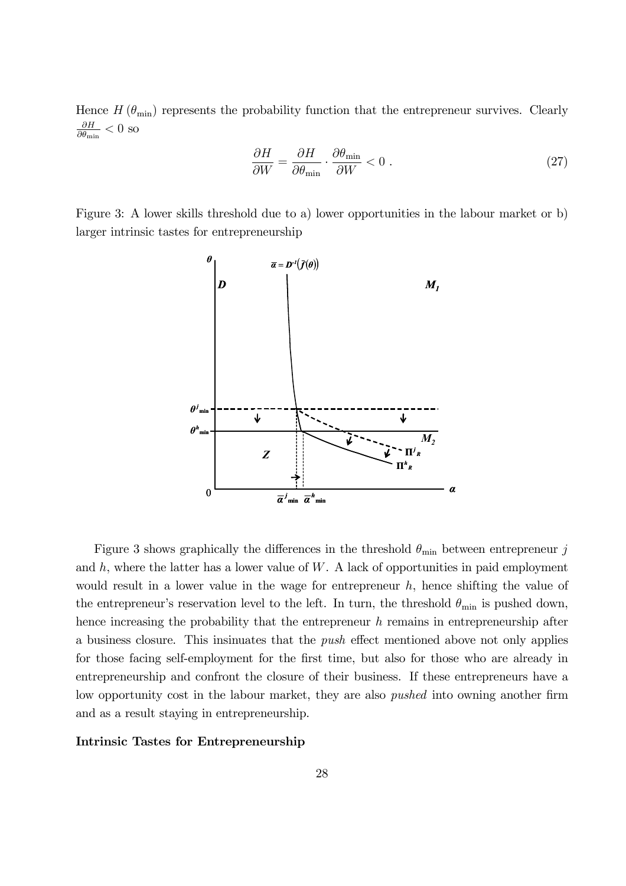Hence $H(\theta_{\min})$ represents the probability function that the entrepreneur survives. Clearly $\frac{\partial H}{\partial \theta_{\min}} < 0$ so

$$\frac{\partial H}{\partial W} = \frac{\partial H}{\partial \theta_{\min}} \cdot \frac{\partial \theta_{\min}}{\partial W} < 0 \ . \tag{27}$$

Figure 3: A lower skills threshold due to a) lower opportunities in the labour market or b) larger intrinsic tastes for entrepreneurship

Figure 3 shows graphically the differences in the threshold $\theta_{\min}$ between entrepreneur $j$ and $h$, where the latter has a lower value of $W$. A lack of opportunities in paid employment would result in a lower value in the wage for entrepreneur $h$, hence shifting the value of the entrepreneur's reservation level to the left. In turn, the threshold $\theta_{\min}$ is pushed down, hence increasing the probability that the entrepreneur $h$ remains in entrepreneurship after a business closure. This insinuates that the *push* effect mentioned above not only applies for those facing self-employment for the first time, but also for those who are already in entrepreneurship and confront the closure of their business. If these entrepreneurs have a low opportunity cost in the labour market, they are also *pushed* into owning another firm and as a result staying in entrepreneurship.

**Intrinsic Tastes for Entrepreneurship**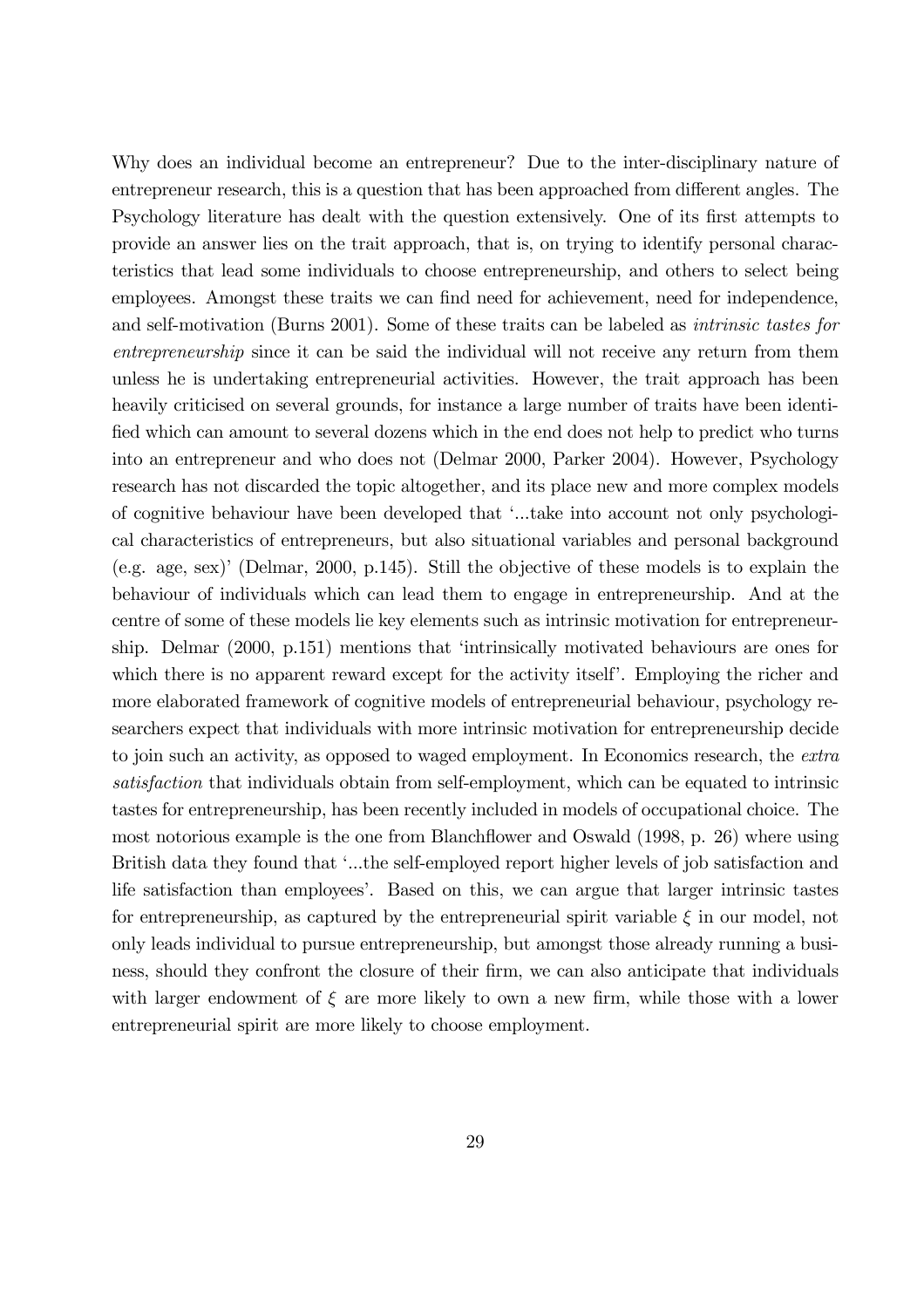Why does an individual become an entrepreneur? Due to the inter-disciplinary nature of entrepreneur research, this is a question that has been approached from different angles. The Psychology literature has dealt with the question extensively. One of its first attempts to provide an answer lies on the trait approach, that is, on trying to identify personal characteristics that lead some individuals to choose entrepreneurship, and others to select being employees. Amongst these traits we can find need for achievement, need for independence, and self-motivation (Burns 2001). Some of these traits can be labeled as *intrinsic tastes for entrepreneurship* since it can be said the individual will not receive any return from them unless he is undertaking entrepreneurial activities. However, the trait approach has been heavily criticised on several grounds, for instance a large number of traits have been identified which can amount to several dozens which in the end does not help to predict who turns into an entrepreneur and who does not (Delmar 2000, Parker 2004). However, Psychology research has not discarded the topic altogether, and its place new and more complex models of cognitive behaviour have been developed that '...take into account not only psychological characteristics of entrepreneurs, but also situational variables and personal background (e.g. age, sex)' (Delmar, 2000, p.145). Still the objective of these models is to explain the behaviour of individuals which can lead them to engage in entrepreneurship. And at the centre of some of these models lie key elements such as intrinsic motivation for entrepreneurship. Delmar (2000, p.151) mentions that 'intrinsically motivated behaviours are ones for which there is no apparent reward except for the activity itself'. Employing the richer and more elaborated framework of cognitive models of entrepreneurial behaviour, psychology researchers expect that individuals with more intrinsic motivation for entrepreneurship decide to join such an activity, as opposed to waged employment. In Economics research, the *extra satisfaction* that individuals obtain from self-employment, which can be equated to intrinsic tastes for entrepreneurship, has been recently included in models of occupational choice. The most notorious example is the one from Blanchflower and Oswald (1998, p. 26) where using British data they found that '...the self-employed report higher levels of job satisfaction and life satisfaction than employees'. Based on this, we can argue that larger intrinsic tastes for entrepreneurship, as captured by the entrepreneurial spirit variable $\xi$ in our model, not only leads individual to pursue entrepreneurship, but amongst those already running a business, should they confront the closure of their firm, we can also anticipate that individuals with larger endowment of $\xi$ are more likely to own a new firm, while those with a lower entrepreneurial spirit are more likely to choose employment.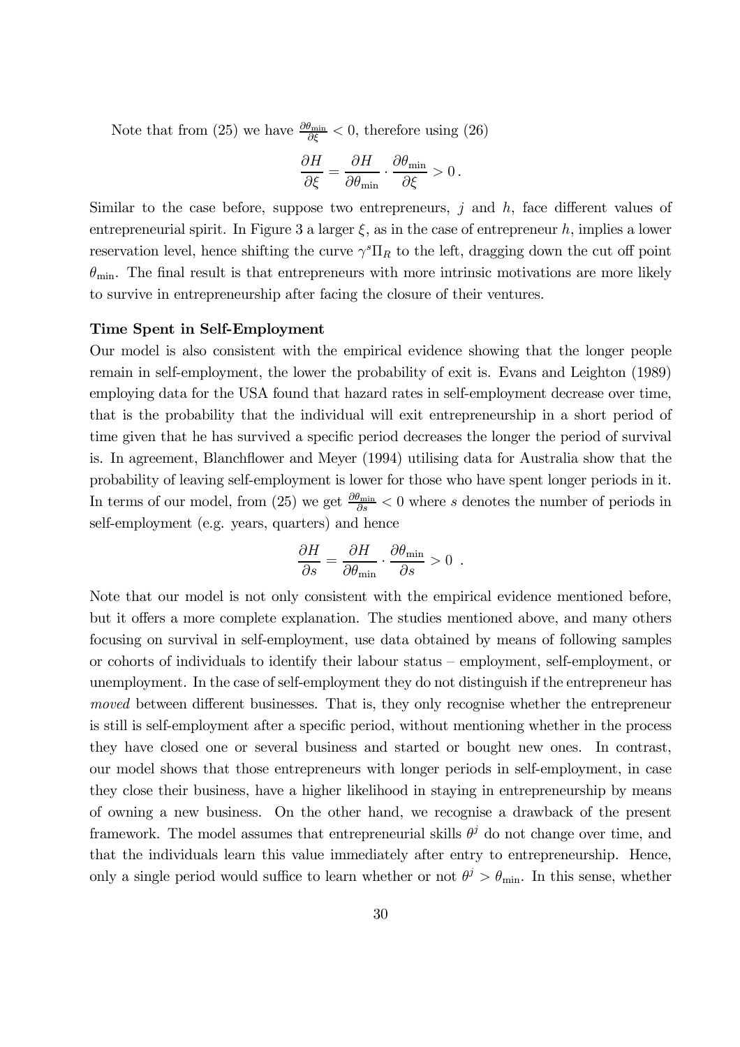Note that from (25) we have $\frac{\partial \theta_{\min}}{\partial \xi} < 0$, therefore using (26)

$$\frac{\partial H}{\partial \xi} = \frac{\partial H}{\partial \theta_{\min}} \cdot \frac{\partial \theta_{\min}}{\partial \xi} > 0\,.$$

Similar to the case before, suppose two entrepreneurs, $j$ and $h$, face different values of entrepreneurial spirit. In Figure 3 a larger $\xi$, as in the case of entrepreneur $h$, implies a lower reservation level, hence shifting the curve $\gamma^s \Pi_R$ to the left, dragging down the cut off point $\theta_{\min}$. The final result is that entrepreneurs with more intrinsic motivations are more likely to survive in entrepreneurship after facing the closure of their ventures.

**Time Spent in Self-Employment**

Our model is also consistent with the empirical evidence showing that the longer people remain in self-employment, the lower the probability of exit is. Evans and Leighton (1989) employing data for the USA found that hazard rates in self-employment decrease over time, that is the probability that the individual will exit entrepreneurship in a short period of time given that he has survived a specific period decreases the longer the period of survival is. In agreement, Blanchflower and Meyer (1994) utilising data for Australia show that the probability of leaving self-employment is lower for those who have spent longer periods in it. In terms of our model, from (25) we get $\frac{\partial \theta_{\min}}{\partial s} < 0$ where $s$ denotes the number of periods in self-employment (e.g. years, quarters) and hence

$$\frac{\partial H}{\partial s} = \frac{\partial H}{\partial \theta_{\min}} \cdot \frac{\partial \theta_{\min}}{\partial s} > 0\ .$$

Note that our model is not only consistent with the empirical evidence mentioned before, but it offers a more complete explanation. The studies mentioned above, and many others focusing on survival in self-employment, use data obtained by means of following samples or cohorts of individuals to identify their labour status – employment, self-employment, or unemployment. In the case of self-employment they do not distinguish if the entrepreneur has *moved* between different businesses. That is, they only recognise whether the entrepreneur is still is self-employment after a specific period, without mentioning whether in the process they have closed one or several business and started or bought new ones. In contrast, our model shows that those entrepreneurs with longer periods in self-employment, in case they close their business, have a higher likelihood in staying in entrepreneurship by means of owning a new business. On the other hand, we recognise a drawback of the present framework. The model assumes that entrepreneurial skills $\theta^j$ do not change over time, and that the individuals learn this value immediately after entry to entrepreneurship. Hence, only a single period would suffice to learn whether or not $\theta^j > \theta_{\min}$. In this sense, whether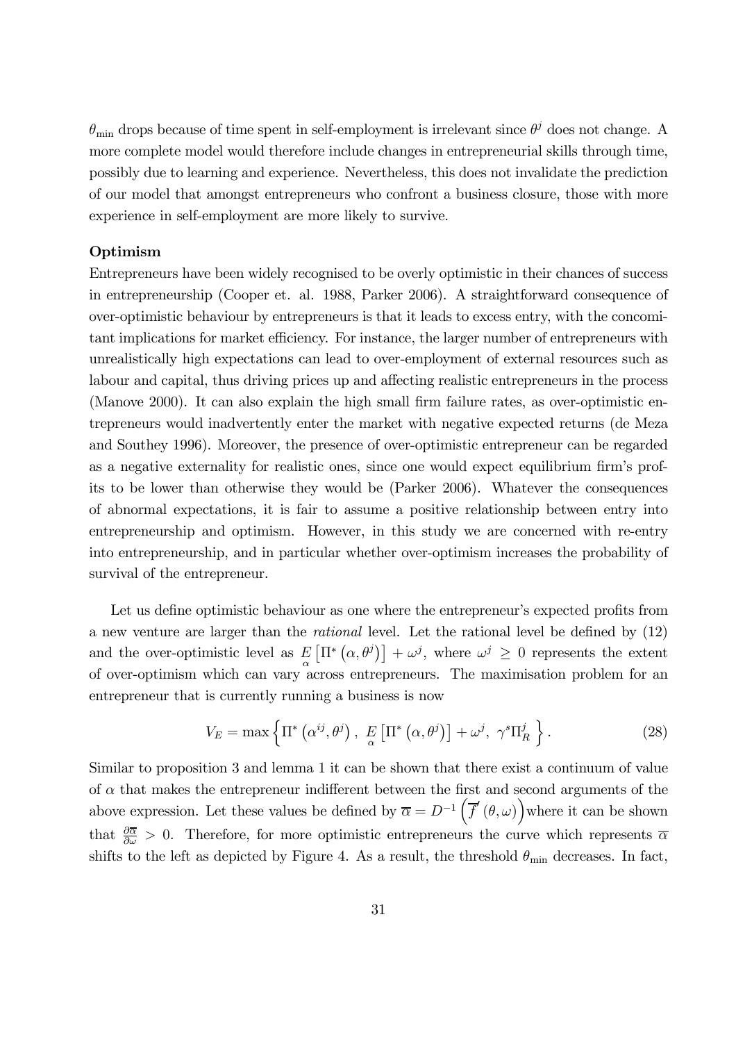$\theta_{\min}$ drops because of time spent in self-employment is irrelevant since $\theta^j$ does not change. A more complete model would therefore include changes in entrepreneurial skills through time, possibly due to learning and experience. Nevertheless, this does not invalidate the prediction of our model that amongst entrepreneurs who confront a business closure, those with more experience in self-employment are more likely to survive.

**Optimism**

Entrepreneurs have been widely recognised to be overly optimistic in their chances of success in entrepreneurship (Cooper et. al. 1988, Parker 2006). A straightforward consequence of over-optimistic behaviour by entrepreneurs is that it leads to excess entry, with the concomitant implications for market efficiency. For instance, the larger number of entrepreneurs with unrealistically high expectations can lead to over-employment of external resources such as labour and capital, thus driving prices up and affecting realistic entrepreneurs in the process (Manove 2000). It can also explain the high small firm failure rates, as over-optimistic entrepreneurs would inadvertently enter the market with negative expected returns (de Meza and Southey 1996). Moreover, the presence of over-optimistic entrepreneur can be regarded as a negative externality for realistic ones, since one would expect equilibrium firm's profits to be lower than otherwise they would be (Parker 2006). Whatever the consequences of abnormal expectations, it is fair to assume a positive relationship between entry into entrepreneurship and optimism. However, in this study we are concerned with re-entry into entrepreneurship, and in particular whether over-optimism increases the probability of survival of the entrepreneur.

Let us define optimistic behaviour as one where the entrepreneur's expected profits from a new venture are larger than the *rational* level. Let the rational level be defined by (12) and the over-optimistic level as $\underset{\alpha}{E}\left[\Pi^*\left(\alpha,\theta^j\right)\right]+\omega^j$, where $\omega^j \geq 0$ represents the extent of over-optimism which can vary across entrepreneurs. The maximisation problem for an entrepreneur that is currently running a business is now

$$V_E = \max\left\{\Pi^*\left(\alpha^{ij},\theta^j\right),\ \underset{\alpha}{E}\left[\Pi^*\left(\alpha,\theta^j\right)\right]+\omega^j,\ \gamma^s\Pi_R^j\right\}. \tag{28}$$

Similar to proposition 3 and lemma 1 it can be shown that there exist a continuum of value of $\alpha$ that makes the entrepreneur indifferent between the first and second arguments of the above expression. Let these values be defined by $\overline{\alpha} = D^{-1}\left(\overline{f}'\left(\theta,\omega\right)\right)$ where it can be shown that $\frac{\partial\overline{\alpha}}{\partial\omega} > 0$. Therefore, for more optimistic entrepreneurs the curve which represents $\overline{\alpha}$ shifts to the left as depicted by Figure 4. As a result, the threshold $\theta_{\min}$ decreases. In fact,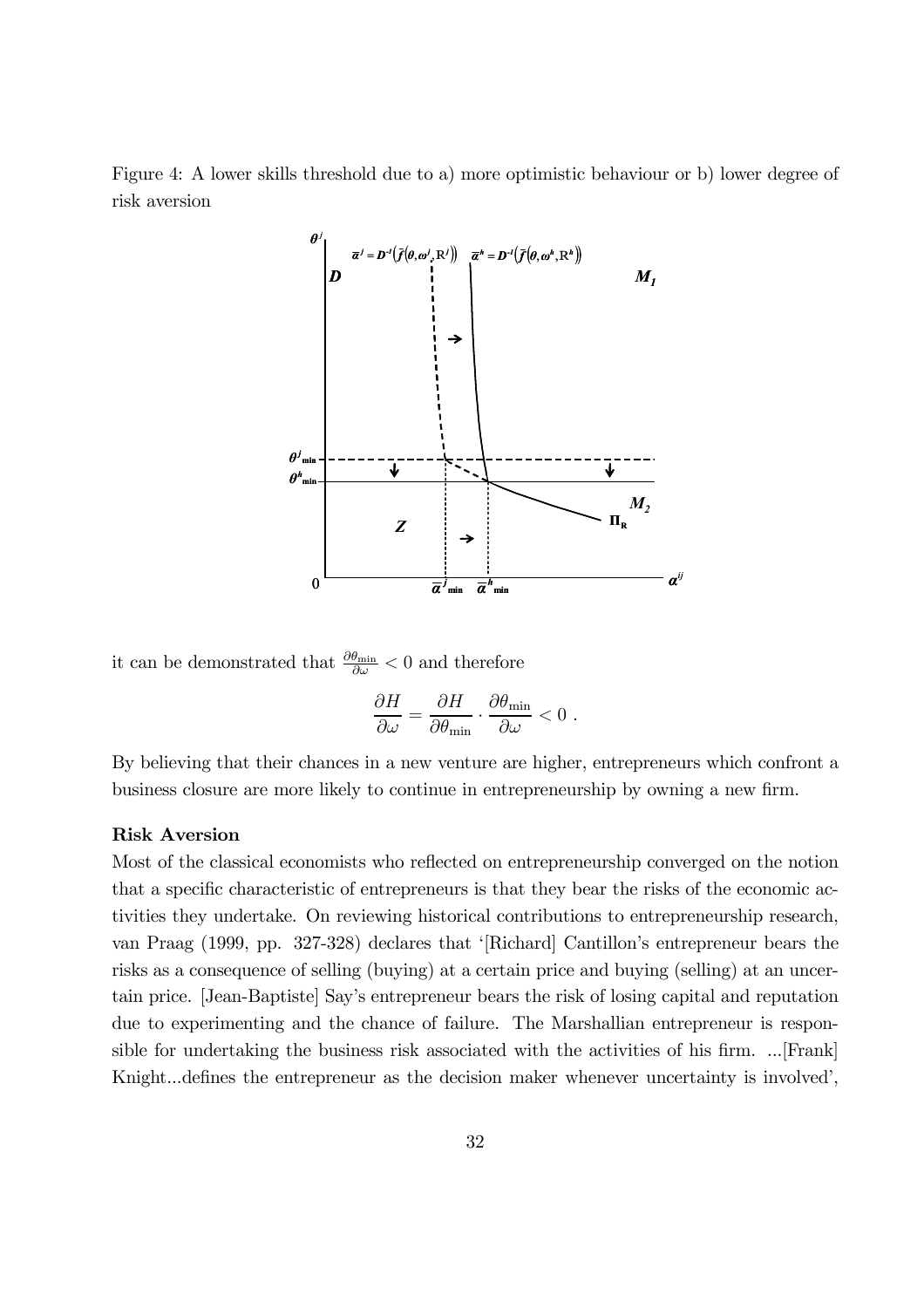Figure 4: A lower skills threshold due to a) more optimistic behaviour or b) lower degree of risk aversion

it can be demonstrated that $\frac{\partial \theta_{\min}}{\partial \omega} < 0$ and therefore

$$\frac{\partial H}{\partial \omega} = \frac{\partial H}{\partial \theta_{\min}} \cdot \frac{\partial \theta_{\min}}{\partial \omega} < 0 \ .$$

By believing that their chances in a new venture are higher, entrepreneurs which confront a business closure are more likely to continue in entrepreneurship by owning a new firm.

**Risk Aversion**

Most of the classical economists who reflected on entrepreneurship converged on the notion that a specific characteristic of entrepreneurs is that they bear the risks of the economic activities they undertake. On reviewing historical contributions to entrepreneurship research, van Praag (1999, pp. 327-328) declares that '[Richard] Cantillon's entrepreneur bears the risks as a consequence of selling (buying) at a certain price and buying (selling) at an uncertain price. [Jean-Baptiste] Say's entrepreneur bears the risk of losing capital and reputation due to experimenting and the chance of failure. The Marshallian entrepreneur is responsible for undertaking the business risk associated with the activities of his firm. ...[Frank] Knight...defines the entrepreneur as the decision maker whenever uncertainty is involved',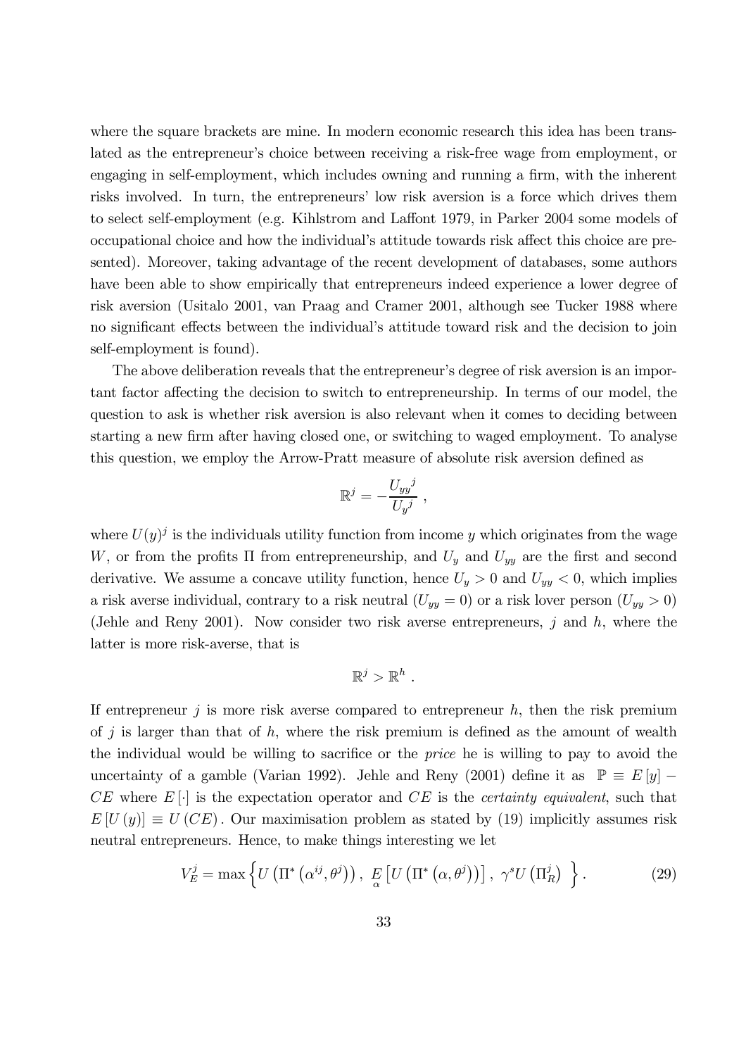where the square brackets are mine. In modern economic research this idea has been translated as the entrepreneur's choice between receiving a risk-free wage from employment, or engaging in self-employment, which includes owning and running a firm, with the inherent risks involved. In turn, the entrepreneurs' low risk aversion is a force which drives them to select self-employment (e.g. Kihlstrom and Laffont 1979, in Parker 2004 some models of occupational choice and how the individual's attitude towards risk affect this choice are presented). Moreover, taking advantage of the recent development of databases, some authors have been able to show empirically that entrepreneurs indeed experience a lower degree of risk aversion (Usitalo 2001, van Praag and Cramer 2001, although see Tucker 1988 where no significant effects between the individual's attitude toward risk and the decision to join self-employment is found).

The above deliberation reveals that the entrepreneur's degree of risk aversion is an important factor affecting the decision to switch to entrepreneurship. In terms of our model, the question to ask is whether risk aversion is also relevant when it comes to deciding between starting a new firm after having closed one, or switching to waged employment. To analyse this question, we employ the Arrow-Pratt measure of absolute risk aversion defined as

$$\mathbb{R}^j = -\frac{{U_{yy}}^j}{{U_y}^j} \ ,$$

where $U(y)^j$ is the individuals utility function from income $y$ which originates from the wage $W$, or from the profits $\Pi$ from entrepreneurship, and $U_y$ and $U_{yy}$ are the first and second derivative. We assume a concave utility function, hence $U_y > 0$ and $U_{yy} < 0$, which implies a risk averse individual, contrary to a risk neutral ($U_{yy} = 0$) or a risk lover person ($U_{yy} > 0$) (Jehle and Reny 2001). Now consider two risk averse entrepreneurs, $j$ and $h$, where the latter is more risk-averse, that is

$$\mathbb{R}^j > \mathbb{R}^h \ .$$

If entrepreneur $j$ is more risk averse compared to entrepreneur $h$, then the risk premium of $j$ is larger than that of $h$, where the risk premium is defined as the amount of wealth the individual would be willing to sacrifice or the *price* he is willing to pay to avoid the uncertainty of a gamble (Varian 1992). Jehle and Reny (2001) define it as $\mathbb{P} \equiv E[y] - CE$ where $E[\cdot]$ is the expectation operator and $CE$ is the *certainty equivalent*, such that $E[U(y)] \equiv U(CE)$. Our maximisation problem as stated by (19) implicitly assumes risk neutral entrepreneurs. Hence, to make things interesting we let

$$V_E^j = \max\left\{ U\left(\Pi^*\left(\alpha^{ij}, \theta^j\right)\right), \ \underset{\alpha}{E}\left[U\left(\Pi^*\left(\alpha, \theta^j\right)\right)\right], \ \gamma^s U\left(\Pi_R^j\right) \ \right\}. \tag{29}$$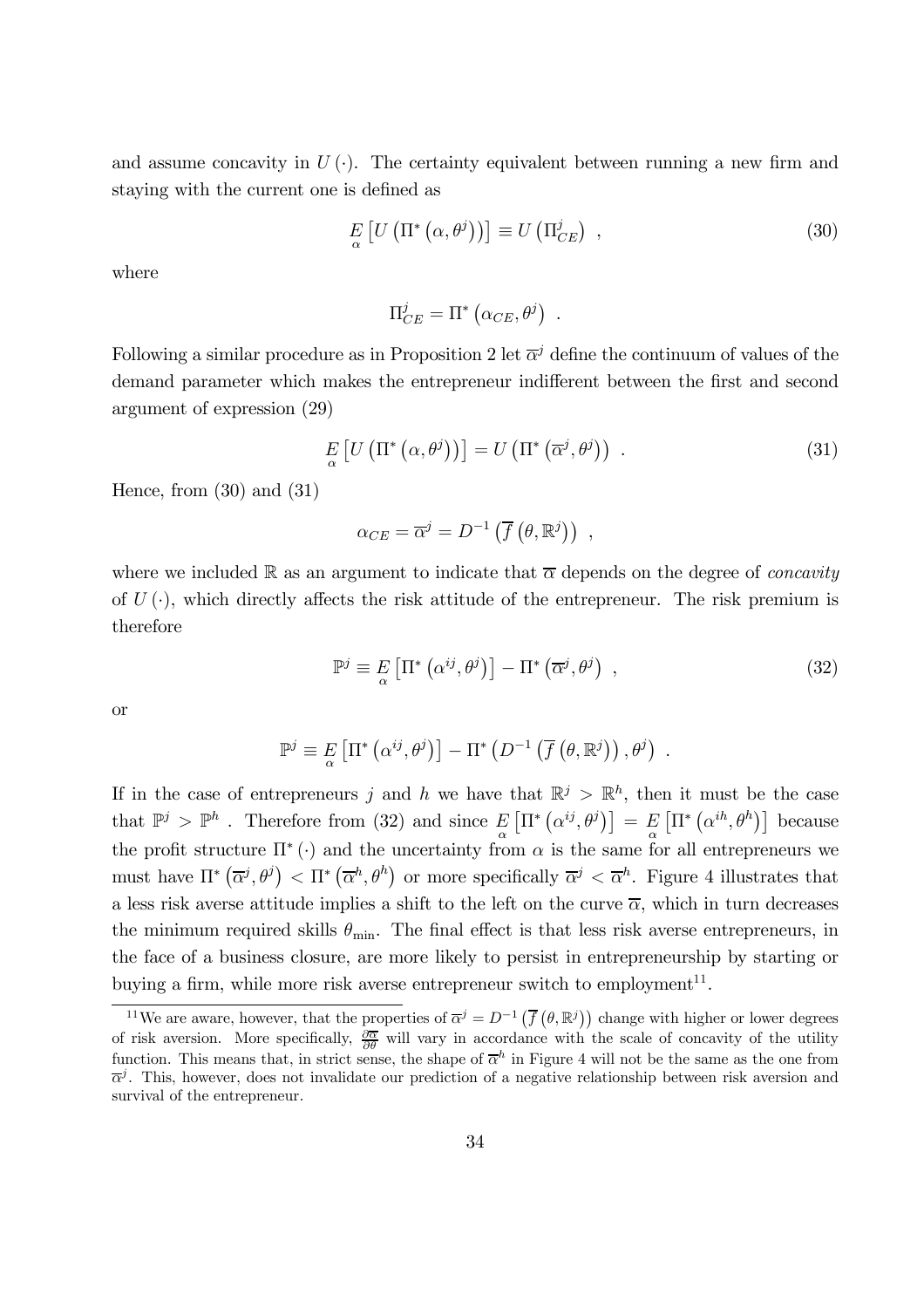and assume concavity in $U(\cdot)$. The certainty equivalent between running a new firm and staying with the current one is defined as

$$\underset{\alpha}{E}\left[U\left(\Pi^*\left(\alpha,\theta^j\right)\right)\right] \equiv U\left(\Pi_{CE}^j\right) \ , \tag{30}$$

where

$$\Pi_{CE}^j = \Pi^*\left(\alpha_{CE},\theta^j\right) \ .$$

Following a similar procedure as in Proposition 2 let $\overline{\alpha}^j$ define the continuum of values of the demand parameter which makes the entrepreneur indifferent between the first and second argument of expression (29)

$$\underset{\alpha}{E}\left[U\left(\Pi^*\left(\alpha,\theta^j\right)\right)\right] = U\left(\Pi^*\left(\overline{\alpha}^j,\theta^j\right)\right) \ . \tag{31}$$

Hence, from (30) and (31)

$$\alpha_{CE} = \overline{\alpha}^j = D^{-1}\left(\overline{f}\left(\theta,\mathbb{R}^j\right)\right) \ ,$$

where we included $\mathbb{R}$ as an argument to indicate that $\overline{\alpha}$ depends on the degree of *concavity* of $U(\cdot)$, which directly affects the risk attitude of the entrepreneur. The risk premium is therefore

$$\mathbb{P}^j \equiv \underset{\alpha}{E}\left[\Pi^*\left(\alpha^{ij},\theta^j\right)\right] - \Pi^*\left(\overline{\alpha}^j,\theta^j\right) \ , \tag{32}$$

or

$$\mathbb{P}^j \equiv \underset{\alpha}{E}\left[\Pi^*\left(\alpha^{ij},\theta^j\right)\right] - \Pi^*\left(D^{-1}\left(\overline{f}\left(\theta,\mathbb{R}^j\right)\right),\theta^j\right) \ .$$

If in the case of entrepreneurs $j$ and $h$ we have that $\mathbb{R}^j > \mathbb{R}^h$, then it must be the case that $\mathbb{P}^j > \mathbb{P}^h$ . Therefore from (32) and since $\underset{\alpha}{E}\left[\Pi^*\left(\alpha^{ij},\theta^j\right)\right] = \underset{\alpha}{E}\left[\Pi^*\left(\alpha^{ih},\theta^h\right)\right]$ because the profit structure $\Pi^*(\cdot)$ and the uncertainty from $\alpha$ is the same for all entrepreneurs we must have $\Pi^*\left(\overline{\alpha}^j,\theta^j\right) < \Pi^*\left(\overline{\alpha}^h,\theta^h\right)$ or more specifically $\overline{\alpha}^j < \overline{\alpha}^h$. Figure 4 illustrates that a less risk averse attitude implies a shift to the left on the curve $\overline{\alpha}$, which in turn decreases the minimum required skills $\theta_{\min}$. The final effect is that less risk averse entrepreneurs, in the face of a business closure, are more likely to persist in entrepreneurship by starting or buying a firm, while more risk averse entrepreneur switch to employment[11].

[11] We are aware, however, that the properties of $\overline{\alpha}^j = D^{-1}\left(\overline{f}\left(\theta,\mathbb{R}^j\right)\right)$ change with higher or lower degrees of risk aversion. More specifically, $\frac{\partial\overline{\alpha}}{\partial\theta}$ will vary in accordance with the scale of concavity of the utility function. This means that, in strict sense, the shape of $\overline{\alpha}^h$ in Figure 4 will not be the same as the one from $\overline{\alpha}^j$. This, however, does not invalidate our prediction of a negative relationship between risk aversion and survival of the entrepreneur.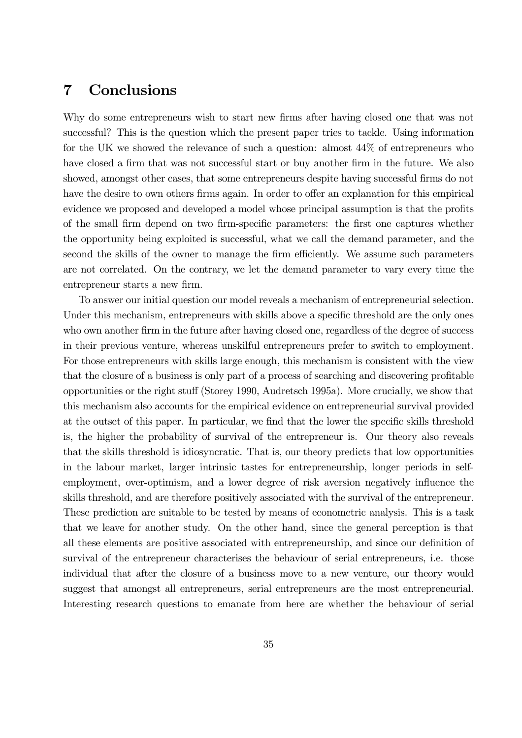## 7 Conclusions

Why do some entrepreneurs wish to start new firms after having closed one that was not successful? This is the question which the present paper tries to tackle. Using information for the UK we showed the relevance of such a question: almost 44% of entrepreneurs who have closed a firm that was not successful start or buy another firm in the future. We also showed, amongst other cases, that some entrepreneurs despite having successful firms do not have the desire to own others firms again. In order to offer an explanation for this empirical evidence we proposed and developed a model whose principal assumption is that the profits of the small firm depend on two firm-specific parameters: the first one captures whether the opportunity being exploited is successful, what we call the demand parameter, and the second the skills of the owner to manage the firm efficiently. We assume such parameters are not correlated. On the contrary, we let the demand parameter to vary every time the entrepreneur starts a new firm.

To answer our initial question our model reveals a mechanism of entrepreneurial selection. Under this mechanism, entrepreneurs with skills above a specific threshold are the only ones who own another firm in the future after having closed one, regardless of the degree of success in their previous venture, whereas unskilful entrepreneurs prefer to switch to employment. For those entrepreneurs with skills large enough, this mechanism is consistent with the view that the closure of a business is only part of a process of searching and discovering profitable opportunities or the right stuff (Storey 1990, Audretsch 1995a). More crucially, we show that this mechanism also accounts for the empirical evidence on entrepreneurial survival provided at the outset of this paper. In particular, we find that the lower the specific skills threshold is, the higher the probability of survival of the entrepreneur is. Our theory also reveals that the skills threshold is idiosyncratic. That is, our theory predicts that low opportunities in the labour market, larger intrinsic tastes for entrepreneurship, longer periods in self-employment, over-optimism, and a lower degree of risk aversion negatively influence the skills threshold, and are therefore positively associated with the survival of the entrepreneur. These prediction are suitable to be tested by means of econometric analysis. This is a task that we leave for another study. On the other hand, since the general perception is that all these elements are positive associated with entrepreneurship, and since our definition of survival of the entrepreneur characterises the behaviour of serial entrepreneurs, i.e. those individual that after the closure of a business move to a new venture, our theory would suggest that amongst all entrepreneurs, serial entrepreneurs are the most entrepreneurial. Interesting research questions to emanate from here are whether the behaviour of serial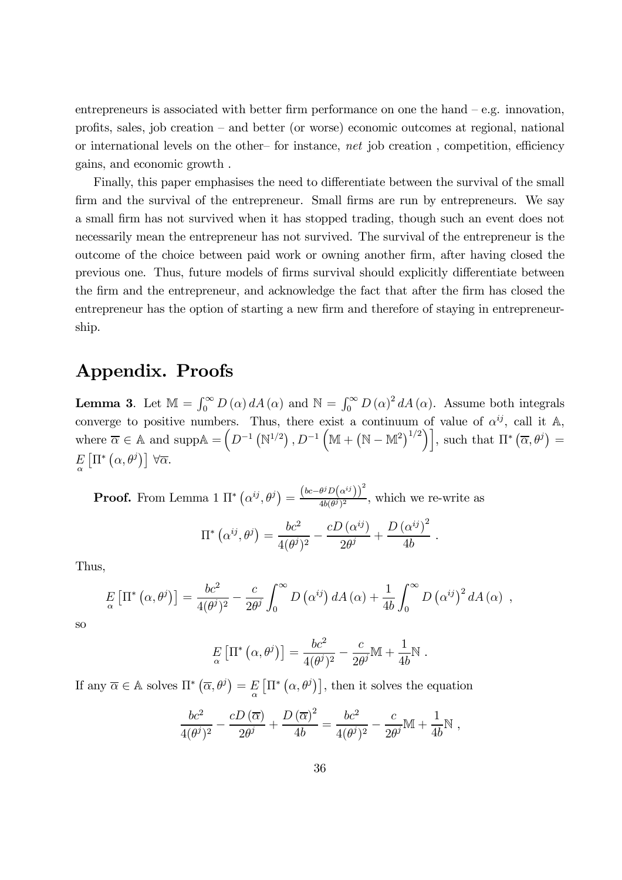entrepreneurs is associated with better firm performance on one the hand – e.g. innovation, profits, sales, job creation – and better (or worse) economic outcomes at regional, national or international levels on the other– for instance, *net* job creation , competition, efficiency gains, and economic growth .

Finally, this paper emphasises the need to differentiate between the survival of the small firm and the survival of the entrepreneur. Small firms are run by entrepreneurs. We say a small firm has not survived when it has stopped trading, though such an event does not necessarily mean the entrepreneur has not survived. The survival of the entrepreneur is the outcome of the choice between paid work or owning another firm, after having closed the previous one. Thus, future models of firms survival should explicitly differentiate between the firm and the entrepreneur, and acknowledge the fact that after the firm has closed the entrepreneur has the option of starting a new firm and therefore of staying in entrepreneurship.

# Appendix. Proofs

**Lemma 3**. Let $\mathbb{M} = \int_0^\infty D(\alpha)\, dA(\alpha)$ and $\mathbb{N} = \int_0^\infty D(\alpha)^2\, dA(\alpha)$. Assume both integrals converge to positive numbers. Thus, there exist a continuum of value of $\alpha^{ij}$, call it $\mathbb{A}$, where $\overline{\alpha} \in \mathbb{A}$ and $\text{supp}\mathbb{A} = \left(D^{-1}\left(\mathbb{N}^{1/2}\right), D^{-1}\left(\mathbb{M} + \left(\mathbb{N} - \mathbb{M}^2\right)^{1/2}\right)\right]$, such that $\Pi^*\left(\overline{\alpha}, \theta^j\right) = \underset{\alpha}{E}\left[\Pi^*\left(\alpha, \theta^j\right)\right]\ \forall \overline{\alpha}$.

**Proof.** From Lemma 1 $\Pi^*\left(\alpha^{ij}, \theta^j\right) = \frac{\left(bc - \theta^j D\left(\alpha^{ij}\right)\right)^2}{4b(\theta^j)^2}$, which we re-write as

$$\Pi^*\left(\alpha^{ij}, \theta^j\right) = \frac{bc^2}{4(\theta^j)^2} - \frac{cD\left(\alpha^{ij}\right)}{2\theta^j} + \frac{D\left(\alpha^{ij}\right)^2}{4b}\ .$$

Thus,

$$\underset{\alpha}{E}\left[\Pi^*\left(\alpha, \theta^j\right)\right] = \frac{bc^2}{4(\theta^j)^2} - \frac{c}{2\theta^j}\int_0^\infty D\left(\alpha^{ij}\right) dA(\alpha) + \frac{1}{4b}\int_0^\infty D\left(\alpha^{ij}\right)^2 dA(\alpha)\ ,$$

so

$$\underset{\alpha}{E}\left[\Pi^*\left(\alpha, \theta^j\right)\right] = \frac{bc^2}{4(\theta^j)^2} - \frac{c}{2\theta^j}\mathbb{M} + \frac{1}{4b}\mathbb{N}\ .$$

If any $\overline{\alpha} \in \mathbb{A}$ solves $\Pi^*\left(\overline{\alpha}, \theta^j\right) = \underset{\alpha}{E}\left[\Pi^*\left(\alpha, \theta^j\right)\right]$, then it solves the equation

$$\frac{bc^2}{4(\theta^j)^2} - \frac{cD\left(\overline{\alpha}\right)}{2\theta^j} + \frac{D\left(\overline{\alpha}\right)^2}{4b} = \frac{bc^2}{4(\theta^j)^2} - \frac{c}{2\theta^j}\mathbb{M} + \frac{1}{4b}\mathbb{N}\ ,$$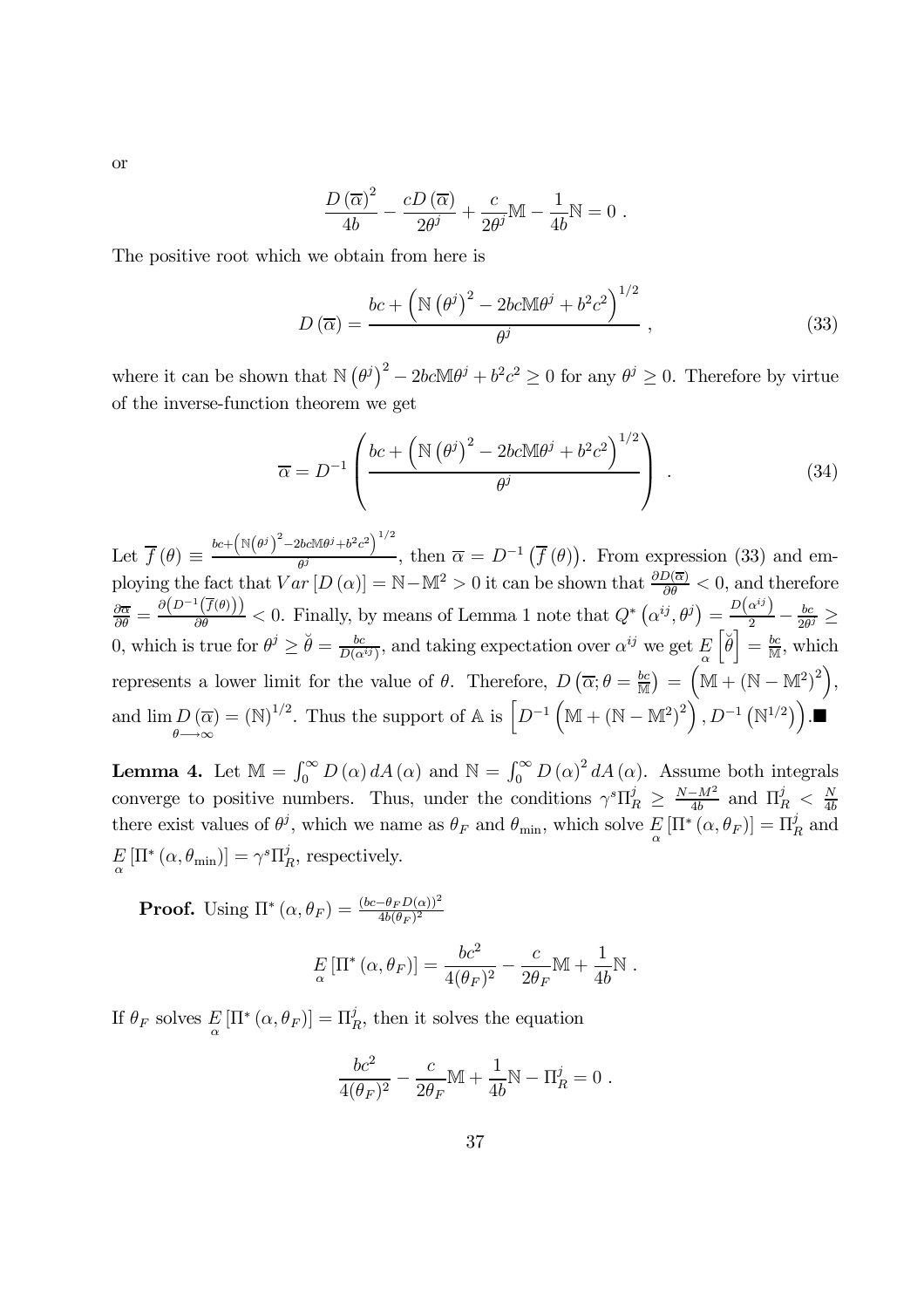or

$$\frac{D\left(\overline{\alpha}\right)^2}{4b} - \frac{cD\left(\overline{\alpha}\right)}{2\theta^j} + \frac{c}{2\theta^j}\mathbb{M} - \frac{1}{4b}\mathbb{N} = 0 \ .$$

The positive root which we obtain from here is

$$D\left(\overline{\alpha}\right) = \frac{bc + \left(\mathbb{N}\left(\theta^j\right)^2 - 2bc\mathbb{M}\theta^j + b^2c^2\right)^{1/2}}{\theta^j} \ , \tag{33}$$

where it can be shown that $\mathbb{N}\left(\theta^j\right)^2 - 2bc\mathbb{M}\theta^j + b^2c^2 \geq 0$ for any $\theta^j \geq 0$. Therefore by virtue of the inverse-function theorem we get

$$\overline{\alpha} = D^{-1}\left(\frac{bc + \left(\mathbb{N}\left(\theta^j\right)^2 - 2bc\mathbb{M}\theta^j + b^2c^2\right)^{1/2}}{\theta^j}\right) \ . \tag{34}$$

Let $\overline{f}\left(\theta\right) \equiv \frac{bc+\left(\mathbb{N}\left(\theta^j\right)^2 - 2bc\mathbb{M}\theta^j + b^2c^2\right)^{1/2}}{\theta^j}$, then $\overline{\alpha} = D^{-1}\left(\overline{f}\left(\theta\right)\right)$. From expression (33) and employing the fact that $Var\left[D\left(\alpha\right)\right] = \mathbb{N} - \mathbb{M}^2 > 0$ it can be shown that $\frac{\partial D(\overline{\alpha})}{\partial \theta} < 0$, and therefore $\frac{\partial \overline{\alpha}}{\partial \theta} = \frac{\partial\left(D^{-1}\left(\overline{f}(\theta)\right)\right)}{\partial \theta} < 0$. Finally, by means of Lemma 1 note that $Q^*\left(\alpha^{ij}, \theta^j\right) = \frac{D\left(\alpha^{ij}\right)}{2} - \frac{bc}{2\theta^j} \geq 0$, which is true for $\theta^j \geq \breve{\theta} = \frac{bc}{D(\alpha^{ij})}$, and taking expectation over $\alpha^{ij}$ we get $\underset{\alpha}{E}\left[\breve{\theta}\right] = \frac{bc}{\mathbb{M}}$, which represents a lower limit for the value of $\theta$. Therefore, $D\left(\overline{\alpha}; \theta = \frac{bc}{\mathbb{M}}\right) = \left(\mathbb{M} + \left(\mathbb{N} - \mathbb{M}^2\right)^2\right)$, and $\lim\limits_{\theta \longrightarrow \infty} D\left(\overline{\alpha}\right) = \left(\mathbb{N}\right)^{1/2}$. Thus the support of $\mathbb{A}$ is $\left[D^{-1}\left(\mathbb{M} + \left(\mathbb{N} - \mathbb{M}^2\right)^2\right), D^{-1}\left(\mathbb{N}^{1/2}\right)\right)$.■

**Lemma 4.** Let $\mathbb{M} = \int_0^\infty D\left(\alpha\right) dA\left(\alpha\right)$ and $\mathbb{N} = \int_0^\infty D\left(\alpha\right)^2 dA\left(\alpha\right)$. Assume both integrals converge to positive numbers. Thus, under the conditions $\gamma^s \Pi_R^j \geq \frac{N - M^2}{4b}$ and $\Pi_R^j < \frac{N}{4b}$ there exist values of $\theta^j$, which we name as $\theta_F$ and $\theta_{\min}$, which solve $\underset{\alpha}{E}\left[\Pi^*\left(\alpha, \theta_F\right)\right] = \Pi_R^j$ and $\underset{\alpha}{E}\left[\Pi^*\left(\alpha, \theta_{\min}\right)\right] = \gamma^s \Pi_R^j$, respectively.

**Proof.** Using $\Pi^*\left(\alpha, \theta_F\right) = \frac{(bc - \theta_F D(\alpha))^2}{4b(\theta_F)^2}$

$$\underset{\alpha}{E}\left[\Pi^*\left(\alpha, \theta_F\right)\right] = \frac{bc^2}{4(\theta_F)^2} - \frac{c}{2\theta_F}\mathbb{M} + \frac{1}{4b}\mathbb{N} \ .$$

If $\theta_F$ solves $\underset{\alpha}{E}\left[\Pi^*\left(\alpha, \theta_F\right)\right] = \Pi_R^j$, then it solves the equation

$$\frac{bc^2}{4(\theta_F)^2} - \frac{c}{2\theta_F}\mathbb{M} + \frac{1}{4b}\mathbb{N} - \Pi_R^j = 0 \ .$$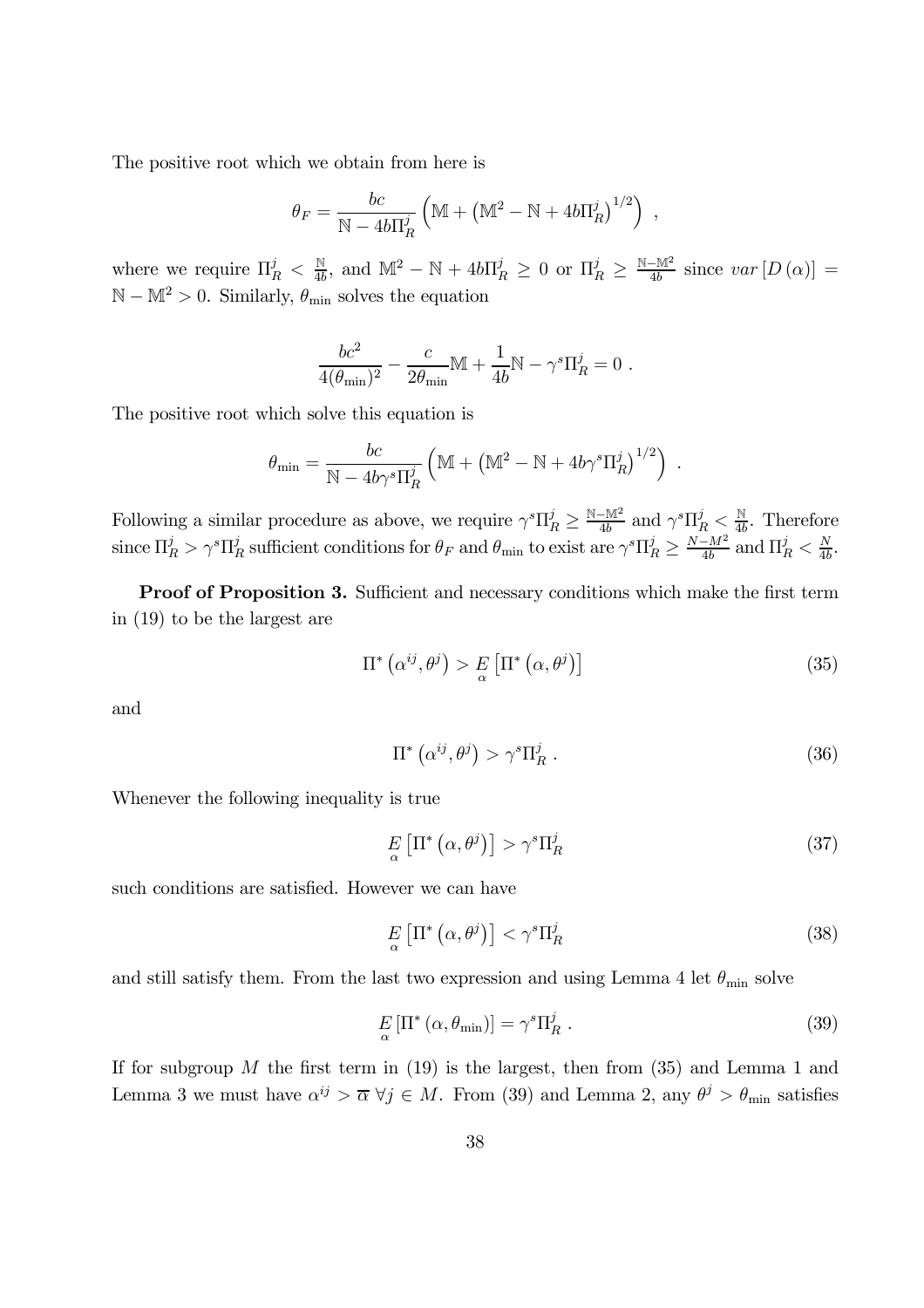The positive root which we obtain from here is

$$\theta_F = \frac{bc}{\mathbb{N} - 4b\Pi_R^j}\left(\mathbb{M} + \left(\mathbb{M}^2 - \mathbb{N} + 4b\Pi_R^j\right)^{1/2}\right) \ ,$$

where we require $\Pi_R^j < \frac{\mathbb{N}}{4b}$, and $\mathbb{M}^2 - \mathbb{N} + 4b\Pi_R^j \geq 0$ or $\Pi_R^j \geq \frac{\mathbb{N}-\mathbb{M}^2}{4b}$ since $var\left[D\left(\alpha\right)\right] = \mathbb{N} - \mathbb{M}^2 > 0$. Similarly, $\theta_{\min}$ solves the equation

$$\frac{bc^2}{4(\theta_{\min})^2} - \frac{c}{2\theta_{\min}}\mathbb{M} + \frac{1}{4b}\mathbb{N} - \gamma^s\Pi_R^j = 0 \ .$$

The positive root which solve this equation is

$$\theta_{\min} = \frac{bc}{\mathbb{N} - 4b\gamma^s\Pi_R^j}\left(\mathbb{M} + \left(\mathbb{M}^2 - \mathbb{N} + 4b\gamma^s\Pi_R^j\right)^{1/2}\right) \ .$$

Following a similar procedure as above, we require $\gamma^s\Pi_R^j \geq \frac{\mathbb{N}-\mathbb{M}^2}{4b}$ and $\gamma^s\Pi_R^j < \frac{\mathbb{N}}{4b}$. Therefore since $\Pi_R^j > \gamma^s\Pi_R^j$ sufficient conditions for $\theta_F$ and $\theta_{\min}$ to exist are $\gamma^s\Pi_R^j \geq \frac{N-M^2}{4b}$ and $\Pi_R^j < \frac{N}{4b}$.

**Proof of Proposition 3.** Sufficient and necessary conditions which make the first term in (19) to be the largest are

$$\Pi^*\left(\alpha^{ij}, \theta^j\right) > \underset{\alpha}{E}\left[\Pi^*\left(\alpha, \theta^j\right)\right] \tag{35}$$

and

$$\Pi^*\left(\alpha^{ij}, \theta^j\right) > \gamma^s\Pi_R^j \ . \tag{36}$$

Whenever the following inequality is true

$$\underset{\alpha}{E}\left[\Pi^*\left(\alpha, \theta^j\right)\right] > \gamma^s\Pi_R^j \tag{37}$$

such conditions are satisfied. However we can have

$$\underset{\alpha}{E}\left[\Pi^*\left(\alpha, \theta^j\right)\right] < \gamma^s\Pi_R^j \tag{38}$$

and still satisfy them. From the last two expression and using Lemma 4 let $\theta_{\min}$ solve

$$\underset{\alpha}{E}\left[\Pi^*\left(\alpha, \theta_{\min}\right)\right] = \gamma^s\Pi_R^j \ . \tag{39}$$

If for subgroup $M$ the first term in (19) is the largest, then from (35) and Lemma 1 and Lemma 3 we must have $\alpha^{ij} > \overline{\alpha}\ \forall j \in M$. From (39) and Lemma 2, any $\theta^j > \theta_{\min}$ satisfies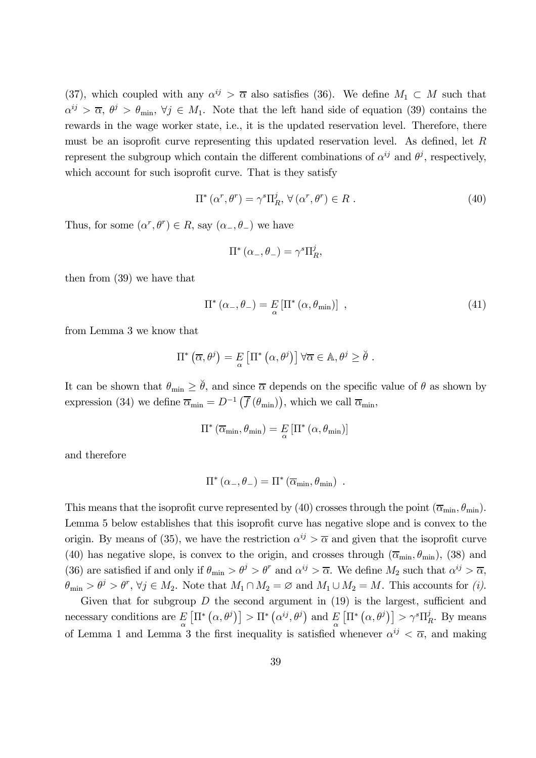(37), which coupled with any $\alpha^{ij} > \overline{\alpha}$ also satisfies (36). We define $M_1 \subset M$ such that $\alpha^{ij} > \overline{\alpha}$, $\theta^j > \theta_{\min}$, $\forall j \in M_1$. Note that the left hand side of equation (39) contains the rewards in the wage worker state, i.e., it is the updated reservation level. Therefore, there must be an isoprofit curve representing this updated reservation level. As defined, let $R$ represent the subgroup which contain the different combinations of $\alpha^{ij}$ and $\theta^j$, respectively, which account for such isoprofit curve. That is they satisfy

$$\Pi^* (\alpha^r, \theta^r) = \gamma^s \Pi_R^j, \forall (\alpha^r, \theta^r) \in R \ . \tag{40}$$

Thus, for some $(\alpha^r, \theta^r) \in R$, say $(\alpha_-, \theta_-)$ we have

$$\Pi^* (\alpha_-, \theta_-) = \gamma^s \Pi_R^j,$$

then from (39) we have that

$$\Pi^* (\alpha_-, \theta_-) = \underset{\alpha}{E} \left[ \Pi^* (\alpha, \theta_{\min}) \right] \ , \tag{41}$$

from Lemma 3 we know that

$$\Pi^* \left( \overline{\alpha}, \theta^j \right) = \underset{\alpha}{E} \left[ \Pi^* \left( \alpha, \theta^j \right) \right] \forall \overline{\alpha} \in \mathbb{A}, \theta^j \geq \breve{\theta} \ .$$

It can be shown that $\theta_{\min} \geq \breve{\theta}$, and since $\overline{\alpha}$ depends on the specific value of $\theta$ as shown by expression (34) we define $\overline{\alpha}_{\min} = D^{-1} \left( \overline{f} \left( \theta_{\min} \right) \right)$, which we call $\overline{\alpha}_{\min}$,

$$\Pi^* \left( \overline{\alpha}_{\min}, \theta_{\min} \right) = \underset{\alpha}{E} \left[ \Pi^* (\alpha, \theta_{\min}) \right]$$

and therefore

$$\Pi^* (\alpha_-, \theta_-) = \Pi^* \left( \overline{\alpha}_{\min}, \theta_{\min} \right) \ .$$

This means that the isoprofit curve represented by (40) crosses through the point $(\overline{\alpha}_{\min}, \theta_{\min})$. Lemma 5 below establishes that this isoprofit curve has negative slope and is convex to the origin. By means of (35), we have the restriction $\alpha^{ij} > \overline{\alpha}$ and given that the isoprofit curve (40) has negative slope, is convex to the origin, and crosses through $(\overline{\alpha}_{\min}, \theta_{\min})$, (38) and (36) are satisfied if and only if $\theta_{\min} > \theta^j > \theta^r$ and $\alpha^{ij} > \overline{\alpha}$. We define $M_2$ such that $\alpha^{ij} > \overline{\alpha}$, $\theta_{\min} > \theta^j > \theta^r$, $\forall j \in M_2$. Note that $M_1 \cap M_2 = \varnothing$ and $M_1 \cup M_2 = M$. This accounts for *(i)*.

Given that for subgroup $D$ the second argument in (19) is the largest, sufficient and necessary conditions are $\underset{\alpha}{E} \left[ \Pi^* \left( \alpha, \theta^j \right) \right] > \Pi^* \left( \alpha^{ij}, \theta^j \right)$ and $\underset{\alpha}{E} \left[ \Pi^* \left( \alpha, \theta^j \right) \right] > \gamma^s \Pi_R^j$. By means of Lemma 1 and Lemma 3 the first inequality is satisfied whenever $\alpha^{ij} < \overline{\alpha}$, and making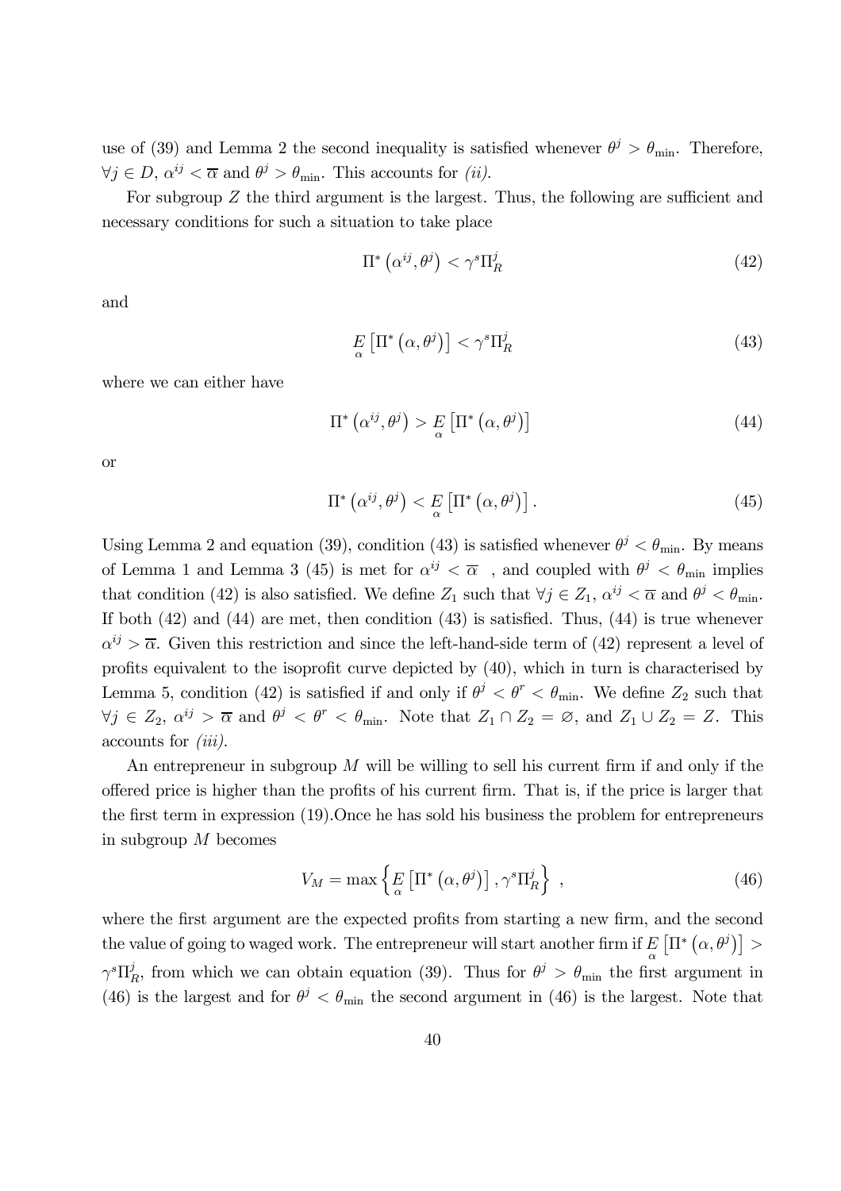use of (39) and Lemma 2 the second inequality is satisfied whenever $\theta^j > \theta_{\min}$. Therefore, $\forall j \in D$, $\alpha^{ij} < \overline{\alpha}$ and $\theta^j > \theta_{\min}$. This accounts for *(ii)*.

For subgroup $Z$ the third argument is the largest. Thus, the following are sufficient and necessary conditions for such a situation to take place

$$\Pi^*\left(\alpha^{ij}, \theta^j\right) < \gamma^s \Pi_R^j \tag{42}$$

and

$$\underset{\alpha}{E}\left[\Pi^*\left(\alpha, \theta^j\right)\right] < \gamma^s \Pi_R^j \tag{43}$$

where we can either have

$$\Pi^*\left(\alpha^{ij}, \theta^j\right) > \underset{\alpha}{E}\left[\Pi^*\left(\alpha, \theta^j\right)\right] \tag{44}$$

or

$$\Pi^*\left(\alpha^{ij}, \theta^j\right) < \underset{\alpha}{E}\left[\Pi^*\left(\alpha, \theta^j\right)\right]. \tag{45}$$

Using Lemma 2 and equation (39), condition (43) is satisfied whenever $\theta^j < \theta_{\min}$. By means of Lemma 1 and Lemma 3 (45) is met for $\alpha^{ij} < \overline{\alpha}$ , and coupled with $\theta^j < \theta_{\min}$ implies that condition (42) is also satisfied. We define $Z_1$ such that $\forall j \in Z_1$, $\alpha^{ij} < \overline{\alpha}$ and $\theta^j < \theta_{\min}$. If both (42) and (44) are met, then condition (43) is satisfied. Thus, (44) is true whenever $\alpha^{ij} > \overline{\alpha}$. Given this restriction and since the left-hand-side term of (42) represent a level of profits equivalent to the isoprofit curve depicted by (40), which in turn is characterised by Lemma 5, condition (42) is satisfied if and only if $\theta^j < \theta^r < \theta_{\min}$. We define $Z_2$ such that $\forall j \in Z_2$, $\alpha^{ij} > \overline{\alpha}$ and $\theta^j < \theta^r < \theta_{\min}$. Note that $Z_1 \cap Z_2 = \varnothing$, and $Z_1 \cup Z_2 = Z$. This accounts for *(iii)*.

An entrepreneur in subgroup $M$ will be willing to sell his current firm if and only if the offered price is higher than the profits of his current firm. That is, if the price is larger that the first term in expression (19).Once he has sold his business the problem for entrepreneurs in subgroup $M$ becomes

$$V_M = \max\left\{\underset{\alpha}{E}\left[\Pi^*\left(\alpha, \theta^j\right)\right], \gamma^s \Pi_R^j\right\}\ , \tag{46}$$

where the first argument are the expected profits from starting a new firm, and the second the value of going to waged work. The entrepreneur will start another firm if $\underset{\alpha}{E}\left[\Pi^*\left(\alpha, \theta^j\right)\right] > \gamma^s \Pi_R^j$, from which we can obtain equation (39). Thus for $\theta^j > \theta_{\min}$ the first argument in (46) is the largest and for $\theta^j < \theta_{\min}$ the second argument in (46) is the largest. Note that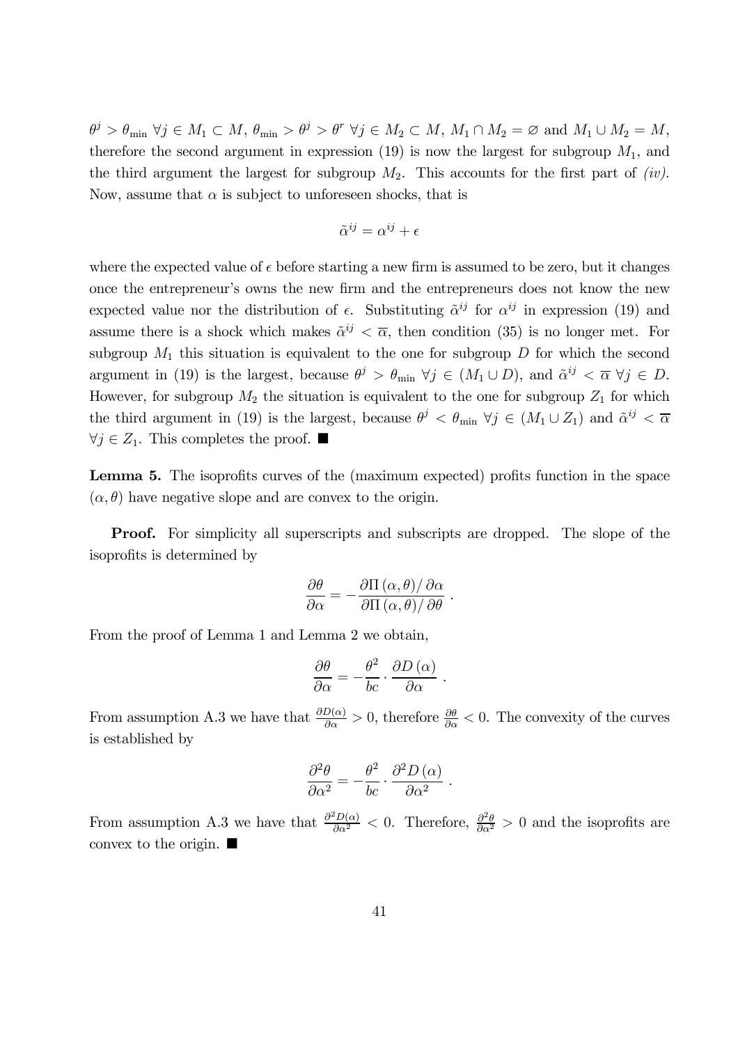$\theta^j > \theta_{\min}$ $\forall j \in M_1 \subset M$, $\theta_{\min} > \theta^j > \theta^r$ $\forall j \in M_2 \subset M$, $M_1 \cap M_2 = \varnothing$ and $M_1 \cup M_2 = M$, therefore the second argument in expression (19) is now the largest for subgroup $M_1$, and the third argument the largest for subgroup $M_2$. This accounts for the first part of *(iv)*. Now, assume that $\alpha$ is subject to unforeseen shocks, that is

$$\tilde{\alpha}^{ij} = \alpha^{ij} + \epsilon$$

where the expected value of $\epsilon$ before starting a new firm is assumed to be zero, but it changes once the entrepreneur's owns the new firm and the entrepreneurs does not know the new expected value nor the distribution of $\epsilon$. Substituting $\tilde{\alpha}^{ij}$ for $\alpha^{ij}$ in expression (19) and assume there is a shock which makes $\tilde{\alpha}^{ij} < \overline{\alpha}$, then condition (35) is no longer met. For subgroup $M_1$ this situation is equivalent to the one for subgroup $D$ for which the second argument in (19) is the largest, because $\theta^j > \theta_{\min}$ $\forall j \in (M_1 \cup D)$, and $\tilde{\alpha}^{ij} < \overline{\alpha}$ $\forall j \in D$. However, for subgroup $M_2$ the situation is equivalent to the one for subgroup $Z_1$ for which the third argument in (19) is the largest, because $\theta^j < \theta_{\min}$ $\forall j \in (M_1 \cup Z_1)$ and $\tilde{\alpha}^{ij} < \overline{\alpha}$ $\forall j \in Z_1$. This completes the proof. ■

**Lemma 5.** The isoprofits curves of the (maximum expected) profits function in the space $(\alpha, \theta)$ have negative slope and are convex to the origin.

**Proof.** For simplicity all superscripts and subscripts are dropped. The slope of the isoprofits is determined by

$$\frac{\partial \theta}{\partial \alpha} = -\frac{\partial \Pi(\alpha, \theta) / \partial \alpha}{\partial \Pi(\alpha, \theta) / \partial \theta} \,.$$

From the proof of Lemma 1 and Lemma 2 we obtain,

$$\frac{\partial \theta}{\partial \alpha} = -\frac{\theta^2}{bc} \cdot \frac{\partial D(\alpha)}{\partial \alpha} \,.$$

From assumption A.3 we have that $\frac{\partial D(\alpha)}{\partial \alpha} > 0$, therefore $\frac{\partial \theta}{\partial \alpha} < 0$. The convexity of the curves is established by

$$\frac{\partial^2 \theta}{\partial \alpha^2} = -\frac{\theta^2}{bc} \cdot \frac{\partial^2 D(\alpha)}{\partial \alpha^2} \,.$$

From assumption A.3 we have that $\frac{\partial^2 D(\alpha)}{\partial \alpha^2} < 0$. Therefore, $\frac{\partial^2 \theta}{\partial \alpha^2} > 0$ and the isoprofits are convex to the origin. ■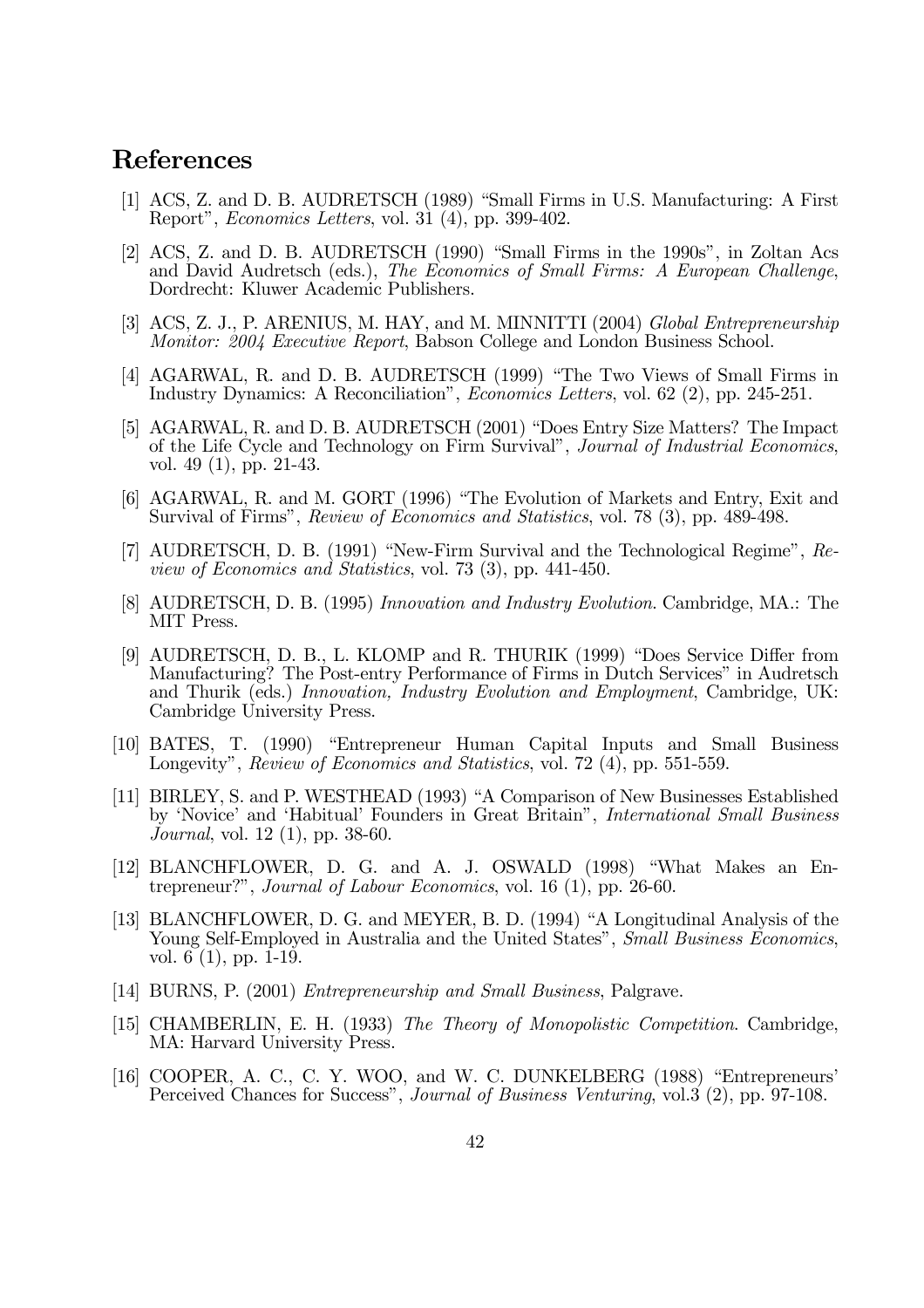## References

[1] ACS, Z. and D. B. AUDRETSCH (1989) "Small Firms in U.S. Manufacturing: A First Report", *Economics Letters*, vol. 31 (4), pp. 399-402.

[2] ACS, Z. and D. B. AUDRETSCH (1990) "Small Firms in the 1990s", in Zoltan Acs and David Audretsch (eds.), *The Economics of Small Firms: A European Challenge*, Dordrecht: Kluwer Academic Publishers.

[3] ACS, Z. J., P. ARENIUS, M. HAY, and M. MINNITTI (2004) *Global Entrepreneurship Monitor: 2004 Executive Report*, Babson College and London Business School.

[4] AGARWAL, R. and D. B. AUDRETSCH (1999) "The Two Views of Small Firms in Industry Dynamics: A Reconciliation", *Economics Letters*, vol. 62 (2), pp. 245-251.

[5] AGARWAL, R. and D. B. AUDRETSCH (2001) "Does Entry Size Matters? The Impact of the Life Cycle and Technology on Firm Survival", *Journal of Industrial Economics*, vol. 49 (1), pp. 21-43.

[6] AGARWAL, R. and M. GORT (1996) "The Evolution of Markets and Entry, Exit and Survival of Firms", *Review of Economics and Statistics*, vol. 78 (3), pp. 489-498.

[7] AUDRETSCH, D. B. (1991) "New-Firm Survival and the Technological Regime", *Review of Economics and Statistics*, vol. 73 (3), pp. 441-450.

[8] AUDRETSCH, D. B. (1995) *Innovation and Industry Evolution*. Cambridge, MA.: The MIT Press.

[9] AUDRETSCH, D. B., L. KLOMP and R. THURIK (1999) "Does Service Differ from Manufacturing? The Post-entry Performance of Firms in Dutch Services" in Audretsch and Thurik (eds.) *Innovation, Industry Evolution and Employment*, Cambridge, UK: Cambridge University Press.

[10] BATES, T. (1990) "Entrepreneur Human Capital Inputs and Small Business Longevity", *Review of Economics and Statistics*, vol. 72 (4), pp. 551-559.

[11] BIRLEY, S. and P. WESTHEAD (1993) "A Comparison of New Businesses Established by 'Novice' and 'Habitual' Founders in Great Britain", *International Small Business Journal*, vol. 12 (1), pp. 38-60.

[12] BLANCHFLOWER, D. G. and A. J. OSWALD (1998) "What Makes an Entrepreneur?", *Journal of Labour Economics*, vol. 16 (1), pp. 26-60.

[13] BLANCHFLOWER, D. G. and MEYER, B. D. (1994) "A Longitudinal Analysis of the Young Self-Employed in Australia and the United States", *Small Business Economics*, vol. 6 (1), pp. 1-19.

[14] BURNS, P. (2001) *Entrepreneurship and Small Business*, Palgrave.

[15] CHAMBERLIN, E. H. (1933) *The Theory of Monopolistic Competition*. Cambridge, MA: Harvard University Press.

[16] COOPER, A. C., C. Y. WOO, and W. C. DUNKELBERG (1988) "Entrepreneurs' Perceived Chances for Success", *Journal of Business Venturing*, vol.3 (2), pp. 97-108.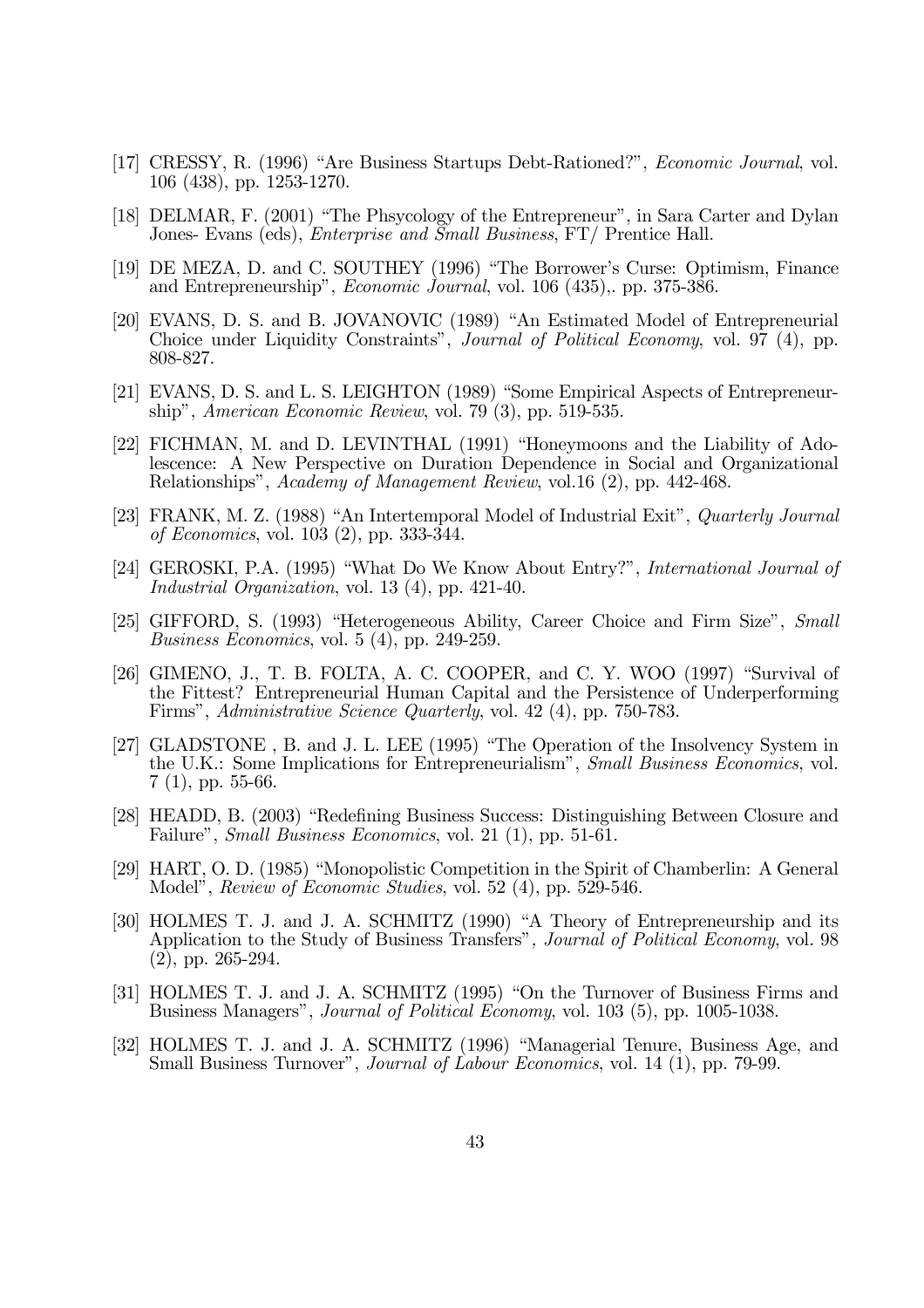[17] CRESSY, R. (1996) "Are Business Startups Debt-Rationed?", *Economic Journal*, vol. 106 (438), pp. 1253-1270.

[18] DELMAR, F. (2001) "The Phsycology of the Entrepreneur", in Sara Carter and Dylan Jones- Evans (eds), *Enterprise and Small Business*, FT/ Prentice Hall.

[19] DE MEZA, D. and C. SOUTHEY (1996) "The Borrower's Curse: Optimism, Finance and Entrepreneurship", *Economic Journal*, vol. 106 (435),. pp. 375-386.

[20] EVANS, D. S. and B. JOVANOVIC (1989) "An Estimated Model of Entrepreneurial Choice under Liquidity Constraints", *Journal of Political Economy*, vol. 97 (4), pp. 808-827.

[21] EVANS, D. S. and L. S. LEIGHTON (1989) "Some Empirical Aspects of Entrepreneurship", *American Economic Review*, vol. 79 (3), pp. 519-535.

[22] FICHMAN, M. and D. LEVINTHAL (1991) "Honeymoons and the Liability of Adolescence: A New Perspective on Duration Dependence in Social and Organizational Relationships", *Academy of Management Review*, vol.16 (2), pp. 442-468.

[23] FRANK, M. Z. (1988) "An Intertemporal Model of Industrial Exit", *Quarterly Journal of Economics*, vol. 103 (2), pp. 333-344.

[24] GEROSKI, P.A. (1995) "What Do We Know About Entry?", *International Journal of Industrial Organization*, vol. 13 (4), pp. 421-40.

[25] GIFFORD, S. (1993) "Heterogeneous Ability, Career Choice and Firm Size", *Small Business Economics*, vol. 5 (4), pp. 249-259.

[26] GIMENO, J., T. B. FOLTA, A. C. COOPER, and C. Y. WOO (1997) "Survival of the Fittest? Entrepreneurial Human Capital and the Persistence of Underperforming Firms", *Administrative Science Quarterly*, vol. 42 (4), pp. 750-783.

[27] GLADSTONE , B. and J. L. LEE (1995) "The Operation of the Insolvency System in the U.K.: Some Implications for Entrepreneurialism", *Small Business Economics*, vol. 7 (1), pp. 55-66.

[28] HEADD, B. (2003) "Redefining Business Success: Distinguishing Between Closure and Failure", *Small Business Economics*, vol. 21 (1), pp. 51-61.

[29] HART, O. D. (1985) "Monopolistic Competition in the Spirit of Chamberlin: A General Model", *Review of Economic Studies*, vol. 52 (4), pp. 529-546.

[30] HOLMES T. J. and J. A. SCHMITZ (1990) "A Theory of Entrepreneurship and its Application to the Study of Business Transfers", *Journal of Political Economy*, vol. 98 (2), pp. 265-294.

[31] HOLMES T. J. and J. A. SCHMITZ (1995) "On the Turnover of Business Firms and Business Managers", *Journal of Political Economy*, vol. 103 (5), pp. 1005-1038.

[32] HOLMES T. J. and J. A. SCHMITZ (1996) "Managerial Tenure, Business Age, and Small Business Turnover", *Journal of Labour Economics*, vol. 14 (1), pp. 79-99.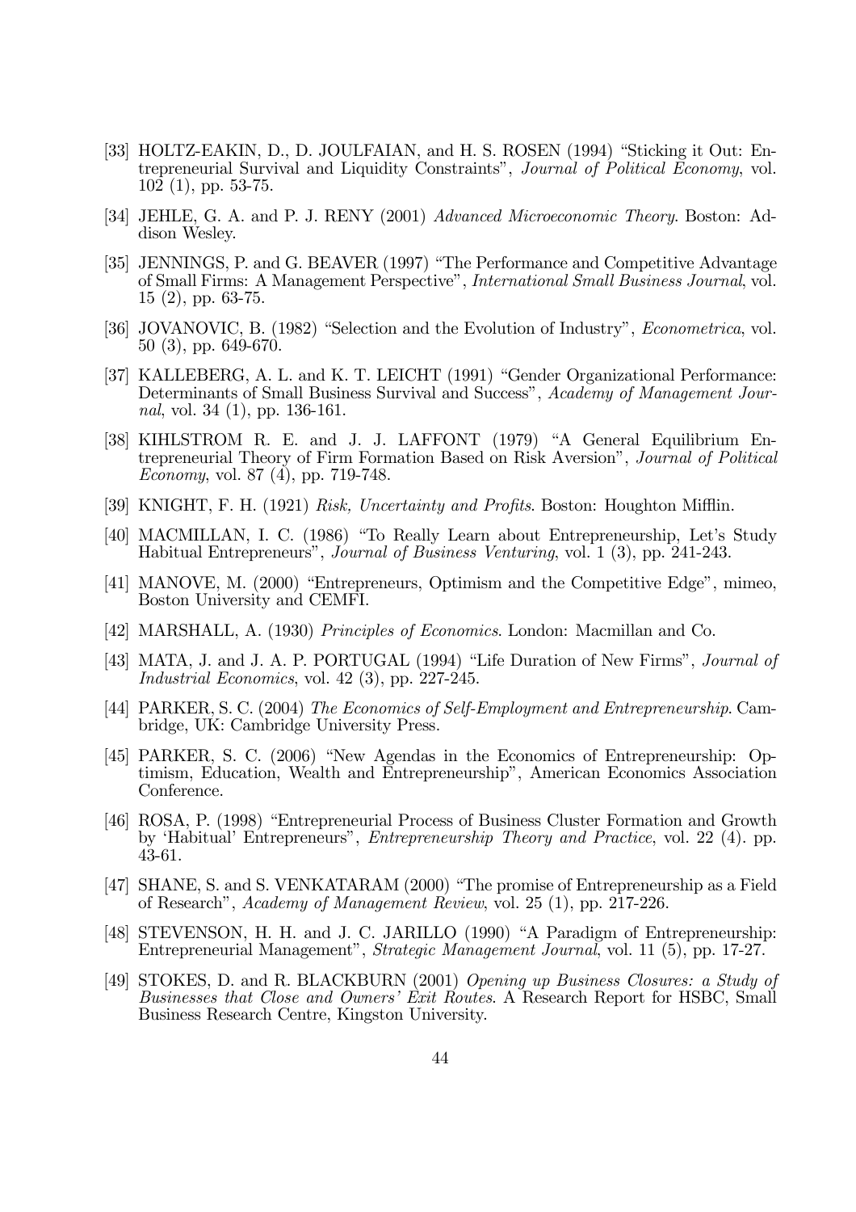[33] HOLTZ-EAKIN, D., D. JOULFAIAN, and H. S. ROSEN (1994) "Sticking it Out: Entrepreneurial Survival and Liquidity Constraints", *Journal of Political Economy*, vol. 102 (1), pp. 53-75.

[34] JEHLE, G. A. and P. J. RENY (2001) *Advanced Microeconomic Theory*. Boston: Addison Wesley.

[35] JENNINGS, P. and G. BEAVER (1997) "The Performance and Competitive Advantage of Small Firms: A Management Perspective", *International Small Business Journal*, vol. 15 (2), pp. 63-75.

[36] JOVANOVIC, B. (1982) "Selection and the Evolution of Industry", *Econometrica*, vol. 50 (3), pp. 649-670.

[37] KALLEBERG, A. L. and K. T. LEICHT (1991) "Gender Organizational Performance: Determinants of Small Business Survival and Success", *Academy of Management Journal*, vol. 34 (1), pp. 136-161.

[38] KIHLSTROM R. E. and J. J. LAFFONT (1979) "A General Equilibrium Entrepreneurial Theory of Firm Formation Based on Risk Aversion", *Journal of Political Economy*, vol. 87 (4), pp. 719-748.

[39] KNIGHT, F. H. (1921) *Risk, Uncertainty and Profits*. Boston: Houghton Mifflin.

[40] MACMILLAN, I. C. (1986) "To Really Learn about Entrepreneurship, Let's Study Habitual Entrepreneurs", *Journal of Business Venturing*, vol. 1 (3), pp. 241-243.

[41] MANOVE, M. (2000) "Entrepreneurs, Optimism and the Competitive Edge", mimeo, Boston University and CEMFI.

[42] MARSHALL, A. (1930) *Principles of Economics*. London: Macmillan and Co.

[43] MATA, J. and J. A. P. PORTUGAL (1994) "Life Duration of New Firms", *Journal of Industrial Economics*, vol. 42 (3), pp. 227-245.

[44] PARKER, S. C. (2004) *The Economics of Self-Employment and Entrepreneurship*. Cambridge, UK: Cambridge University Press.

[45] PARKER, S. C. (2006) "New Agendas in the Economics of Entrepreneurship: Optimism, Education, Wealth and Entrepreneurship", American Economics Association Conference.

[46] ROSA, P. (1998) "Entrepreneurial Process of Business Cluster Formation and Growth by 'Habitual' Entrepreneurs", *Entrepreneurship Theory and Practice*, vol. 22 (4). pp. 43-61.

[47] SHANE, S. and S. VENKATARAM (2000) "The promise of Entrepreneurship as a Field of Research", *Academy of Management Review*, vol. 25 (1), pp. 217-226.

[48] STEVENSON, H. H. and J. C. JARILLO (1990) "A Paradigm of Entrepreneurship: Entrepreneurial Management", *Strategic Management Journal*, vol. 11 (5), pp. 17-27.

[49] STOKES, D. and R. BLACKBURN (2001) *Opening up Business Closures: a Study of Businesses that Close and Owners' Exit Routes*. A Research Report for HSBC, Small Business Research Centre, Kingston University.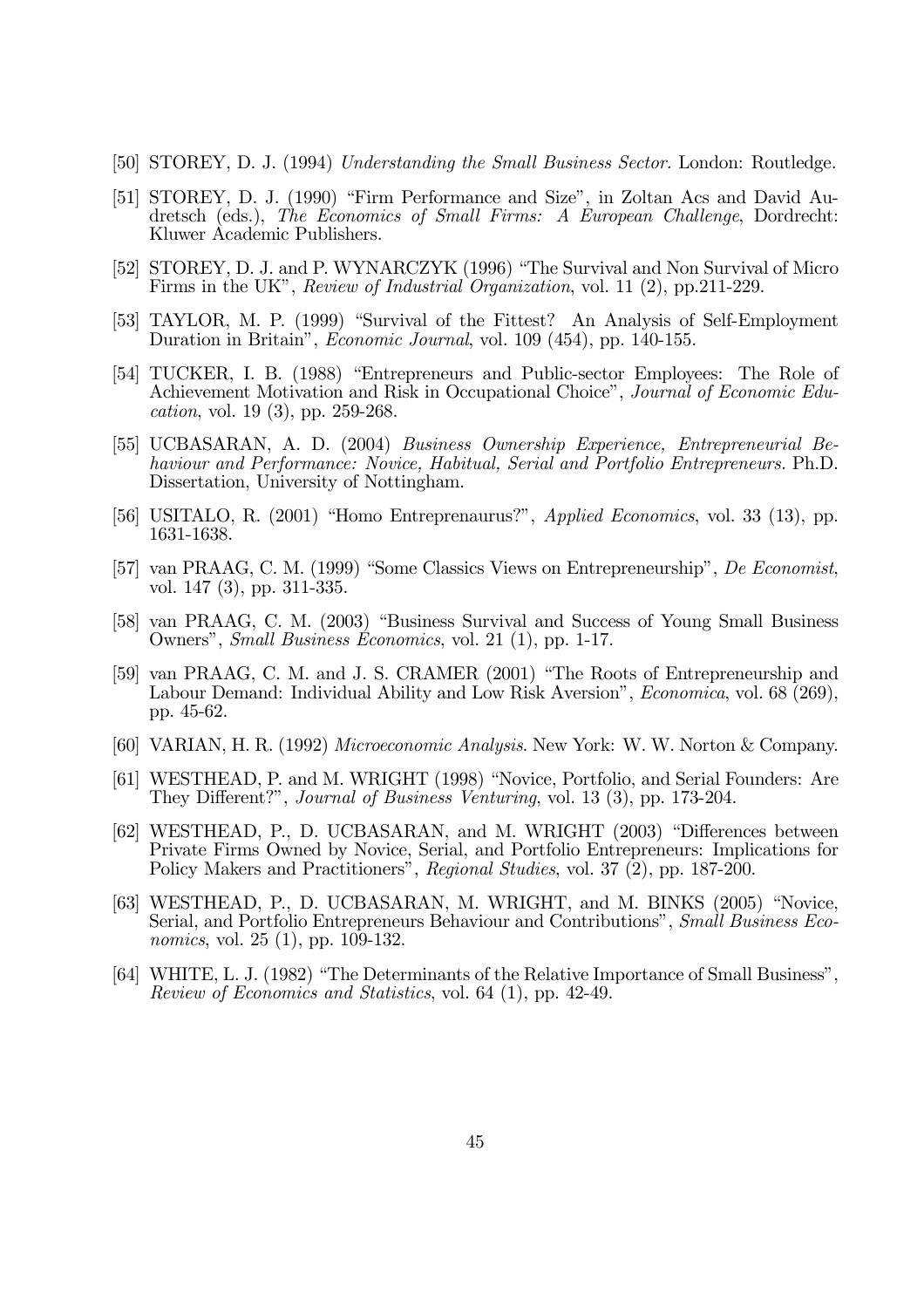[50] STOREY, D. J. (1994) *Understanding the Small Business Sector.* London: Routledge.

[51] STOREY, D. J. (1990) "Firm Performance and Size", in Zoltan Acs and David Audretsch (eds.), *The Economics of Small Firms: A European Challenge*, Dordrecht: Kluwer Academic Publishers.

[52] STOREY, D. J. and P. WYNARCZYK (1996) "The Survival and Non Survival of Micro Firms in the UK", *Review of Industrial Organization*, vol. 11 (2), pp.211-229.

[53] TAYLOR, M. P. (1999) "Survival of the Fittest? An Analysis of Self-Employment Duration in Britain", *Economic Journal*, vol. 109 (454), pp. 140-155.

[54] TUCKER, I. B. (1988) "Entrepreneurs and Public-sector Employees: The Role of Achievement Motivation and Risk in Occupational Choice", *Journal of Economic Education*, vol. 19 (3), pp. 259-268.

[55] UCBASARAN, A. D. (2004) *Business Ownership Experience, Entrepreneurial Behaviour and Performance: Novice, Habitual, Serial and Portfolio Entrepreneurs.* Ph.D. Dissertation, University of Nottingham.

[56] USITALO, R. (2001) "Homo Entreprenaurus?", *Applied Economics*, vol. 33 (13), pp. 1631-1638.

[57] van PRAAG, C. M. (1999) "Some Classics Views on Entrepreneurship", *De Economist*, vol. 147 (3), pp. 311-335.

[58] van PRAAG, C. M. (2003) "Business Survival and Success of Young Small Business Owners", *Small Business Economics*, vol. 21 (1), pp. 1-17.

[59] van PRAAG, C. M. and J. S. CRAMER (2001) "The Roots of Entrepreneurship and Labour Demand: Individual Ability and Low Risk Aversion", *Economica*, vol. 68 (269), pp. 45-62.

[60] VARIAN, H. R. (1992) *Microeconomic Analysis*. New York: W. W. Norton & Company.

[61] WESTHEAD, P. and M. WRIGHT (1998) "Novice, Portfolio, and Serial Founders: Are They Different?", *Journal of Business Venturing*, vol. 13 (3), pp. 173-204.

[62] WESTHEAD, P., D. UCBASARAN, and M. WRIGHT (2003) "Differences between Private Firms Owned by Novice, Serial, and Portfolio Entrepreneurs: Implications for Policy Makers and Practitioners", *Regional Studies*, vol. 37 (2), pp. 187-200.

[63] WESTHEAD, P., D. UCBASARAN, M. WRIGHT, and M. BINKS (2005) "Novice, Serial, and Portfolio Entrepreneurs Behaviour and Contributions", *Small Business Economics*, vol. 25 (1), pp. 109-132.

[64] WHITE, L. J. (1982) "The Determinants of the Relative Importance of Small Business", *Review of Economics and Statistics*, vol. 64 (1), pp. 42-49.